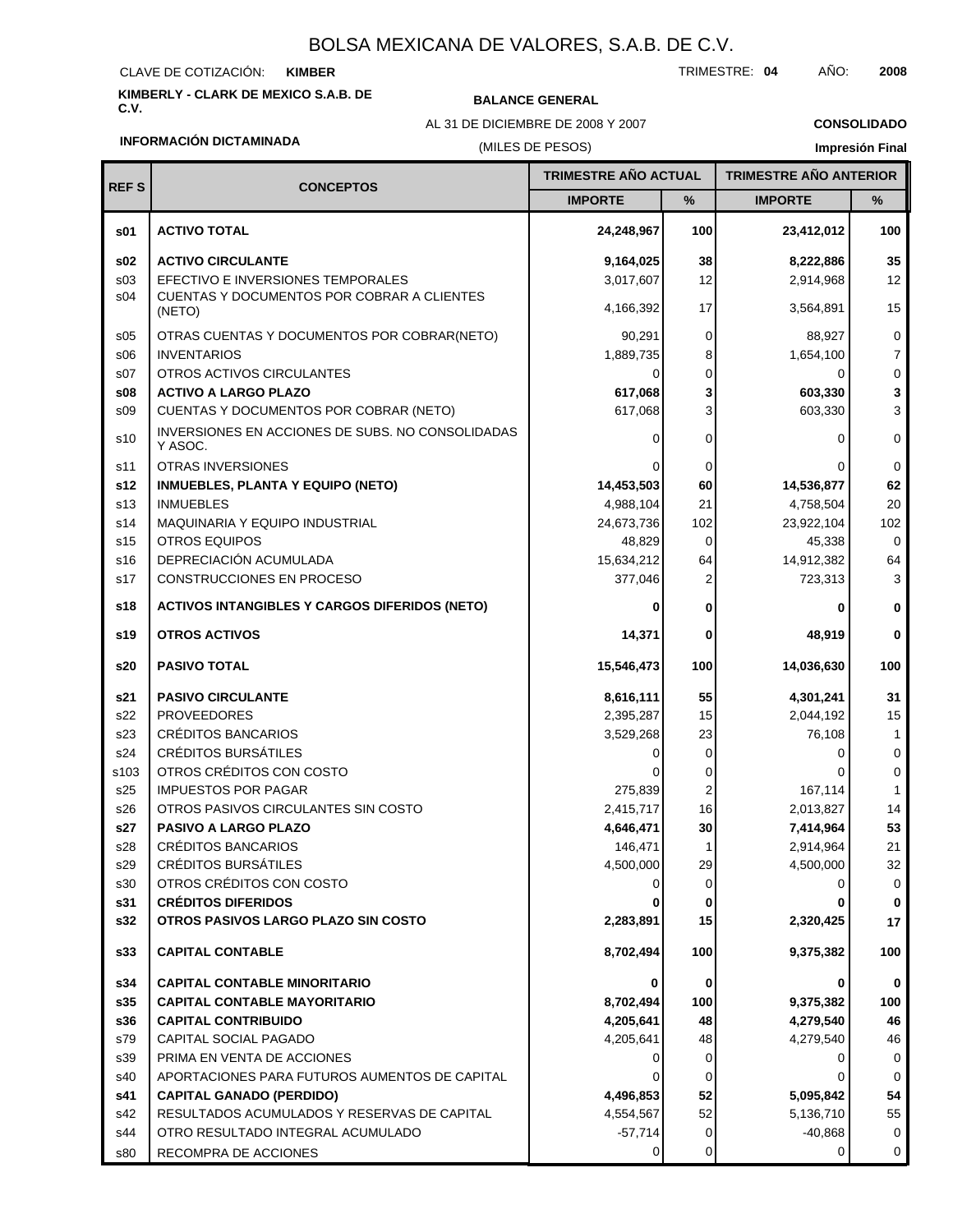# BOLSA MEXICANA DE VALORES, S.A.B. DE C.V.

CLAVE DE COTIZACIÓN: **KIMBER**

TRIMESTRE: **04** AÑO: **2008**

**KIMBERLY - CLARK DE MEXICO S.A.B. DE C.V.**

**BALANCE GENERAL**

AL 31 DE DICIEMBRE DE 2008 Y 2007

(MILES DE PESOS)

**CONSOLIDADO**

**INFORMACIÓN DICTAMINADA**

**Impresión Final**

| REF S | CONCEPTOS | TRIMESTRE AÑO ACTUAL | | TRIMESTRE AÑO ANTERIOR | |
|---|---|---|---|---|---|
| | | IMPORTE | % | IMPORTE | % |
| **s01** | **ACTIVO TOTAL** | **24,248,967** | **100** | **23,412,012** | **100** |
| **s02** | **ACTIVO CIRCULANTE** | **9,164,025** | **38** | **8,222,886** | **35** |
| s03 | EFECTIVO E INVERSIONES TEMPORALES | 3,017,607 | 12 | 2,914,968 | 12 |
| s04 | CUENTAS Y DOCUMENTOS POR COBRAR A CLIENTES (NETO) | 4,166,392 | 17 | 3,564,891 | 15 |
| s05 | OTRAS CUENTAS Y DOCUMENTOS POR COBRAR(NETO) | 90,291 | 0 | 88,927 | 0 |
| s06 | INVENTARIOS | 1,889,735 | 8 | 1,654,100 | 7 |
| s07 | OTROS ACTIVOS CIRCULANTES | 0 | 0 | 0 | 0 |
| **s08** | **ACTIVO A LARGO PLAZO** | **617,068** | **3** | **603,330** | **3** |
| s09 | CUENTAS Y DOCUMENTOS POR COBRAR (NETO) | 617,068 | 3 | 603,330 | 3 |
| s10 | INVERSIONES EN ACCIONES DE SUBS. NO CONSOLIDADAS Y ASOC. | 0 | 0 | 0 | 0 |
| s11 | OTRAS INVERSIONES | 0 | 0 | 0 | 0 |
| **s12** | **INMUEBLES, PLANTA Y EQUIPO (NETO)** | **14,453,503** | **60** | **14,536,877** | **62** |
| s13 | INMUEBLES | 4,988,104 | 21 | 4,758,504 | 20 |
| s14 | MAQUINARIA Y EQUIPO INDUSTRIAL | 24,673,736 | 102 | 23,922,104 | 102 |
| s15 | OTROS EQUIPOS | 48,829 | 0 | 45,338 | 0 |
| s16 | DEPRECIACIÓN ACUMULADA | 15,634,212 | 64 | 14,912,382 | 64 |
| s17 | CONSTRUCCIONES EN PROCESO | 377,046 | 2 | 723,313 | 3 |
| **s18** | **ACTIVOS INTANGIBLES Y CARGOS DIFERIDOS (NETO)** | **0** | **0** | **0** | **0** |
| **s19** | **OTROS ACTIVOS** | **14,371** | **0** | **48,919** | **0** |
| **s20** | **PASIVO TOTAL** | **15,546,473** | **100** | **14,036,630** | **100** |
| **s21** | **PASIVO CIRCULANTE** | **8,616,111** | **55** | **4,301,241** | **31** |
| s22 | PROVEEDORES | 2,395,287 | 15 | 2,044,192 | 15 |
| s23 | CRÉDITOS BANCARIOS | 3,529,268 | 23 | 76,108 | 1 |
| s24 | CRÉDITOS BURSÁTILES | 0 | 0 | 0 | 0 |
| s103 | OTROS CRÉDITOS CON COSTO | 0 | 0 | 0 | 0 |
| s25 | IMPUESTOS POR PAGAR | 275,839 | 2 | 167,114 | 1 |
| s26 | OTROS PASIVOS CIRCULANTES SIN COSTO | 2,415,717 | 16 | 2,013,827 | 14 |
| **s27** | **PASIVO A LARGO PLAZO** | **4,646,471** | **30** | **7,414,964** | **53** |
| s28 | CRÉDITOS BANCARIOS | 146,471 | 1 | 2,914,964 | 21 |
| s29 | CRÉDITOS BURSÁTILES | 4,500,000 | 29 | 4,500,000 | 32 |
| s30 | OTROS CRÉDITOS CON COSTO | 0 | 0 | 0 | 0 |
| **s31** | **CRÉDITOS DIFERIDOS** | **0** | **0** | **0** | **0** |
| **s32** | **OTROS PASIVOS LARGO PLAZO SIN COSTO** | **2,283,891** | **15** | **2,320,425** | **17** |
| **s33** | **CAPITAL CONTABLE** | **8,702,494** | **100** | **9,375,382** | **100** |
| **s34** | **CAPITAL CONTABLE MINORITARIO** | **0** | **0** | **0** | **0** |
| **s35** | **CAPITAL CONTABLE MAYORITARIO** | **8,702,494** | **100** | **9,375,382** | **100** |
| **s36** | **CAPITAL CONTRIBUIDO** | **4,205,641** | **48** | **4,279,540** | **46** |
| s79 | CAPITAL SOCIAL PAGADO | 4,205,641 | 48 | 4,279,540 | 46 |
| s39 | PRIMA EN VENTA DE ACCIONES | 0 | 0 | 0 | 0 |
| s40 | APORTACIONES PARA FUTUROS AUMENTOS DE CAPITAL | 0 | 0 | 0 | 0 |
| **s41** | **CAPITAL GANADO (PERDIDO)** | **4,496,853** | **52** | **5,095,842** | **54** |
| s42 | RESULTADOS ACUMULADOS Y RESERVAS DE CAPITAL | 4,554,567 | 52 | 5,136,710 | 55 |
| s44 | OTRO RESULTADO INTEGRAL ACUMULADO | -57,714 | 0 | -40,868 | 0 |
| s80 | RECOMPRA DE ACCIONES | 0 | 0 | 0 | 0 |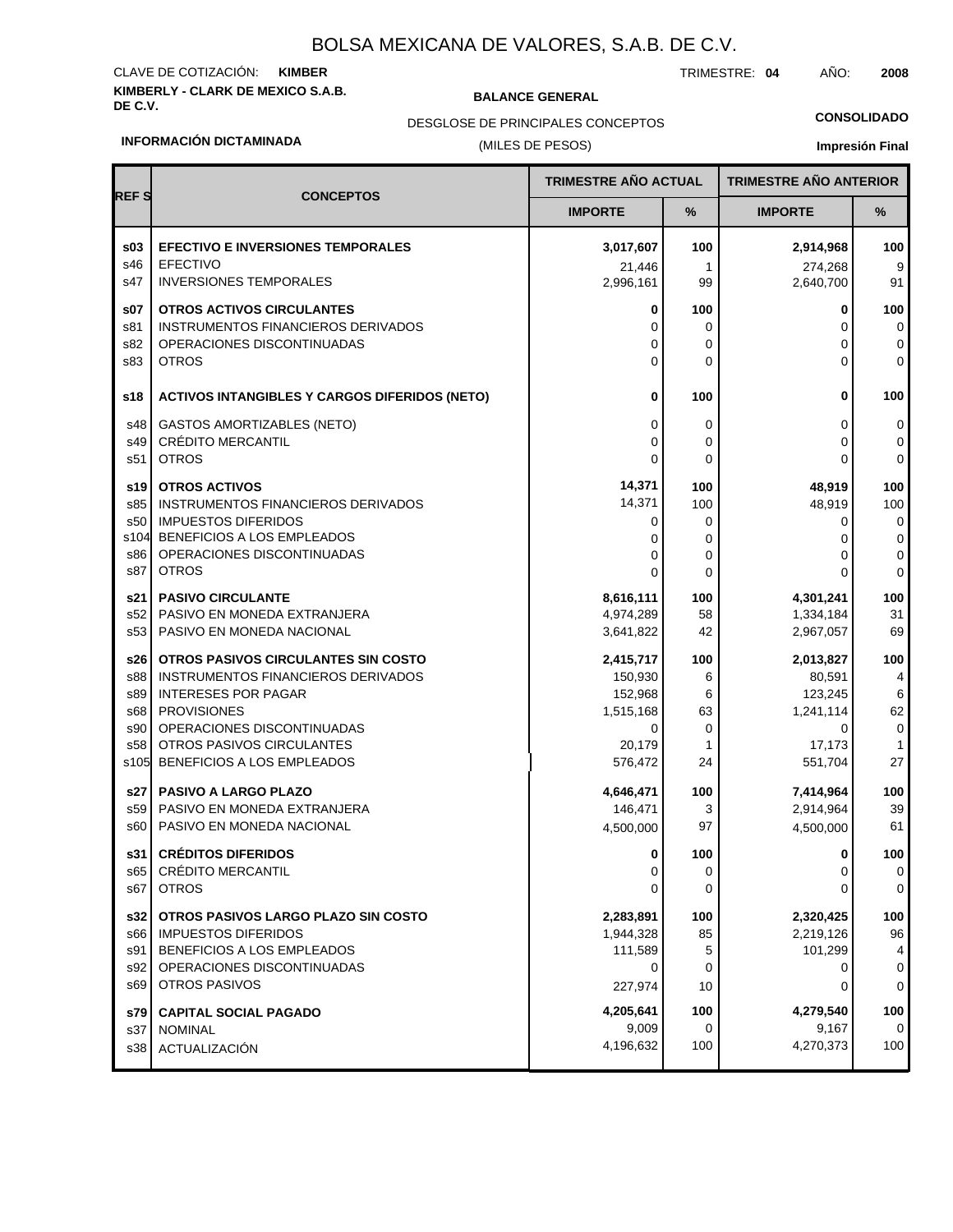# BOLSA MEXICANA DE VALORES, S.A.B. DE C.V.

CLAVE DE COTIZACIÓN: **KIMBER**

TRIMESTRE: **04** AÑO: **2008**

**KIMBERLY - CLARK DE MEXICO S.A.B. DE C.V.**

**BALANCE GENERAL**

DESGLOSE DE PRINCIPALES CONCEPTOS

(MILES DE PESOS)

**CONSOLIDADO**

**INFORMACIÓN DICTAMINADA**

**Impresión Final**

| REF S | CONCEPTOS | TRIMESTRE AÑO ACTUAL | | TRIMESTRE AÑO ANTERIOR | |
|---|---|---|---|---|---|
| | | IMPORTE | % | IMPORTE | % |
| **s03** | **EFECTIVO E INVERSIONES TEMPORALES** | **3,017,607** | **100** | **2,914,968** | **100** |
| s46 | EFECTIVO | 21,446 | 1 | 274,268 | 9 |
| s47 | INVERSIONES TEMPORALES | 2,996,161 | 99 | 2,640,700 | 91 |
| **s07** | **OTROS ACTIVOS CIRCULANTES** | **0** | **100** | **0** | **100** |
| s81 | INSTRUMENTOS FINANCIEROS DERIVADOS | 0 | 0 | 0 | 0 |
| s82 | OPERACIONES DISCONTINUADAS | 0 | 0 | 0 | 0 |
| s83 | OTROS | 0 | 0 | 0 | 0 |
| **s18** | **ACTIVOS INTANGIBLES Y CARGOS DIFERIDOS (NETO)** | **0** | **100** | **0** | **100** |
| s48 | GASTOS AMORTIZABLES (NETO) | 0 | 0 | 0 | 0 |
| s49 | CRÉDITO MERCANTIL | 0 | 0 | 0 | 0 |
| s51 | OTROS | 0 | 0 | 0 | 0 |
| **s19** | **OTROS ACTIVOS** | **14,371** | **100** | **48,919** | **100** |
| s85 | INSTRUMENTOS FINANCIEROS DERIVADOS | 14,371 | 100 | 48,919 | 100 |
| s50 | IMPUESTOS DIFERIDOS | 0 | 0 | 0 | 0 |
| s104 | BENEFICIOS A LOS EMPLEADOS | 0 | 0 | 0 | 0 |
| s86 | OPERACIONES DISCONTINUADAS | 0 | 0 | 0 | 0 |
| s87 | OTROS | 0 | 0 | 0 | 0 |
| **s21** | **PASIVO CIRCULANTE** | **8,616,111** | **100** | **4,301,241** | **100** |
| s52 | PASIVO EN MONEDA EXTRANJERA | 4,974,289 | 58 | 1,334,184 | 31 |
| s53 | PASIVO EN MONEDA NACIONAL | 3,641,822 | 42 | 2,967,057 | 69 |
| **s26** | **OTROS PASIVOS CIRCULANTES SIN COSTO** | **2,415,717** | **100** | **2,013,827** | **100** |
| s88 | INSTRUMENTOS FINANCIEROS DERIVADOS | 150,930 | 6 | 80,591 | 4 |
| s89 | INTERESES POR PAGAR | 152,968 | 6 | 123,245 | 6 |
| s68 | PROVISIONES | 1,515,168 | 63 | 1,241,114 | 62 |
| s90 | OPERACIONES DISCONTINUADAS | 0 | 0 | 0 | 0 |
| s58 | OTROS PASIVOS CIRCULANTES | 20,179 | 1 | 17,173 | 1 |
| s105 | BENEFICIOS A LOS EMPLEADOS | 576,472 | 24 | 551,704 | 27 |
| **s27** | **PASIVO A LARGO PLAZO** | **4,646,471** | **100** | **7,414,964** | **100** |
| s59 | PASIVO EN MONEDA EXTRANJERA | 146,471 | 3 | 2,914,964 | 39 |
| s60 | PASIVO EN MONEDA NACIONAL | 4,500,000 | 97 | 4,500,000 | 61 |
| **s31** | **CRÉDITOS DIFERIDOS** | **0** | **100** | **0** | **100** |
| s65 | CRÉDITO MERCANTIL | 0 | 0 | 0 | 0 |
| s67 | OTROS | 0 | 0 | 0 | 0 |
| **s32** | **OTROS PASIVOS LARGO PLAZO SIN COSTO** | **2,283,891** | **100** | **2,320,425** | **100** |
| s66 | IMPUESTOS DIFERIDOS | 1,944,328 | 85 | 2,219,126 | 96 |
| s91 | BENEFICIOS A LOS EMPLEADOS | 111,589 | 5 | 101,299 | 4 |
| s92 | OPERACIONES DISCONTINUADAS | 0 | 0 | 0 | 0 |
| s69 | OTROS PASIVOS | 227,974 | 10 | 0 | 0 |
| **s79** | **CAPITAL SOCIAL PAGADO** | **4,205,641** | **100** | **4,279,540** | **100** |
| s37 | NOMINAL | 9,009 | 0 | 9,167 | 0 |
| s38 | ACTUALIZACIÓN | 4,196,632 | 100 | 4,270,373 | 100 |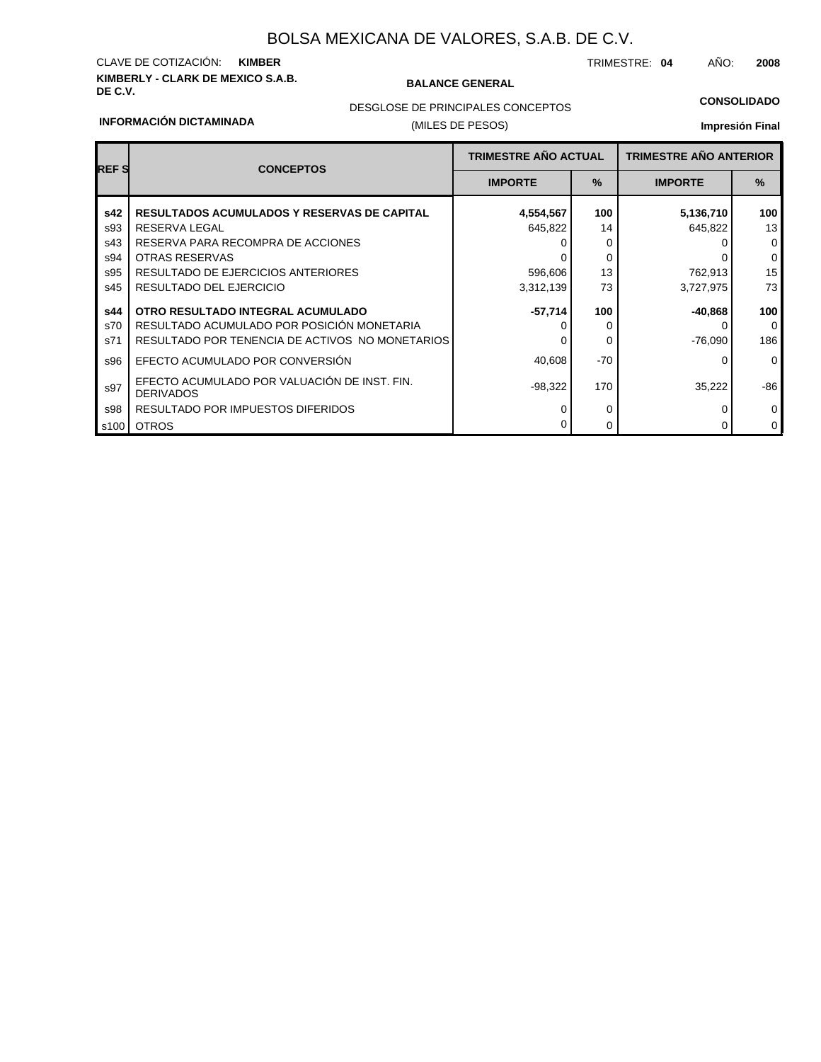# BOLSA MEXICANA DE VALORES, S.A.B. DE C.V.

CLAVE DE COTIZACIÓN: **KIMBER**

TRIMESTRE: **04** AÑO: **2008**

**KIMBERLY - CLARK DE MEXICO S.A.B. DE C.V.**

**BALANCE GENERAL**

DESGLOSE DE PRINCIPALES CONCEPTOS

(MILES DE PESOS)

**CONSOLIDADO**

**INFORMACIÓN DICTAMINADA**

**Impresión Final**

| REF S | CONCEPTOS | TRIMESTRE AÑO ACTUAL | | TRIMESTRE AÑO ANTERIOR | |
|---|---|---|---|---|---|
| | | IMPORTE | % | IMPORTE | % |
| **s42** | **RESULTADOS ACUMULADOS Y RESERVAS DE CAPITAL** | **4,554,567** | **100** | **5,136,710** | **100** |
| s93 | RESERVA LEGAL | 645,822 | 14 | 645,822 | 13 |
| s43 | RESERVA PARA RECOMPRA DE ACCIONES | 0 | 0 | 0 | 0 |
| s94 | OTRAS RESERVAS | 0 | 0 | 0 | 0 |
| s95 | RESULTADO DE EJERCICIOS ANTERIORES | 596,606 | 13 | 762,913 | 15 |
| s45 | RESULTADO DEL EJERCICIO | 3,312,139 | 73 | 3,727,975 | 73 |
| **s44** | **OTRO RESULTADO INTEGRAL ACUMULADO** | **-57,714** | **100** | **-40,868** | **100** |
| s70 | RESULTADO ACUMULADO POR POSICIÓN MONETARIA | 0 | 0 | 0 | 0 |
| s71 | RESULTADO POR TENENCIA DE ACTIVOS NO MONETARIOS | 0 | 0 | -76,090 | 186 |
| s96 | EFECTO ACUMULADO POR CONVERSIÓN | 40,608 | -70 | 0 | 0 |
| s97 | EFECTO ACUMULADO POR VALUACIÓN DE INST. FIN. DERIVADOS | -98,322 | 170 | 35,222 | -86 |
| s98 | RESULTADO POR IMPUESTOS DIFERIDOS | 0 | 0 | 0 | 0 |
| s100 | OTROS | 0 | 0 | 0 | 0 |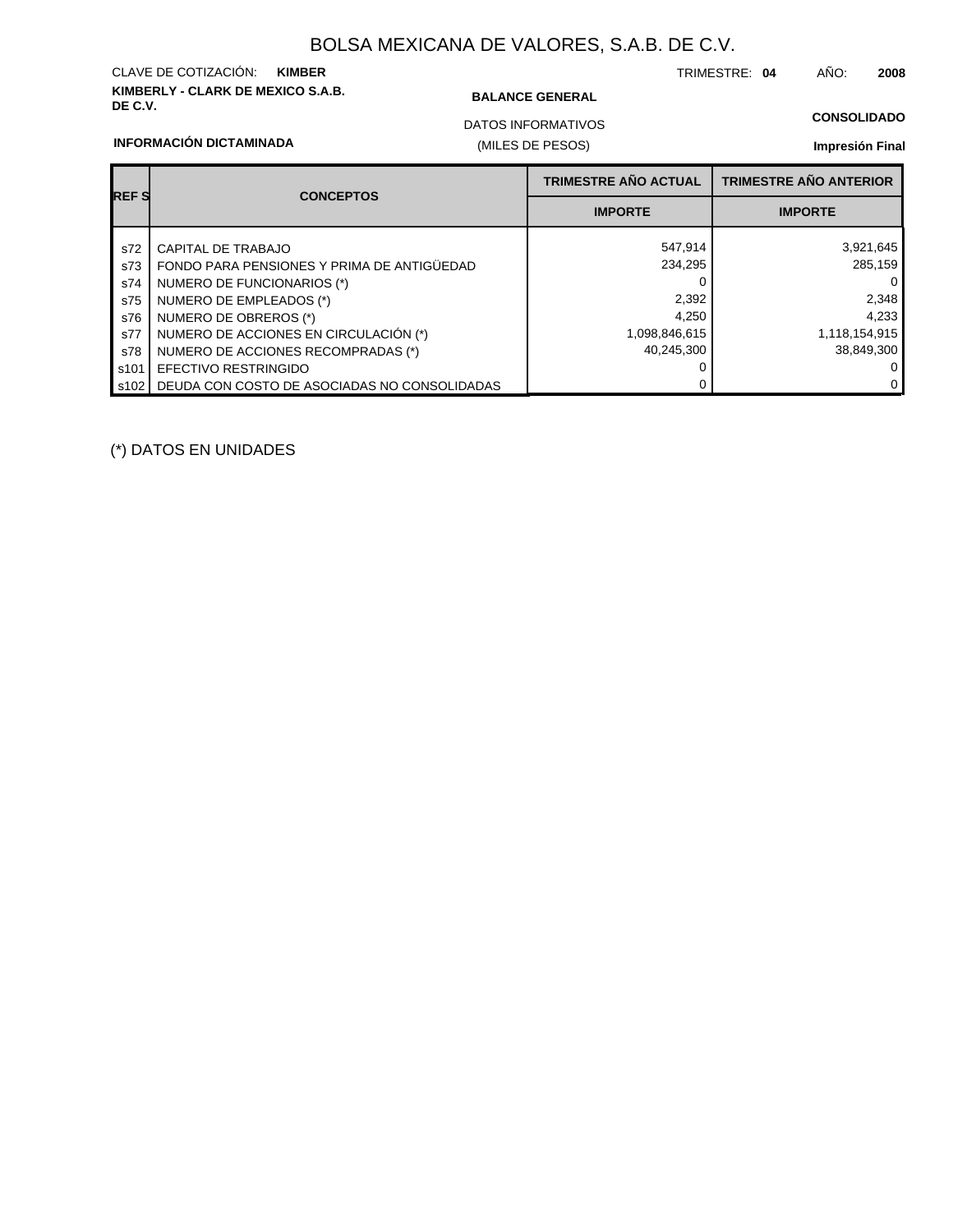# BOLSA MEXICANA DE VALORES, S.A.B. DE C.V.

CLAVE DE COTIZACIÓN: **KIMBER**

TRIMESTRE: **04** AÑO: **2008**

**KIMBERLY - CLARK DE MEXICO S.A.B. DE C.V.**

**BALANCE GENERAL**

DATOS INFORMATIVOS

(MILES DE PESOS)

**CONSOLIDADO**

**INFORMACIÓN DICTAMINADA**

**Impresión Final**

| REF S | CONCEPTOS | TRIMESTRE AÑO ACTUAL | TRIMESTRE AÑO ANTERIOR |
|---|---|---|---|
| | | IMPORTE | IMPORTE |
| s72 | CAPITAL DE TRABAJO | 547,914 | 3,921,645 |
| s73 | FONDO PARA PENSIONES Y PRIMA DE ANTIGÜEDAD | 234,295 | 285,159 |
| s74 | NUMERO DE FUNCIONARIOS (*) | 0 | 0 |
| s75 | NUMERO DE EMPLEADOS (*) | 2,392 | 2,348 |
| s76 | NUMERO DE OBREROS (*) | 4,250 | 4,233 |
| s77 | NUMERO DE ACCIONES EN CIRCULACIÓN (*) | 1,098,846,615 | 1,118,154,915 |
| s78 | NUMERO DE ACCIONES RECOMPRADAS (*) | 40,245,300 | 38,849,300 |
| s101 | EFECTIVO RESTRINGIDO | 0 | 0 |
| s102 | DEUDA CON COSTO DE ASOCIADAS NO CONSOLIDADAS | 0 | 0 |

(*) DATOS EN UNIDADES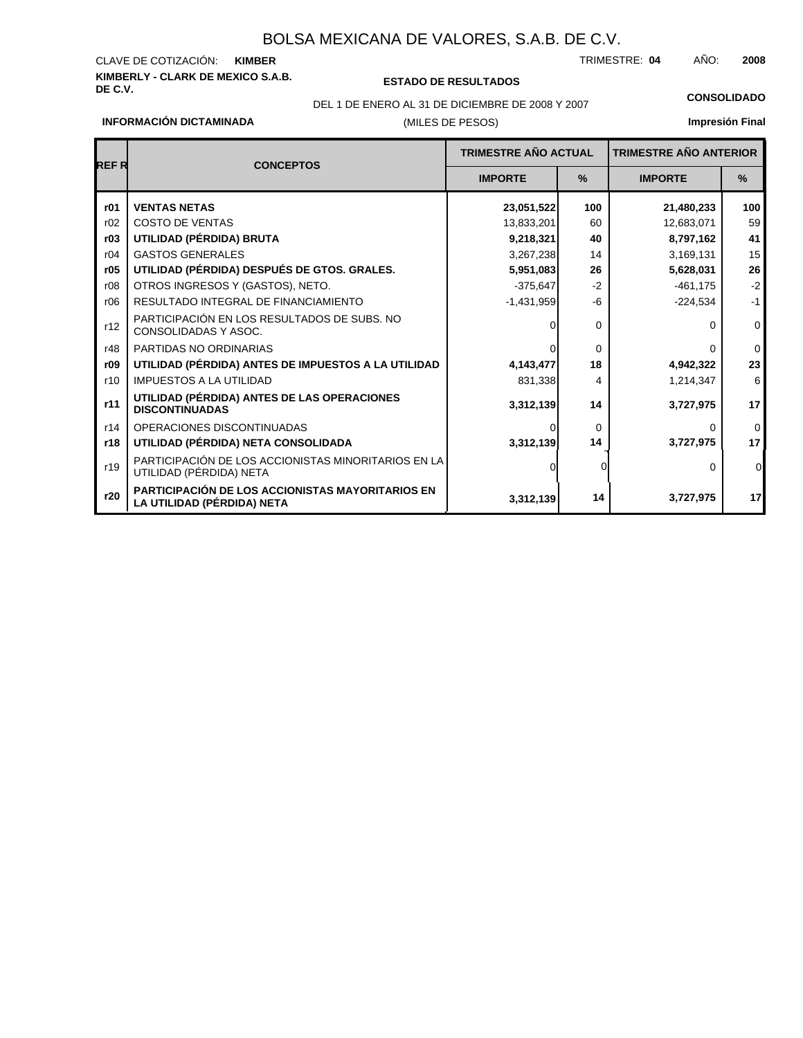# BOLSA MEXICANA DE VALORES, S.A.B. DE C.V.

CLAVE DE COTIZACIÓN: **KIMBER**

TRIMESTRE: **04** AÑO: **2008**

**KIMBERLY - CLARK DE MEXICO S.A.B. DE C.V.**

**ESTADO DE RESULTADOS**

DEL 1 DE ENERO AL 31 DE DICIEMBRE DE 2008 Y 2007

(MILES DE PESOS)

**CONSOLIDADO**

**INFORMACIÓN DICTAMINADA**

**Impresión Final**

| REF R | CONCEPTOS | TRIMESTRE AÑO ACTUAL | | TRIMESTRE AÑO ANTERIOR | |
|---|---|---|---|---|---|
| | | IMPORTE | % | IMPORTE | % |
| **r01** | **VENTAS NETAS** | **23,051,522** | **100** | **21,480,233** | **100** |
| r02 | COSTO DE VENTAS | 13,833,201 | 60 | 12,683,071 | 59 |
| **r03** | **UTILIDAD (PÉRDIDA) BRUTA** | **9,218,321** | **40** | **8,797,162** | **41** |
| r04 | GASTOS GENERALES | 3,267,238 | 14 | 3,169,131 | 15 |
| **r05** | **UTILIDAD (PÉRDIDA) DESPUÉS DE GTOS. GRALES.** | **5,951,083** | **26** | **5,628,031** | **26** |
| r08 | OTROS INGRESOS Y (GASTOS), NETO. | -375,647 | -2 | -461,175 | -2 |
| r06 | RESULTADO INTEGRAL DE FINANCIAMIENTO | -1,431,959 | -6 | -224,534 | -1 |
| r12 | PARTICIPACIÓN EN LOS RESULTADOS DE SUBS. NO CONSOLIDADAS Y ASOC. | 0 | 0 | 0 | 0 |
| r48 | PARTIDAS NO ORDINARIAS | 0 | 0 | 0 | 0 |
| **r09** | **UTILIDAD (PÉRDIDA) ANTES DE IMPUESTOS A LA UTILIDAD** | **4,143,477** | **18** | **4,942,322** | **23** |
| r10 | IMPUESTOS A LA UTILIDAD | 831,338 | 4 | 1,214,347 | 6 |
| **r11** | **UTILIDAD (PÉRDIDA) ANTES DE LAS OPERACIONES DISCONTINUADAS** | **3,312,139** | **14** | **3,727,975** | **17** |
| r14 | OPERACIONES DISCONTINUADAS | 0 | 0 | 0 | 0 |
| **r18** | **UTILIDAD (PÉRDIDA) NETA CONSOLIDADA** | **3,312,139** | **14** | **3,727,975** | **17** |
| r19 | PARTICIPACIÓN DE LOS ACCIONISTAS MINORITARIOS EN LA UTILIDAD (PÉRDIDA) NETA | 0 | 0 | 0 | 0 |
| **r20** | **PARTICIPACIÓN DE LOS ACCIONISTAS MAYORITARIOS EN LA UTILIDAD (PÉRDIDA) NETA** | **3,312,139** | **14** | **3,727,975** | **17** |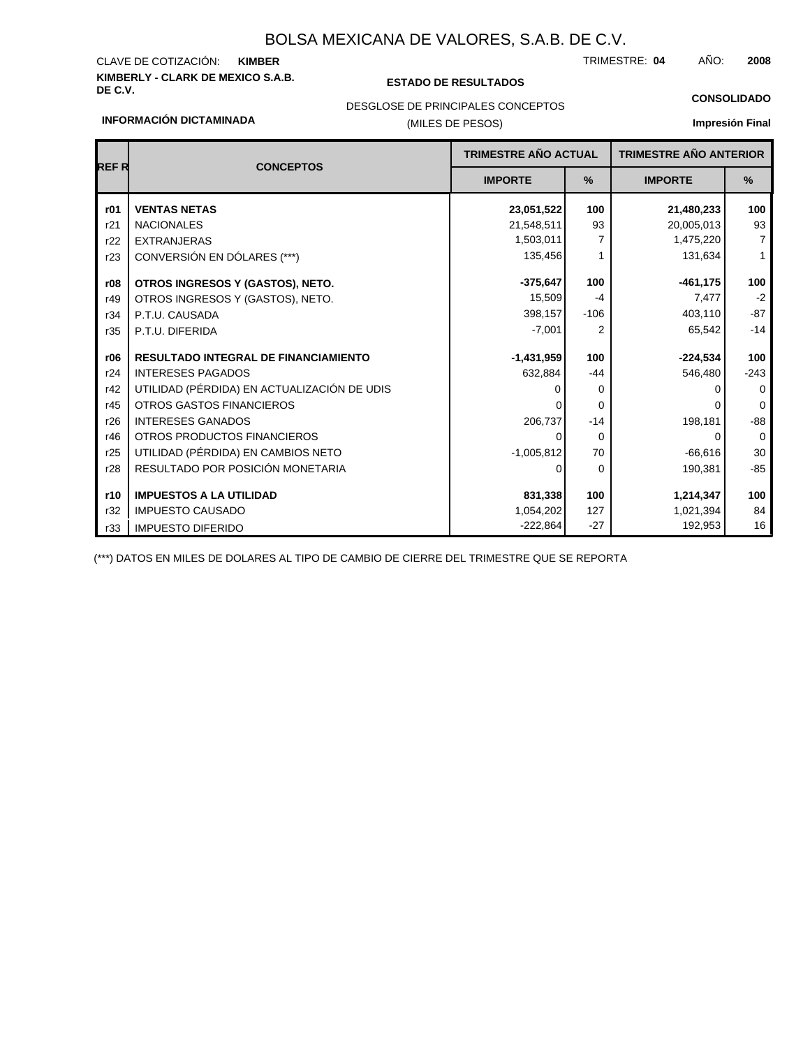# BOLSA MEXICANA DE VALORES, S.A.B. DE C.V.

CLAVE DE COTIZACIÓN: **KIMBER**

TRIMESTRE: **04** AÑO: **2008**

**KIMBERLY - CLARK DE MEXICO S.A.B. DE C.V.**

**ESTADO DE RESULTADOS**

DESGLOSE DE PRINCIPALES CONCEPTOS

(MILES DE PESOS)

**CONSOLIDADO**

**INFORMACIÓN DICTAMINADA**

**Impresión Final**

| REF R | CONCEPTOS | TRIMESTRE AÑO ACTUAL | | TRIMESTRE AÑO ANTERIOR | |
|---|---|---|---|---|---|
| | | IMPORTE | % | IMPORTE | % |
| **r01** | **VENTAS NETAS** | **23,051,522** | **100** | **21,480,233** | **100** |
| r21 | NACIONALES | 21,548,511 | 93 | 20,005,013 | 93 |
| r22 | EXTRANJERAS | 1,503,011 | 7 | 1,475,220 | 7 |
| r23 | CONVERSIÓN EN DÓLARES (***) | 135,456 | 1 | 131,634 | 1 |
| **r08** | **OTROS INGRESOS Y (GASTOS), NETO.** | **-375,647** | **100** | **-461,175** | **100** |
| r49 | OTROS INGRESOS Y (GASTOS), NETO. | 15,509 | -4 | 7,477 | -2 |
| r34 | P.T.U. CAUSADA | 398,157 | -106 | 403,110 | -87 |
| r35 | P.T.U. DIFERIDA | -7,001 | 2 | 65,542 | -14 |
| **r06** | **RESULTADO INTEGRAL DE FINANCIAMIENTO** | **-1,431,959** | **100** | **-224,534** | **100** |
| r24 | INTERESES PAGADOS | 632,884 | -44 | 546,480 | -243 |
| r42 | UTILIDAD (PÉRDIDA) EN ACTUALIZACIÓN DE UDIS | 0 | 0 | 0 | 0 |
| r45 | OTROS GASTOS FINANCIEROS | 0 | 0 | 0 | 0 |
| r26 | INTERESES GANADOS | 206,737 | -14 | 198,181 | -88 |
| r46 | OTROS PRODUCTOS FINANCIEROS | 0 | 0 | 0 | 0 |
| r25 | UTILIDAD (PÉRDIDA) EN CAMBIOS NETO | -1,005,812 | 70 | -66,616 | 30 |
| r28 | RESULTADO POR POSICIÓN MONETARIA | 0 | 0 | 190,381 | -85 |
| **r10** | **IMPUESTOS A LA UTILIDAD** | **831,338** | **100** | **1,214,347** | **100** |
| r32 | IMPUESTO CAUSADO | 1,054,202 | 127 | 1,021,394 | 84 |
| r33 | IMPUESTO DIFERIDO | -222,864 | -27 | 192,953 | 16 |

(***) DATOS EN MILES DE DOLARES AL TIPO DE CAMBIO DE CIERRE DEL TRIMESTRE QUE SE REPORTA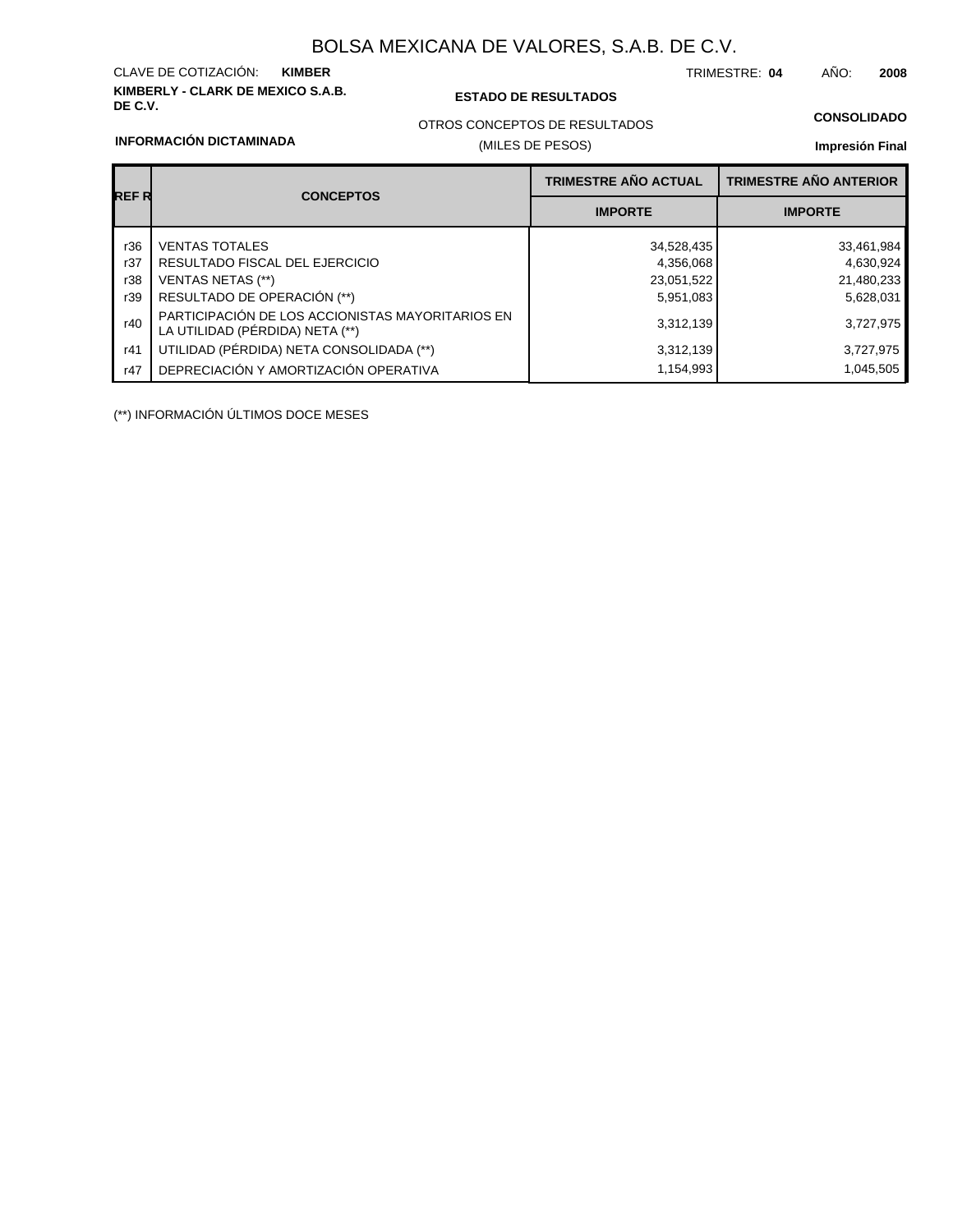# BOLSA MEXICANA DE VALORES, S.A.B. DE C.V.

CLAVE DE COTIZACIÓN: **KIMBER**

TRIMESTRE: **04** AÑO: **2008**

**KIMBERLY - CLARK DE MEXICO S.A.B. DE C.V.**

**ESTADO DE RESULTADOS**

OTROS CONCEPTOS DE RESULTADOS

(MILES DE PESOS)

**CONSOLIDADO**

**INFORMACIÓN DICTAMINADA**

**Impresión Final**

| REF R | CONCEPTOS | TRIMESTRE AÑO ACTUAL | TRIMESTRE AÑO ANTERIOR |
|---|---|---|---|
| | | IMPORTE | IMPORTE |
| r36 | VENTAS TOTALES | 34,528,435 | 33,461,984 |
| r37 | RESULTADO FISCAL DEL EJERCICIO | 4,356,068 | 4,630,924 |
| r38 | VENTAS NETAS (**) | 23,051,522 | 21,480,233 |
| r39 | RESULTADO DE OPERACIÓN (**) | 5,951,083 | 5,628,031 |
| r40 | PARTICIPACIÓN DE LOS ACCIONISTAS MAYORITARIOS EN LA UTILIDAD (PÉRDIDA) NETA (**) | 3,312,139 | 3,727,975 |
| r41 | UTILIDAD (PÉRDIDA) NETA CONSOLIDADA (**) | 3,312,139 | 3,727,975 |
| r47 | DEPRECIACIÓN Y AMORTIZACIÓN OPERATIVA | 1,154,993 | 1,045,505 |

(**) INFORMACIÓN ÚLTIMOS DOCE MESES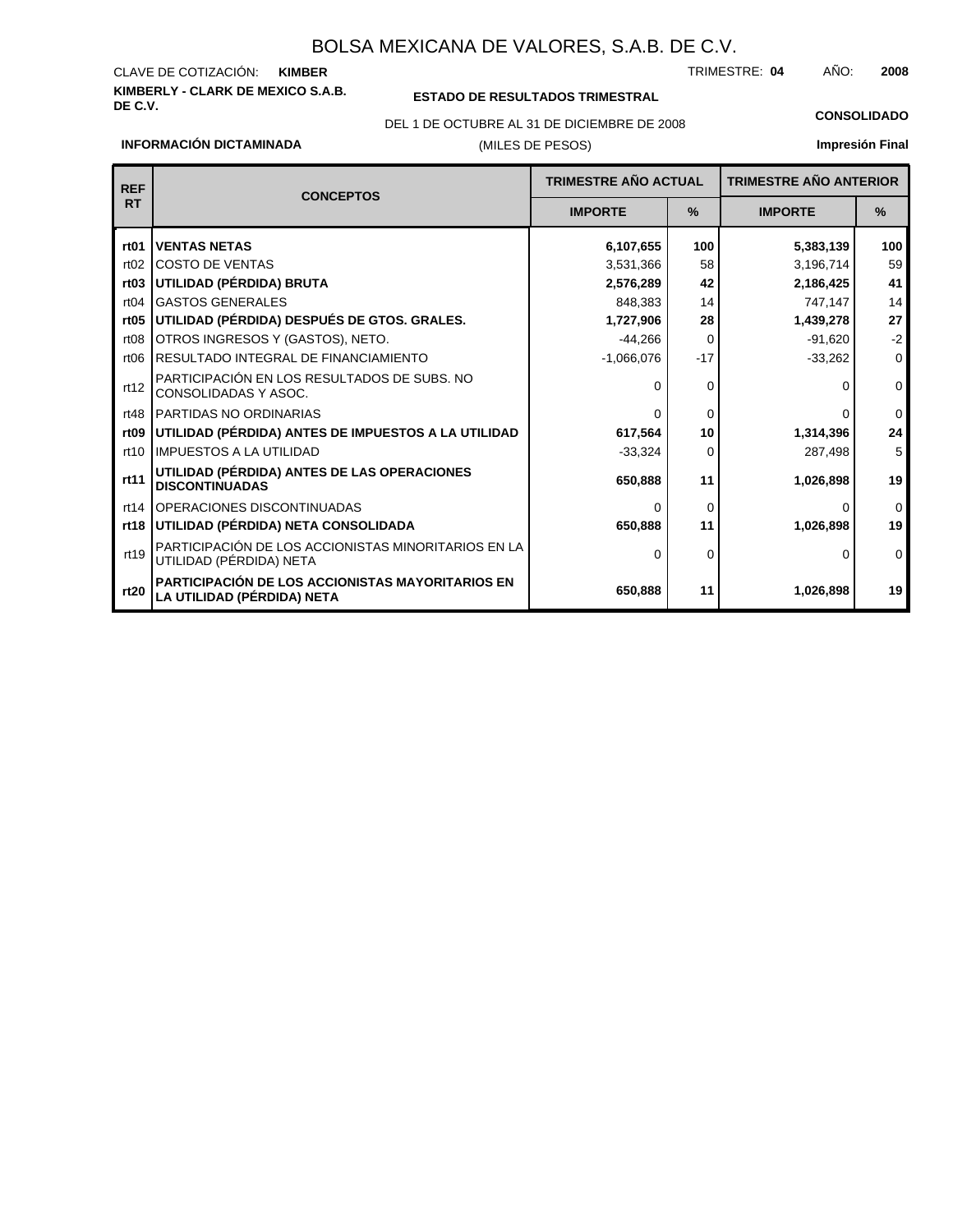# BOLSA MEXICANA DE VALORES, S.A.B. DE C.V.

CLAVE DE COTIZACIÓN: **KIMBER**

TRIMESTRE: **04** AÑO: **2008**

**KIMBERLY - CLARK DE MEXICO S.A.B. DE C.V.**

**ESTADO DE RESULTADOS TRIMESTRAL**

DEL 1 DE OCTUBRE AL 31 DE DICIEMBRE DE 2008

(MILES DE PESOS)

**CONSOLIDADO**

**INFORMACIÓN DICTAMINADA**

**Impresión Final**

| REF RT | CONCEPTOS | TRIMESTRE AÑO ACTUAL | | TRIMESTRE AÑO ANTERIOR | |
|---|---|---|---|---|---|
| | | IMPORTE | % | IMPORTE | % |
| **rt01** | **VENTAS NETAS** | **6,107,655** | **100** | **5,383,139** | **100** |
| rt02 | COSTO DE VENTAS | 3,531,366 | 58 | 3,196,714 | 59 |
| **rt03** | **UTILIDAD (PÉRDIDA) BRUTA** | **2,576,289** | **42** | **2,186,425** | **41** |
| rt04 | GASTOS GENERALES | 848,383 | 14 | 747,147 | 14 |
| **rt05** | **UTILIDAD (PÉRDIDA) DESPUÉS DE GTOS. GRALES.** | **1,727,906** | **28** | **1,439,278** | **27** |
| rt08 | OTROS INGRESOS Y (GASTOS), NETO. | -44,266 | 0 | -91,620 | -2 |
| rt06 | RESULTADO INTEGRAL DE FINANCIAMIENTO | -1,066,076 | -17 | -33,262 | 0 |
| rt12 | PARTICIPACIÓN EN LOS RESULTADOS DE SUBS. NO CONSOLIDADAS Y ASOC. | 0 | 0 | 0 | 0 |
| rt48 | PARTIDAS NO ORDINARIAS | 0 | 0 | 0 | 0 |
| **rt09** | **UTILIDAD (PÉRDIDA) ANTES DE IMPUESTOS A LA UTILIDAD** | **617,564** | **10** | **1,314,396** | **24** |
| rt10 | IMPUESTOS A LA UTILIDAD | -33,324 | 0 | 287,498 | 5 |
| **rt11** | **UTILIDAD (PÉRDIDA) ANTES DE LAS OPERACIONES DISCONTINUADAS** | **650,888** | **11** | **1,026,898** | **19** |
| rt14 | OPERACIONES DISCONTINUADAS | 0 | 0 | 0 | 0 |
| **rt18** | **UTILIDAD (PÉRDIDA) NETA CONSOLIDADA** | **650,888** | **11** | **1,026,898** | **19** |
| rt19 | PARTICIPACIÓN DE LOS ACCIONISTAS MINORITARIOS EN LA UTILIDAD (PÉRDIDA) NETA | 0 | 0 | 0 | 0 |
| **rt20** | **PARTICIPACIÓN DE LOS ACCIONISTAS MAYORITARIOS EN LA UTILIDAD (PÉRDIDA) NETA** | **650,888** | **11** | **1,026,898** | **19** |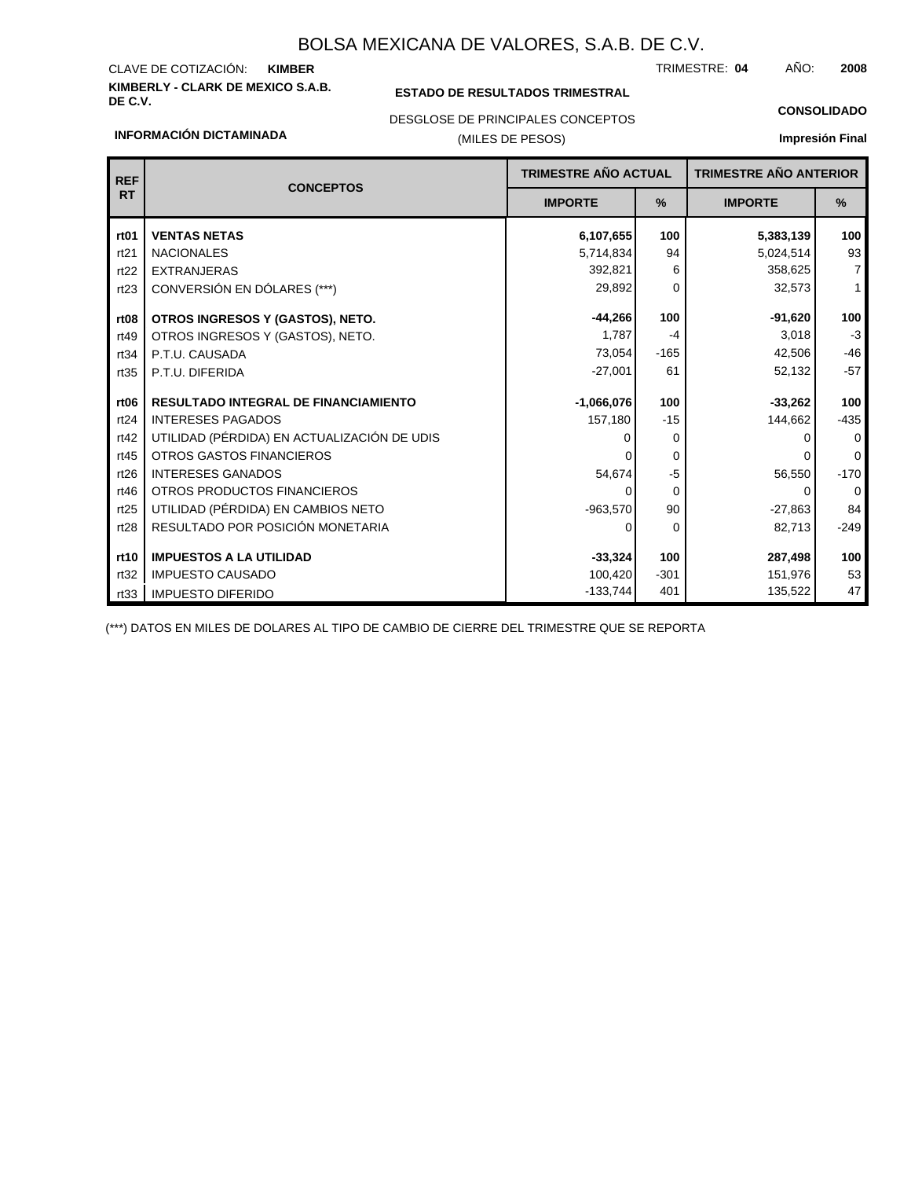# BOLSA MEXICANA DE VALORES, S.A.B. DE C.V.

CLAVE DE COTIZACIÓN: **KIMBER**

TRIMESTRE: **04** AÑO: **2008**

**KIMBERLY - CLARK DE MEXICO S.A.B. DE C.V.**

**ESTADO DE RESULTADOS TRIMESTRAL**

DESGLOSE DE PRINCIPALES CONCEPTOS

(MILES DE PESOS)

**CONSOLIDADO**

**INFORMACIÓN DICTAMINADA**

**Impresión Final**

| REF RT | CONCEPTOS | TRIMESTRE AÑO ACTUAL | | TRIMESTRE AÑO ANTERIOR | |
|---|---|---|---|---|---|
| | | IMPORTE | % | IMPORTE | % |
| **rt01** | **VENTAS NETAS** | **6,107,655** | **100** | **5,383,139** | **100** |
| rt21 | NACIONALES | 5,714,834 | 94 | 5,024,514 | 93 |
| rt22 | EXTRANJERAS | 392,821 | 6 | 358,625 | 7 |
| rt23 | CONVERSIÓN EN DÓLARES (***) | 29,892 | 0 | 32,573 | 1 |
| **rt08** | **OTROS INGRESOS Y (GASTOS), NETO.** | **-44,266** | **100** | **-91,620** | **100** |
| rt49 | OTROS INGRESOS Y (GASTOS), NETO. | 1,787 | -4 | 3,018 | -3 |
| rt34 | P.T.U. CAUSADA | 73,054 | -165 | 42,506 | -46 |
| rt35 | P.T.U. DIFERIDA | -27,001 | 61 | 52,132 | -57 |
| **rt06** | **RESULTADO INTEGRAL DE FINANCIAMIENTO** | **-1,066,076** | **100** | **-33,262** | **100** |
| rt24 | INTERESES PAGADOS | 157,180 | -15 | 144,662 | -435 |
| rt42 | UTILIDAD (PÉRDIDA) EN ACTUALIZACIÓN DE UDIS | 0 | 0 | 0 | 0 |
| rt45 | OTROS GASTOS FINANCIEROS | 0 | 0 | 0 | 0 |
| rt26 | INTERESES GANADOS | 54,674 | -5 | 56,550 | -170 |
| rt46 | OTROS PRODUCTOS FINANCIEROS | 0 | 0 | 0 | 0 |
| rt25 | UTILIDAD (PÉRDIDA) EN CAMBIOS NETO | -963,570 | 90 | -27,863 | 84 |
| rt28 | RESULTADO POR POSICIÓN MONETARIA | 0 | 0 | 82,713 | -249 |
| **rt10** | **IMPUESTOS A LA UTILIDAD** | **-33,324** | **100** | **287,498** | **100** |
| rt32 | IMPUESTO CAUSADO | 100,420 | -301 | 151,976 | 53 |
| rt33 | IMPUESTO DIFERIDO | -133,744 | 401 | 135,522 | 47 |

(***) DATOS EN MILES DE DOLARES AL TIPO DE CAMBIO DE CIERRE DEL TRIMESTRE QUE SE REPORTA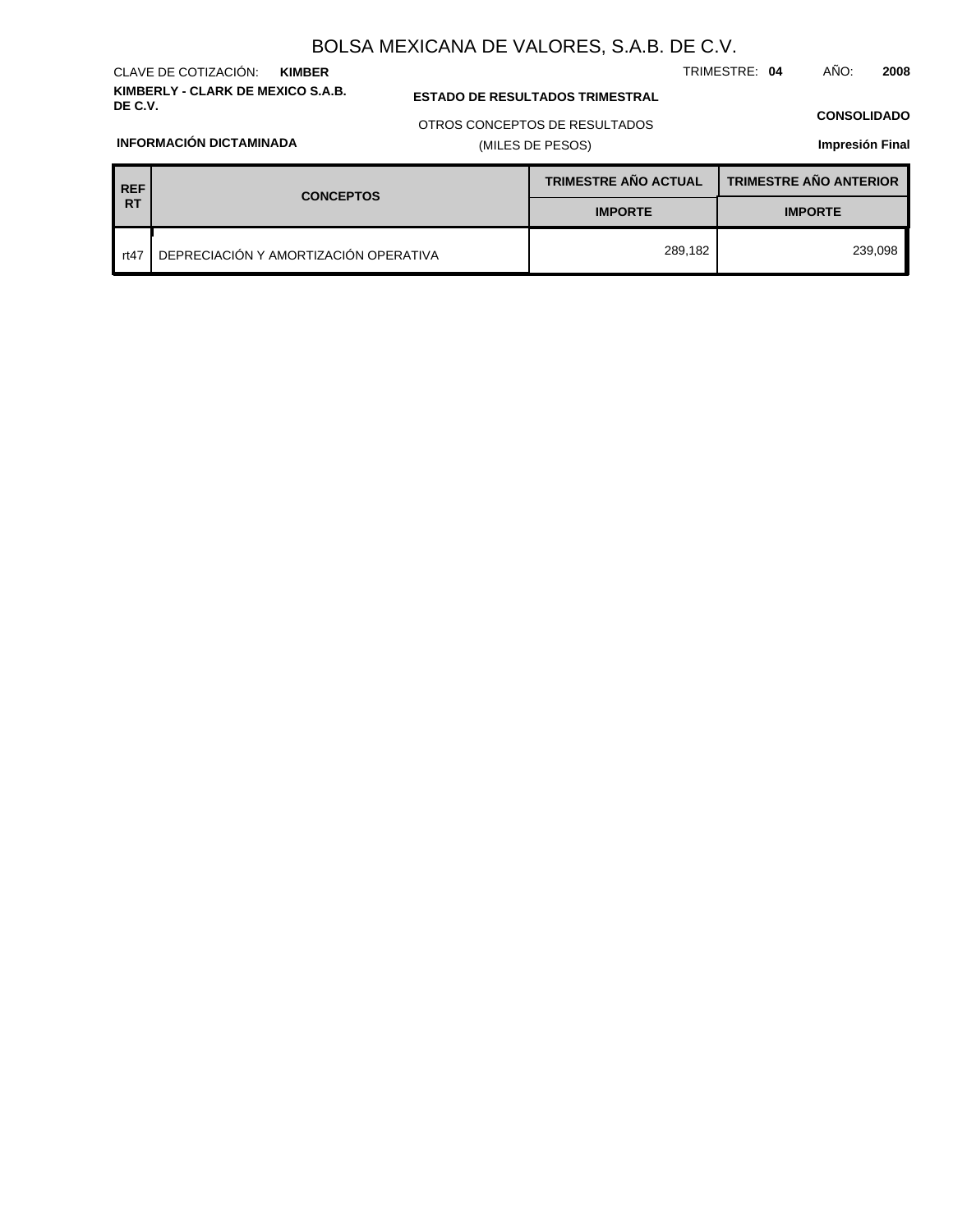# BOLSA MEXICANA DE VALORES, S.A.B. DE C.V.

CLAVE DE COTIZACIÓN: **KIMBER**

TRIMESTRE: **04** AÑO: **2008**

**KIMBERLY - CLARK DE MEXICO S.A.B. DE C.V.**

**ESTADO DE RESULTADOS TRIMESTRAL**

OTROS CONCEPTOS DE RESULTADOS

(MILES DE PESOS)

**CONSOLIDADO**

**INFORMACIÓN DICTAMINADA**

**Impresión Final**

| REF RT | CONCEPTOS | TRIMESTRE AÑO ACTUAL | TRIMESTRE AÑO ANTERIOR |
|---|---|---|---|
| | | IMPORTE | IMPORTE |
| rt47 | DEPRECIACIÓN Y AMORTIZACIÓN OPERATIVA | 289,182 | 239,098 |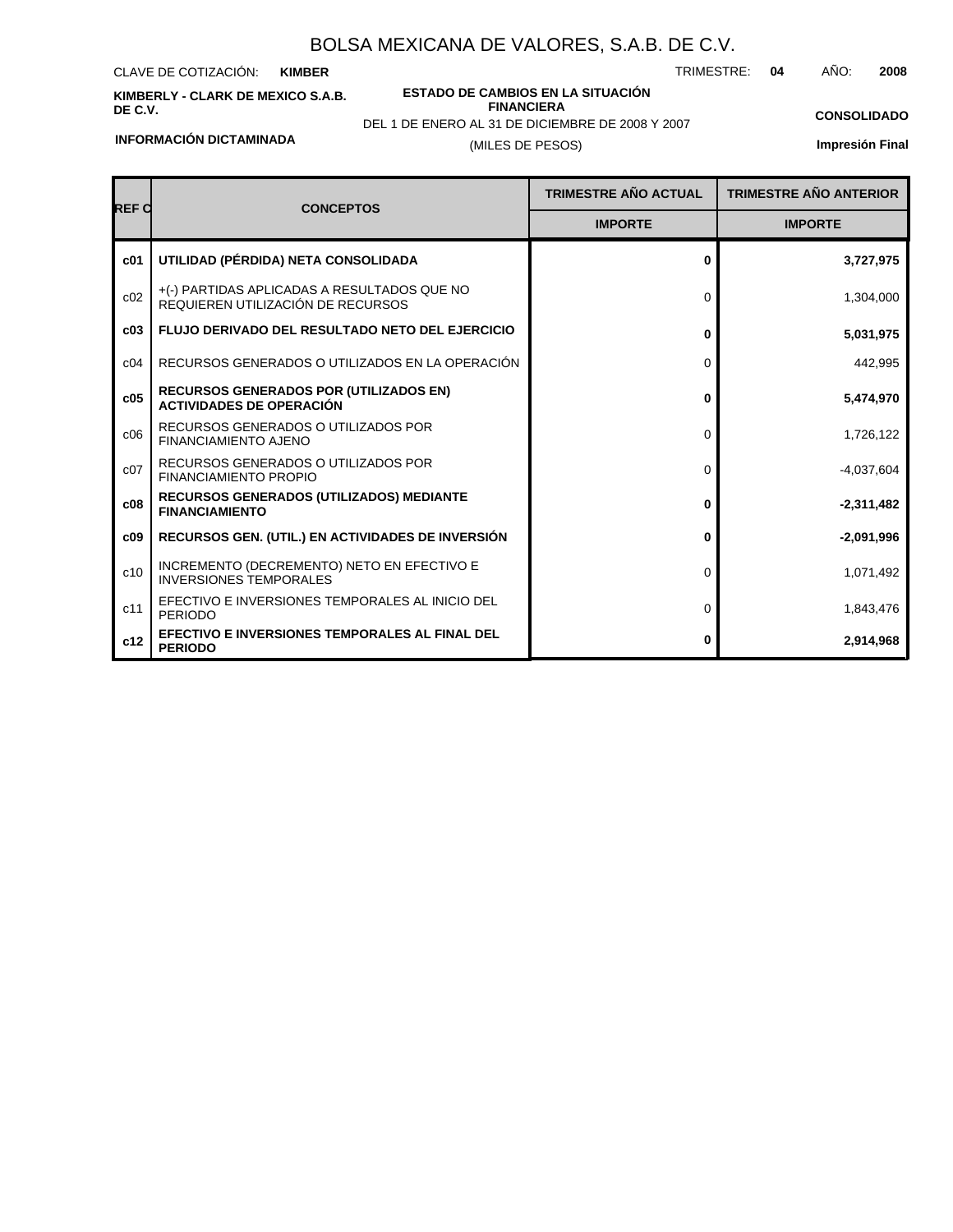# BOLSA MEXICANA DE VALORES, S.A.B. DE C.V.

CLAVE DE COTIZACIÓN: **KIMBER** TRIMESTRE: **04** AÑO: **2008**

**KIMBERLY - CLARK DE MEXICO S.A.B. DE C.V.**

**ESTADO DE CAMBIOS EN LA SITUACIÓN FINANCIERA**

DEL 1 DE ENERO AL 31 DE DICIEMBRE DE 2008 Y 2007

(MILES DE PESOS)

**CONSOLIDADO**

**INFORMACIÓN DICTAMINADA**

**Impresión Final**

| REF C | CONCEPTOS | TRIMESTRE AÑO ACTUAL | TRIMESTRE AÑO ANTERIOR |
|---|---|---|---|
| | | IMPORTE | IMPORTE |
| **c01** | **UTILIDAD (PÉRDIDA) NETA CONSOLIDADA** | **0** | **3,727,975** |
| c02 | +(-) PARTIDAS APLICADAS A RESULTADOS QUE NO REQUIEREN UTILIZACIÓN DE RECURSOS | 0 | 1,304,000 |
| **c03** | **FLUJO DERIVADO DEL RESULTADO NETO DEL EJERCICIO** | **0** | **5,031,975** |
| c04 | RECURSOS GENERADOS O UTILIZADOS EN LA OPERACIÓN | 0 | 442,995 |
| **c05** | **RECURSOS GENERADOS POR (UTILIZADOS EN) ACTIVIDADES DE OPERACIÓN** | **0** | **5,474,970** |
| c06 | RECURSOS GENERADOS O UTILIZADOS POR FINANCIAMIENTO AJENO | 0 | 1,726,122 |
| c07 | RECURSOS GENERADOS O UTILIZADOS POR FINANCIAMIENTO PROPIO | 0 | -4,037,604 |
| **c08** | **RECURSOS GENERADOS (UTILIZADOS) MEDIANTE FINANCIAMIENTO** | **0** | **-2,311,482** |
| **c09** | **RECURSOS GEN. (UTIL.) EN ACTIVIDADES DE INVERSIÓN** | **0** | **-2,091,996** |
| c10 | INCREMENTO (DECREMENTO) NETO EN EFECTIVO E INVERSIONES TEMPORALES | 0 | 1,071,492 |
| c11 | EFECTIVO E INVERSIONES TEMPORALES AL INICIO DEL PERIODO | 0 | 1,843,476 |
| **c12** | **EFECTIVO E INVERSIONES TEMPORALES AL FINAL DEL PERIODO** | **0** | **2,914,968** |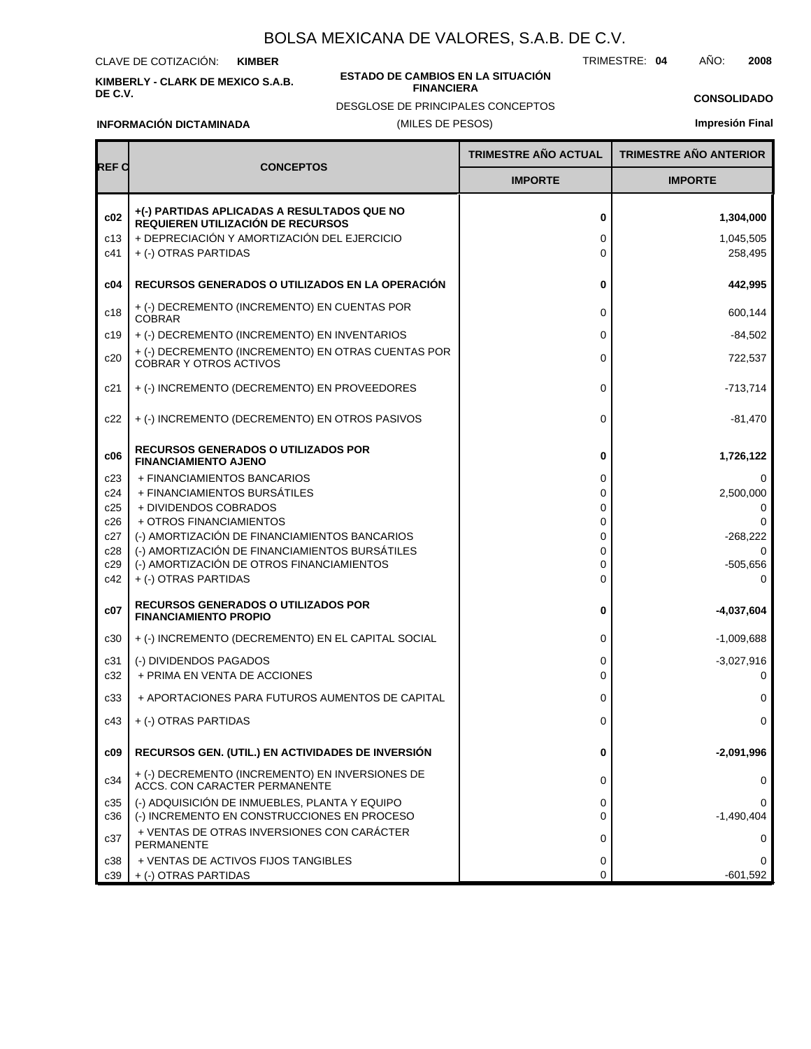# BOLSA MEXICANA DE VALORES, S.A.B. DE C.V.

CLAVE DE COTIZACIÓN: **KIMBER**

TRIMESTRE: **04** AÑO: **2008**

**KIMBERLY - CLARK DE MEXICO S.A.B. DE C.V.**

**ESTADO DE CAMBIOS EN LA SITUACIÓN FINANCIERA**

DESGLOSE DE PRINCIPALES CONCEPTOS

(MILES DE PESOS)

**CONSOLIDADO**

**INFORMACIÓN DICTAMINADA**

**Impresión Final**

| REF C | CONCEPTOS | TRIMESTRE AÑO ACTUAL | TRIMESTRE AÑO ANTERIOR |
|---|---|---|---|
| | | IMPORTE | IMPORTE |
| **c02** | **+(-) PARTIDAS APLICADAS A RESULTADOS QUE NO REQUIEREN UTILIZACIÓN DE RECURSOS** | **0** | **1,304,000** |
| c13 | + DEPRECIACIÓN Y AMORTIZACIÓN DEL EJERCICIO | 0 | 1,045,505 |
| c41 | + (-) OTRAS PARTIDAS | 0 | 258,495 |
| **c04** | **RECURSOS GENERADOS O UTILIZADOS EN LA OPERACIÓN** | **0** | **442,995** |
| c18 | + (-) DECREMENTO (INCREMENTO) EN CUENTAS POR COBRAR | 0 | 600,144 |
| c19 | + (-) DECREMENTO (INCREMENTO) EN INVENTARIOS | 0 | -84,502 |
| c20 | + (-) DECREMENTO (INCREMENTO) EN OTRAS CUENTAS POR COBRAR Y OTROS ACTIVOS | 0 | 722,537 |
| c21 | + (-) INCREMENTO (DECREMENTO) EN PROVEEDORES | 0 | -713,714 |
| c22 | + (-) INCREMENTO (DECREMENTO) EN OTROS PASIVOS | 0 | -81,470 |
| **c06** | **RECURSOS GENERADOS O UTILIZADOS POR FINANCIAMIENTO AJENO** | **0** | **1,726,122** |
| c23 | + FINANCIAMIENTOS BANCARIOS | 0 | 0 |
| c24 | + FINANCIAMIENTOS BURSÁTILES | 0 | 2,500,000 |
| c25 | + DIVIDENDOS COBRADOS | 0 | 0 |
| c26 | + OTROS FINANCIAMIENTOS | 0 | 0 |
| c27 | (-) AMORTIZACIÓN DE FINANCIAMIENTOS BANCARIOS | 0 | -268,222 |
| c28 | (-) AMORTIZACIÓN DE FINANCIAMIENTOS BURSÁTILES | 0 | 0 |
| c29 | (-) AMORTIZACIÓN DE OTROS FINANCIAMIENTOS | 0 | -505,656 |
| c42 | + (-) OTRAS PARTIDAS | 0 | 0 |
| **c07** | **RECURSOS GENERADOS O UTILIZADOS POR FINANCIAMIENTO PROPIO** | **0** | **-4,037,604** |
| c30 | + (-) INCREMENTO (DECREMENTO) EN EL CAPITAL SOCIAL | 0 | -1,009,688 |
| c31 | (-) DIVIDENDOS PAGADOS | 0 | -3,027,916 |
| c32 | + PRIMA EN VENTA DE ACCIONES | 0 | 0 |
| c33 | + APORTACIONES PARA FUTUROS AUMENTOS DE CAPITAL | 0 | 0 |
| c43 | + (-) OTRAS PARTIDAS | 0 | 0 |
| **c09** | **RECURSOS GEN. (UTIL.) EN ACTIVIDADES DE INVERSIÓN** | **0** | **-2,091,996** |
| c34 | + (-) DECREMENTO (INCREMENTO) EN INVERSIONES DE ACCS. CON CARACTER PERMANENTE | 0 | 0 |
| c35 | (-) ADQUISICIÓN DE INMUEBLES, PLANTA Y EQUIPO | 0 | 0 |
| c36 | (-) INCREMENTO EN CONSTRUCCIONES EN PROCESO | 0 | -1,490,404 |
| c37 | + VENTAS DE OTRAS INVERSIONES CON CARÁCTER PERMANENTE | 0 | 0 |
| c38 | + VENTAS DE ACTIVOS FIJOS TANGIBLES | 0 | 0 |
| c39 | + (-) OTRAS PARTIDAS | 0 | -601,592 |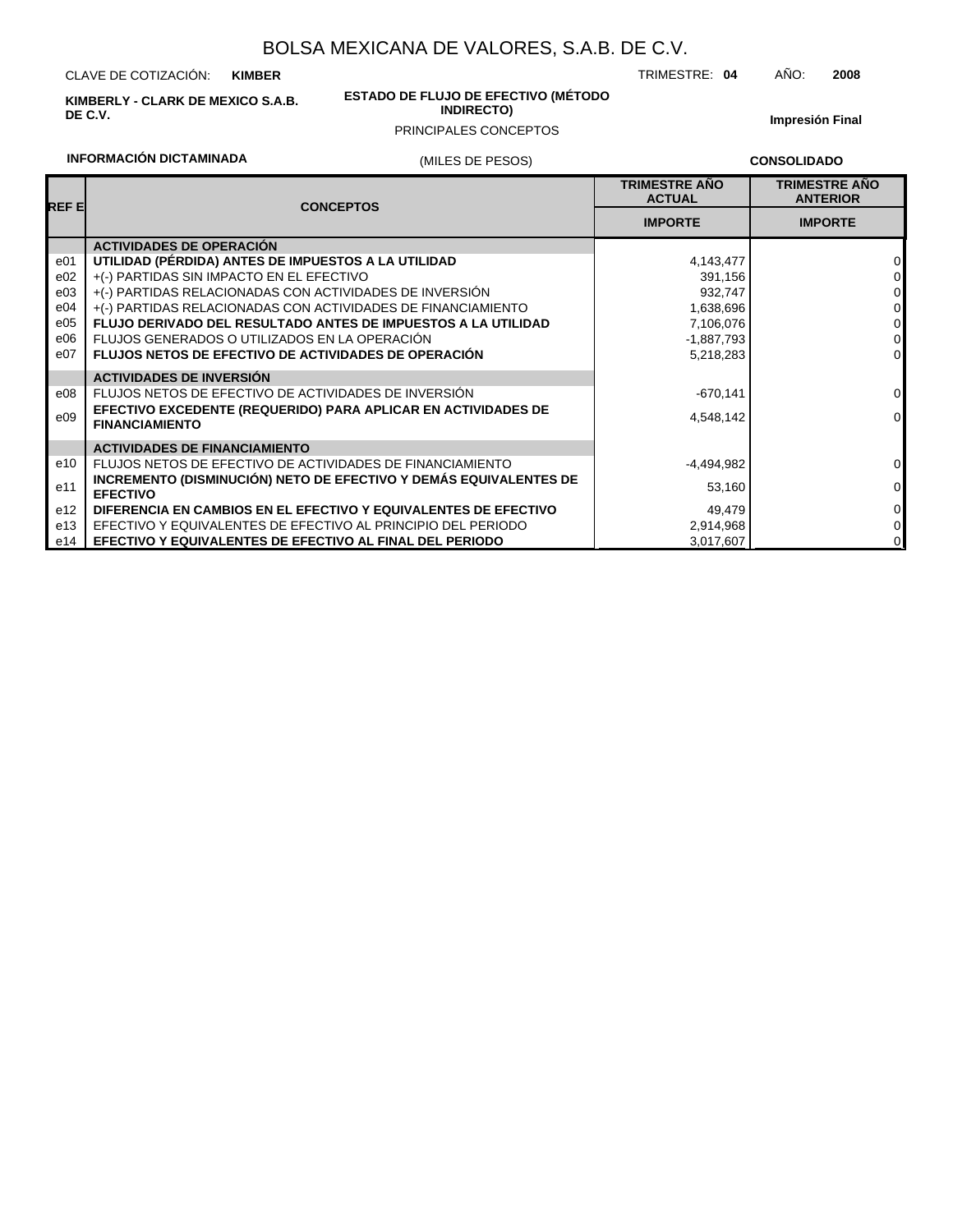# BOLSA MEXICANA DE VALORES, S.A.B. DE C.V.

CLAVE DE COTIZACIÓN: **KIMBER**

TRIMESTRE: **04** AÑO: **2008**

**KIMBERLY - CLARK DE MEXICO S.A.B. DE C.V.**

**ESTADO DE FLUJO DE EFECTIVO (MÉTODO INDIRECTO)**

PRINCIPALES CONCEPTOS

**Impresión Final**

**INFORMACIÓN DICTAMINADA**

(MILES DE PESOS)

**CONSOLIDADO**

| REF E | CONCEPTOS | TRIMESTRE AÑO ACTUAL | TRIMESTRE AÑO ANTERIOR |
|---|---|---|---|
| | | IMPORTE | IMPORTE |
| | **ACTIVIDADES DE OPERACIÓN** | | |
| e01 | **UTILIDAD (PÉRDIDA) ANTES DE IMPUESTOS A LA UTILIDAD** | 4,143,477 | 0 |
| e02 | +(-) PARTIDAS SIN IMPACTO EN EL EFECTIVO | 391,156 | 0 |
| e03 | +(-) PARTIDAS RELACIONADAS CON ACTIVIDADES DE INVERSIÓN | 932,747 | 0 |
| e04 | +(-) PARTIDAS RELACIONADAS CON ACTIVIDADES DE FINANCIAMIENTO | 1,638,696 | 0 |
| e05 | **FLUJO DERIVADO DEL RESULTADO ANTES DE IMPUESTOS A LA UTILIDAD** | 7,106,076 | 0 |
| e06 | FLUJOS GENERADOS O UTILIZADOS EN LA OPERACIÓN | -1,887,793 | 0 |
| e07 | **FLUJOS NETOS DE EFECTIVO DE ACTIVIDADES DE OPERACIÓN** | 5,218,283 | 0 |
| | **ACTIVIDADES DE INVERSIÓN** | | |
| e08 | FLUJOS NETOS DE EFECTIVO DE ACTIVIDADES DE INVERSIÓN | -670,141 | 0 |
| e09 | **EFECTIVO EXCEDENTE (REQUERIDO) PARA APLICAR EN ACTIVIDADES DE FINANCIAMIENTO** | 4,548,142 | 0 |
| | **ACTIVIDADES DE FINANCIAMIENTO** | | |
| e10 | FLUJOS NETOS DE EFECTIVO DE ACTIVIDADES DE FINANCIAMIENTO | -4,494,982 | 0 |
| e11 | **INCREMENTO (DISMINUCIÓN) NETO DE EFECTIVO Y DEMÁS EQUIVALENTES DE EFECTIVO** | 53,160 | 0 |
| e12 | **DIFERENCIA EN CAMBIOS EN EL EFECTIVO Y EQUIVALENTES DE EFECTIVO** | 49,479 | 0 |
| e13 | EFECTIVO Y EQUIVALENTES DE EFECTIVO AL PRINCIPIO DEL PERIODO | 2,914,968 | 0 |
| e14 | **EFECTIVO Y EQUIVALENTES DE EFECTIVO AL FINAL DEL PERIODO** | 3,017,607 | 0 |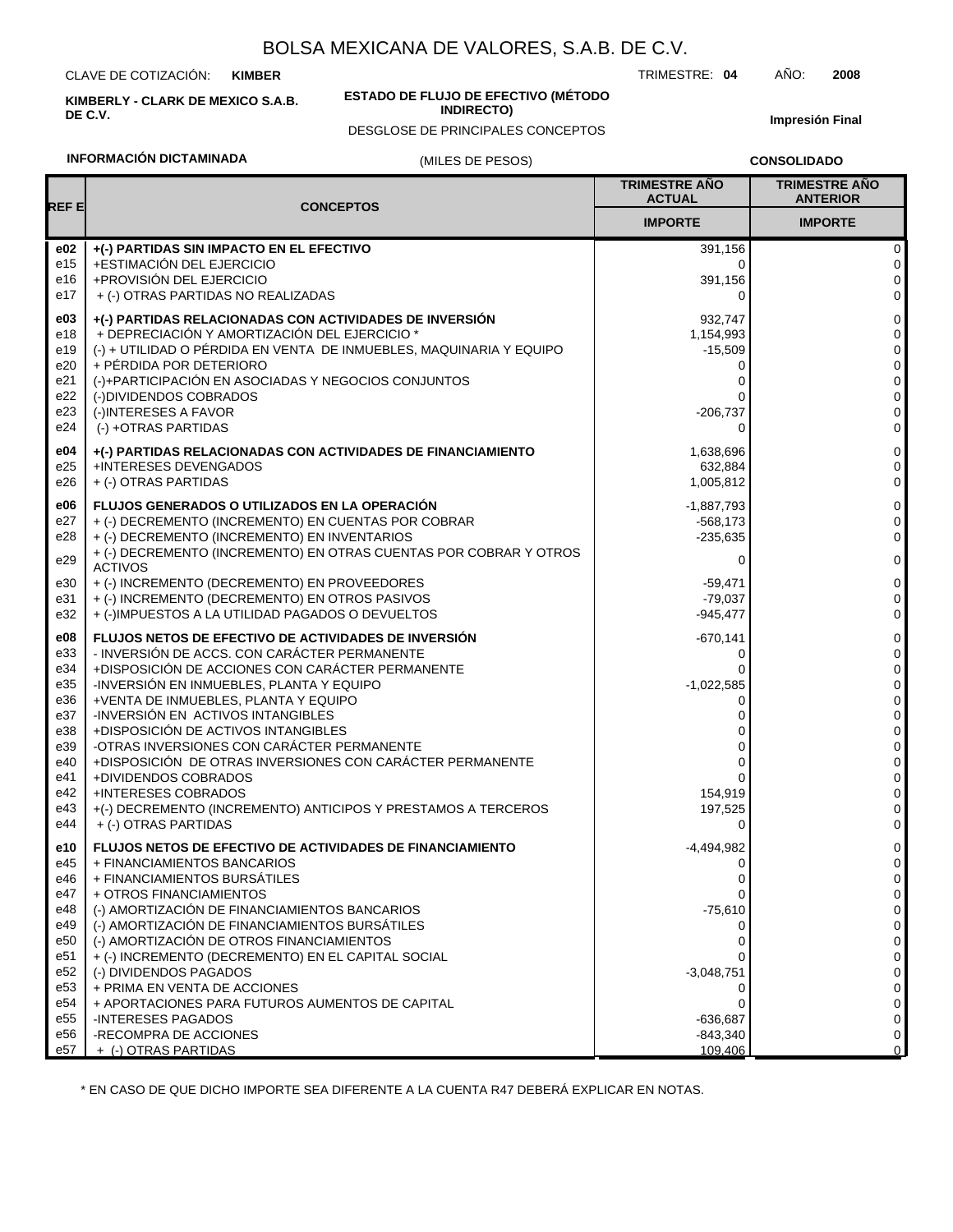# BOLSA MEXICANA DE VALORES, S.A.B. DE C.V.

CLAVE DE COTIZACIÓN: **KIMBER**

TRIMESTRE: **04** AÑO: **2008**

**KIMBERLY - CLARK DE MEXICO S.A.B. DE C.V.**

**ESTADO DE FLUJO DE EFECTIVO (MÉTODO INDIRECTO)**

DESGLOSE DE PRINCIPALES CONCEPTOS

**Impresión Final**

**INFORMACIÓN DICTAMINADA**

(MILES DE PESOS)

**CONSOLIDADO**

| REF E | CONCEPTOS | TRIMESTRE AÑO ACTUAL IMPORTE | TRIMESTRE AÑO ANTERIOR IMPORTE |
|---|---|---|---|
| **e02** | **+(-) PARTIDAS SIN IMPACTO EN EL EFECTIVO** | 391,156 | 0 |
| e15 | +ESTIMACIÓN DEL EJERCICIO | 0 | 0 |
| e16 | +PROVISIÓN DEL EJERCICIO | 391,156 | 0 |
| e17 | + (-) OTRAS PARTIDAS NO REALIZADAS | 0 | 0 |
| **e03** | **+(-) PARTIDAS RELACIONADAS CON ACTIVIDADES DE INVERSIÓN** | 932,747 | 0 |
| e18 | + DEPRECIACIÓN Y AMORTIZACIÓN DEL EJERCICIO * | 1,154,993 | 0 |
| e19 | (-) + UTILIDAD O PÉRDIDA EN VENTA DE INMUEBLES, MAQUINARIA Y EQUIPO | -15,509 | 0 |
| e20 | + PÉRDIDA POR DETERIORO | 0 | 0 |
| e21 | (-)+PARTICIPACIÓN EN ASOCIADAS Y NEGOCIOS CONJUNTOS | 0 | 0 |
| e22 | (-)DIVIDENDOS COBRADOS | 0 | 0 |
| e23 | (-)INTERESES A FAVOR | -206,737 | 0 |
| e24 | (-) +OTRAS PARTIDAS | 0 | 0 |
| **e04** | **+(-) PARTIDAS RELACIONADAS CON ACTIVIDADES DE FINANCIAMIENTO** | 1,638,696 | 0 |
| e25 | +INTERESES DEVENGADOS | 632,884 | 0 |
| e26 | + (-) OTRAS PARTIDAS | 1,005,812 | 0 |
| **e06** | **FLUJOS GENERADOS O UTILIZADOS EN LA OPERACIÓN** | -1,887,793 | 0 |
| e27 | + (-) DECREMENTO (INCREMENTO) EN CUENTAS POR COBRAR | -568,173 | 0 |
| e28 | + (-) DECREMENTO (INCREMENTO) EN INVENTARIOS | -235,635 | 0 |
| e29 | + (-) DECREMENTO (INCREMENTO) EN OTRAS CUENTAS POR COBRAR Y OTROS ACTIVOS | 0 | 0 |
| e30 | + (-) INCREMENTO (DECREMENTO) EN PROVEEDORES | -59,471 | 0 |
| e31 | + (-) INCREMENTO (DECREMENTO) EN OTROS PASIVOS | -79,037 | 0 |
| e32 | + (-)IMPUESTOS A LA UTILIDAD PAGADOS O DEVUELTOS | -945,477 | 0 |
| **e08** | **FLUJOS NETOS DE EFECTIVO DE ACTIVIDADES DE INVERSIÓN** | -670,141 | 0 |
| e33 | - INVERSIÓN DE ACCS. CON CARÁCTER PERMANENTE | 0 | 0 |
| e34 | +DISPOSICIÓN DE ACCIONES CON CARÁCTER PERMANENTE | 0 | 0 |
| e35 | -INVERSIÓN EN INMUEBLES, PLANTA Y EQUIPO | -1,022,585 | 0 |
| e36 | +VENTA DE INMUEBLES, PLANTA Y EQUIPO | 0 | 0 |
| e37 | -INVERSIÓN EN ACTIVOS INTANGIBLES | 0 | 0 |
| e38 | +DISPOSICIÓN DE ACTIVOS INTANGIBLES | 0 | 0 |
| e39 | -OTRAS INVERSIONES CON CARÁCTER PERMANENTE | 0 | 0 |
| e40 | +DISPOSICIÓN DE OTRAS INVERSIONES CON CARÁCTER PERMANENTE | 0 | 0 |
| e41 | +DIVIDENDOS COBRADOS | 0 | 0 |
| e42 | +INTERESES COBRADOS | 154,919 | 0 |
| e43 | +(-) DECREMENTO (INCREMENTO) ANTICIPOS Y PRESTAMOS A TERCEROS | 197,525 | 0 |
| e44 | + (-) OTRAS PARTIDAS | 0 | 0 |
| **e10** | **FLUJOS NETOS DE EFECTIVO DE ACTIVIDADES DE FINANCIAMIENTO** | -4,494,982 | 0 |
| e45 | + FINANCIAMIENTOS BANCARIOS | 0 | 0 |
| e46 | + FINANCIAMIENTOS BURSÁTILES | 0 | 0 |
| e47 | + OTROS FINANCIAMIENTOS | 0 | 0 |
| e48 | (-) AMORTIZACIÓN DE FINANCIAMIENTOS BANCARIOS | -75,610 | 0 |
| e49 | (-) AMORTIZACIÓN DE FINANCIAMIENTOS BURSÁTILES | 0 | 0 |
| e50 | (-) AMORTIZACIÓN DE OTROS FINANCIAMIENTOS | 0 | 0 |
| e51 | + (-) INCREMENTO (DECREMENTO) EN EL CAPITAL SOCIAL | 0 | 0 |
| e52 | (-) DIVIDENDOS PAGADOS | -3,048,751 | 0 |
| e53 | + PRIMA EN VENTA DE ACCIONES | 0 | 0 |
| e54 | + APORTACIONES PARA FUTUROS AUMENTOS DE CAPITAL | 0 | 0 |
| e55 | -INTERESES PAGADOS | -636,687 | 0 |
| e56 | -RECOMPRA DE ACCIONES | -843,340 | 0 |
| e57 | + (-) OTRAS PARTIDAS | 109,406 | 0 |

* EN CASO DE QUE DICHO IMPORTE SEA DIFERENTE A LA CUENTA R47 DEBERÁ EXPLICAR EN NOTAS.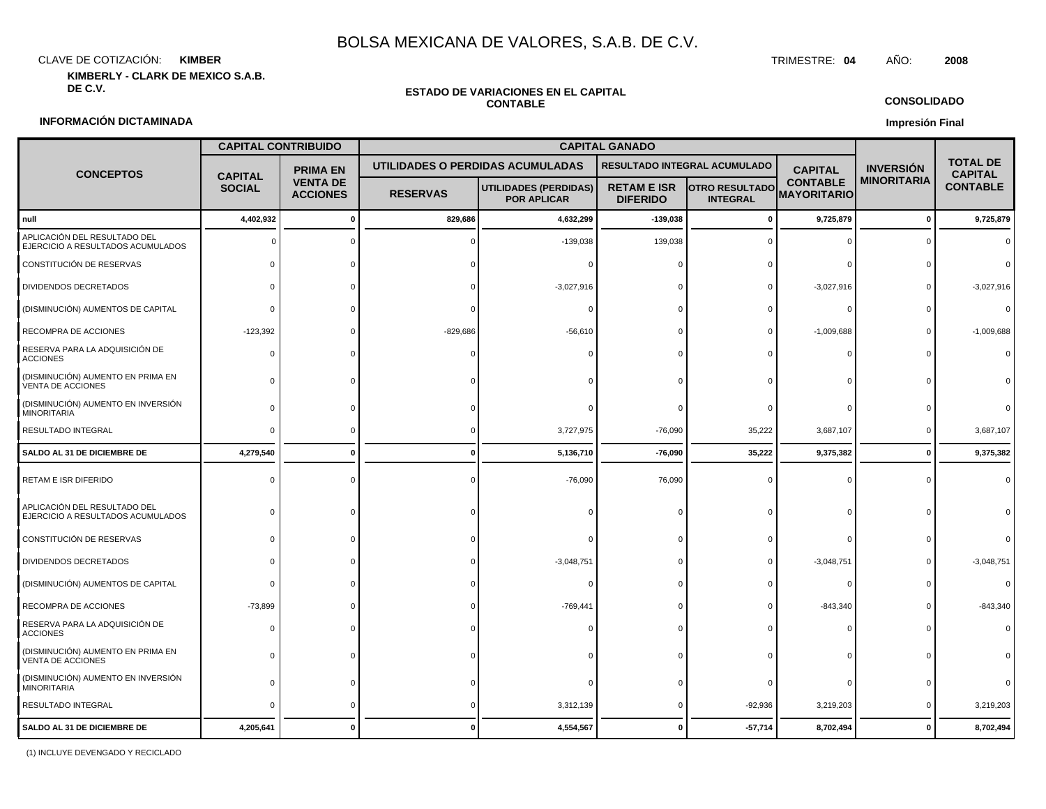# BOLSA MEXICANA DE VALORES, S.A.B. DE C.V.

CLAVE DE COTIZACIÓN: **KIMBER**

TRIMESTRE: **04** AÑO: **2008**

**KIMBERLY - CLARK DE MEXICO S.A.B. DE C.V.**

**ESTADO DE VARIACIONES EN EL CAPITAL CONTABLE**

**CONSOLIDADO**

**INFORMACIÓN DICTAMINADA**

**Impresión Final**

| CONCEPTOS | CAPITAL CONTRIBUIDO | | CAPITAL GANADO | | | | | INVERSIÓN MINORITARIA | TOTAL DE CAPITAL CONTABLE |
|---|---|---|---|---|---|---|---|---|---|
| | CAPITAL SOCIAL | PRIMA EN VENTA DE ACCIONES | UTILIDADES O PERDIDAS ACUMULADAS | | RESULTADO INTEGRAL ACUMULADO | | CAPITAL CONTABLE MAYORITARIO | | |
| | | | RESERVAS | UTILIDADES (PERDIDAS) POR APLICAR | RETAM E ISR DIFERIDO | OTRO RESULTADO INTEGRAL | | | |
| **null** | **4,402,932** | **0** | **829,686** | **4,632,299** | **-139,038** | **0** | **9,725,879** | **0** | **9,725,879** |
| APLICACIÓN DEL RESULTADO DEL EJERCICIO A RESULTADOS ACUMULADOS | 0 | 0 | 0 | -139,038 | 139,038 | 0 | 0 | 0 | 0 |
| CONSTITUCIÓN DE RESERVAS | 0 | 0 | 0 | 0 | 0 | 0 | 0 | 0 | 0 |
| DIVIDENDOS DECRETADOS | 0 | 0 | 0 | -3,027,916 | 0 | 0 | -3,027,916 | 0 | -3,027,916 |
| (DISMINUCIÓN) AUMENTOS DE CAPITAL | 0 | 0 | 0 | 0 | 0 | 0 | 0 | 0 | 0 |
| RECOMPRA DE ACCIONES | -123,392 | 0 | -829,686 | -56,610 | 0 | 0 | -1,009,688 | 0 | -1,009,688 |
| RESERVA PARA LA ADQUISICIÓN DE ACCIONES | 0 | 0 | 0 | 0 | 0 | 0 | 0 | 0 | 0 |
| (DISMINUCIÓN) AUMENTO EN PRIMA EN VENTA DE ACCIONES | 0 | 0 | 0 | 0 | 0 | 0 | 0 | 0 | 0 |
| (DISMINUCIÓN) AUMENTO EN INVERSIÓN MINORITARIA | 0 | 0 | 0 | 0 | 0 | 0 | 0 | 0 | 0 |
| RESULTADO INTEGRAL | 0 | 0 | 0 | 3,727,975 | -76,090 | 35,222 | 3,687,107 | 0 | 3,687,107 |
| **SALDO AL 31 DE DICIEMBRE DE** | **4,279,540** | **0** | **0** | **5,136,710** | **-76,090** | **35,222** | **9,375,382** | **0** | **9,375,382** |
| RETAM E ISR DIFERIDO | 0 | 0 | 0 | -76,090 | 76,090 | 0 | 0 | 0 | 0 |
| APLICACIÓN DEL RESULTADO DEL EJERCICIO A RESULTADOS ACUMULADOS | 0 | 0 | 0 | 0 | 0 | 0 | 0 | 0 | 0 |
| CONSTITUCIÓN DE RESERVAS | 0 | 0 | 0 | 0 | 0 | 0 | 0 | 0 | 0 |
| DIVIDENDOS DECRETADOS | 0 | 0 | 0 | -3,048,751 | 0 | 0 | -3,048,751 | 0 | -3,048,751 |
| (DISMINUCIÓN) AUMENTOS DE CAPITAL | 0 | 0 | 0 | 0 | 0 | 0 | 0 | 0 | 0 |
| RECOMPRA DE ACCIONES | -73,899 | 0 | 0 | -769,441 | 0 | 0 | -843,340 | 0 | -843,340 |
| RESERVA PARA LA ADQUISICIÓN DE ACCIONES | 0 | 0 | 0 | 0 | 0 | 0 | 0 | 0 | 0 |
| (DISMINUCIÓN) AUMENTO EN PRIMA EN VENTA DE ACCIONES | 0 | 0 | 0 | 0 | 0 | 0 | 0 | 0 | 0 |
| (DISMINUCIÓN) AUMENTO EN INVERSIÓN MINORITARIA | 0 | 0 | 0 | 0 | 0 | 0 | 0 | 0 | 0 |
| RESULTADO INTEGRAL | 0 | 0 | 0 | 3,312,139 | 0 | -92,936 | 3,219,203 | 0 | 3,219,203 |
| **SALDO AL 31 DE DICIEMBRE DE** | **4,205,641** | **0** | **0** | **4,554,567** | **0** | **-57,714** | **8,702,494** | **0** | **8,702,494** |

(1) INCLUYE DEVENGADO Y RECICLADO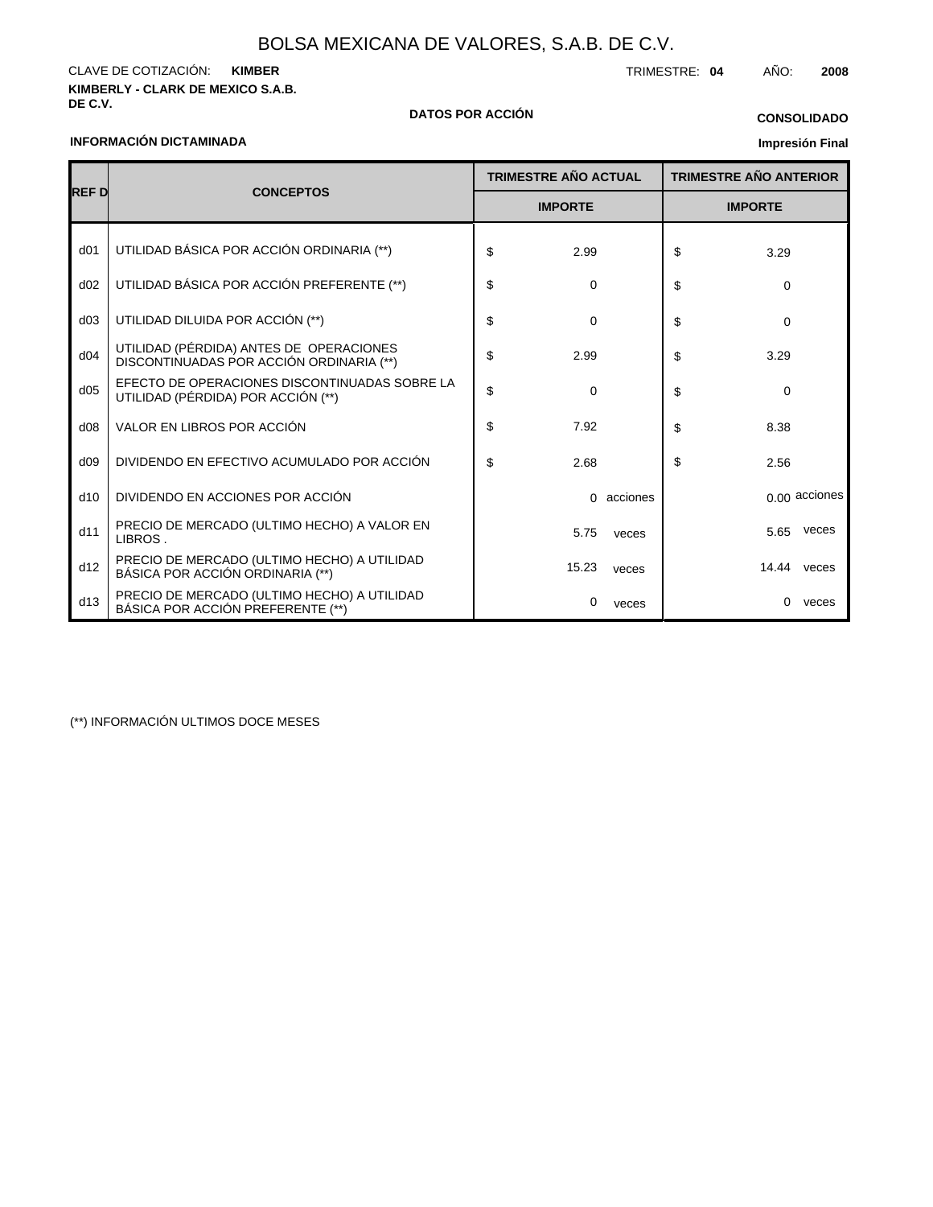# BOLSA MEXICANA DE VALORES, S.A.B. DE C.V.

CLAVE DE COTIZACIÓN: **KIMBER**

TRIMESTRE: **04** AÑO: **2008**

**KIMBERLY - CLARK DE MEXICO S.A.B. DE C.V.**

**DATOS POR ACCIÓN**

**CONSOLIDADO**

**INFORMACIÓN DICTAMINADA**

**Impresión Final**

| REF D | CONCEPTOS | TRIMESTRE AÑO ACTUAL | TRIMESTRE AÑO ANTERIOR |
|---|---|---|---|
| | | IMPORTE | IMPORTE |
| d01 | UTILIDAD BÁSICA POR ACCIÓN ORDINARIA (**) | $ 2.99 | $ 3.29 |
| d02 | UTILIDAD BÁSICA POR ACCIÓN PREFERENTE (**) | $ 0 | $ 0 |
| d03 | UTILIDAD DILUIDA POR ACCIÓN (**) | $ 0 | $ 0 |
| d04 | UTILIDAD (PÉRDIDA) ANTES DE OPERACIONES DISCONTINUADAS POR ACCIÓN ORDINARIA (**) | $ 2.99 | $ 3.29 |
| d05 | EFECTO DE OPERACIONES DISCONTINUADAS SOBRE LA UTILIDAD (PÉRDIDA) POR ACCIÓN (**) | $ 0 | $ 0 |
| d08 | VALOR EN LIBROS POR ACCIÓN | $ 7.92 | $ 8.38 |
| d09 | DIVIDENDO EN EFECTIVO ACUMULADO POR ACCIÓN | $ 2.68 | $ 2.56 |
| d10 | DIVIDENDO EN ACCIONES POR ACCIÓN | 0 acciones | 0.00 acciones |
| d11 | PRECIO DE MERCADO (ULTIMO HECHO) A VALOR EN LIBROS . | 5.75 veces | 5.65 veces |
| d12 | PRECIO DE MERCADO (ULTIMO HECHO) A UTILIDAD BÁSICA POR ACCIÓN ORDINARIA (**) | 15.23 veces | 14.44 veces |
| d13 | PRECIO DE MERCADO (ULTIMO HECHO) A UTILIDAD BÁSICA POR ACCIÓN PREFERENTE (**) | 0 veces | 0 veces |

(**) INFORMACIÓN ULTIMOS DOCE MESES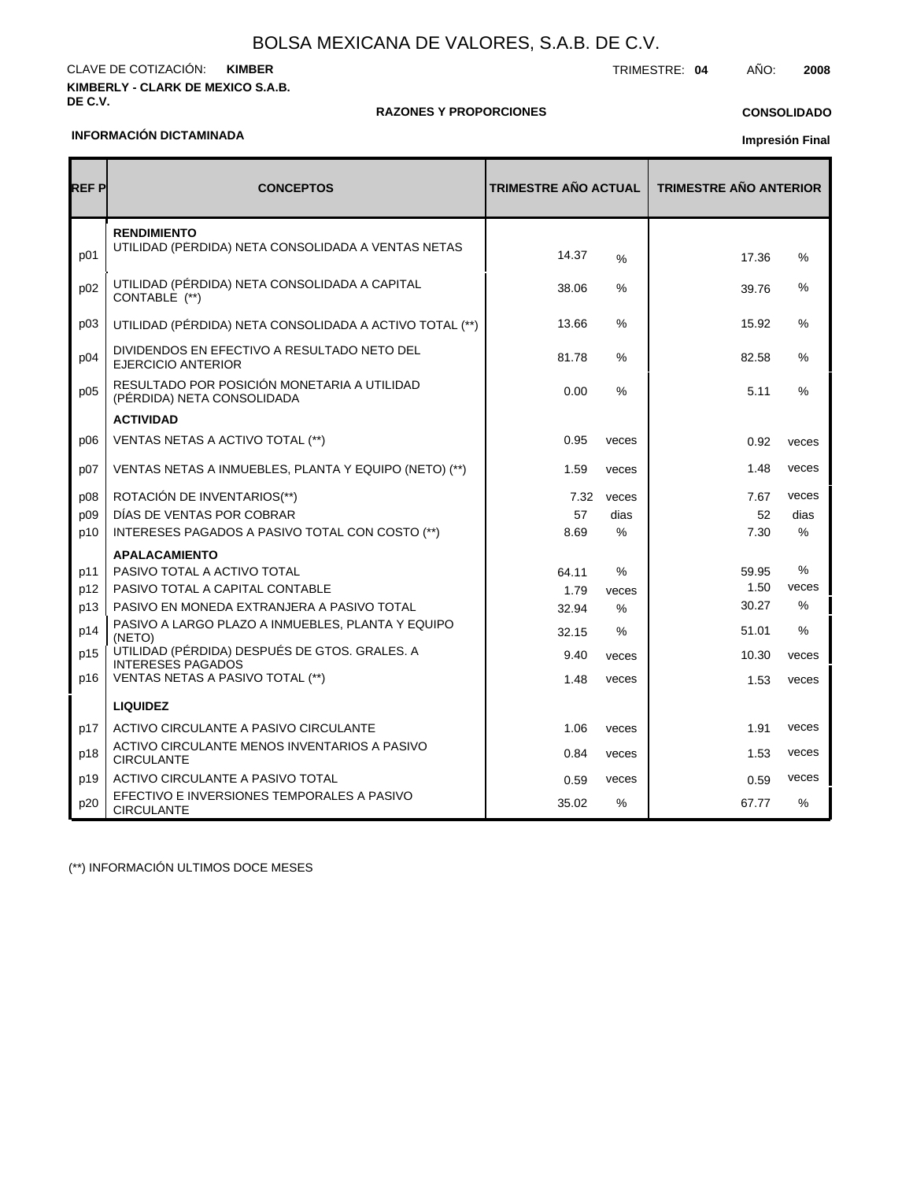# BOLSA MEXICANA DE VALORES, S.A.B. DE C.V.

CLAVE DE COTIZACIÓN: **KIMBER**

TRIMESTRE: **04** AÑO: **2008**

**KIMBERLY - CLARK DE MEXICO S.A.B. DE C.V.**

**RAZONES Y PROPORCIONES**

**CONSOLIDADO**

**INFORMACIÓN DICTAMINADA**

**Impresión Final**

| REF P | CONCEPTOS | TRIMESTRE AÑO ACTUAL | | TRIMESTRE AÑO ANTERIOR | |
|---|---|---|---|---|---|
| | **RENDIMIENTO** | | | | |
| p01 | UTILIDAD (PÉRDIDA) NETA CONSOLIDADA A VENTAS NETAS | 14.37 | % | 17.36 | % |
| p02 | UTILIDAD (PÉRDIDA) NETA CONSOLIDADA A CAPITAL CONTABLE (**) | 38.06 | % | 39.76 | % |
| p03 | UTILIDAD (PÉRDIDA) NETA CONSOLIDADA A ACTIVO TOTAL (**) | 13.66 | % | 15.92 | % |
| p04 | DIVIDENDOS EN EFECTIVO A RESULTADO NETO DEL EJERCICIO ANTERIOR | 81.78 | % | 82.58 | % |
| p05 | RESULTADO POR POSICIÓN MONETARIA A UTILIDAD (PÉRDIDA) NETA CONSOLIDADA | 0.00 | % | 5.11 | % |
| | **ACTIVIDAD** | | | | |
| p06 | VENTAS NETAS A ACTIVO TOTAL (**) | 0.95 | veces | 0.92 | veces |
| p07 | VENTAS NETAS A INMUEBLES, PLANTA Y EQUIPO (NETO) (**) | 1.59 | veces | 1.48 | veces |
| p08 | ROTACIÓN DE INVENTARIOS(**) | 7.32 | veces | 7.67 | veces |
| p09 | DÍAS DE VENTAS POR COBRAR | 57 | dias | 52 | dias |
| p10 | INTERESES PAGADOS A PASIVO TOTAL CON COSTO (**) | 8.69 | % | 7.30 | % |
| | **APALACAMIENTO** | | | | |
| p11 | PASIVO TOTAL A ACTIVO TOTAL | 64.11 | % | 59.95 | % |
| p12 | PASIVO TOTAL A CAPITAL CONTABLE | 1.79 | veces | 1.50 | veces |
| p13 | PASIVO EN MONEDA EXTRANJERA A PASIVO TOTAL | 32.94 | % | 30.27 | % |
| p14 | PASIVO A LARGO PLAZO A INMUEBLES, PLANTA Y EQUIPO (NETO) | 32.15 | % | 51.01 | % |
| p15 | UTILIDAD (PÉRDIDA) DESPUÉS DE GTOS. GRALES. A INTERESES PAGADOS | 9.40 | veces | 10.30 | veces |
| p16 | VENTAS NETAS A PASIVO TOTAL (**) | 1.48 | veces | 1.53 | veces |
| | **LIQUIDEZ** | | | | |
| p17 | ACTIVO CIRCULANTE A PASIVO CIRCULANTE | 1.06 | veces | 1.91 | veces |
| p18 | ACTIVO CIRCULANTE MENOS INVENTARIOS A PASIVO CIRCULANTE | 0.84 | veces | 1.53 | veces |
| p19 | ACTIVO CIRCULANTE A PASIVO TOTAL | 0.59 | veces | 0.59 | veces |
| p20 | EFECTIVO E INVERSIONES TEMPORALES A PASIVO CIRCULANTE | 35.02 | % | 67.77 | % |

(**) INFORMACIÓN ULTIMOS DOCE MESES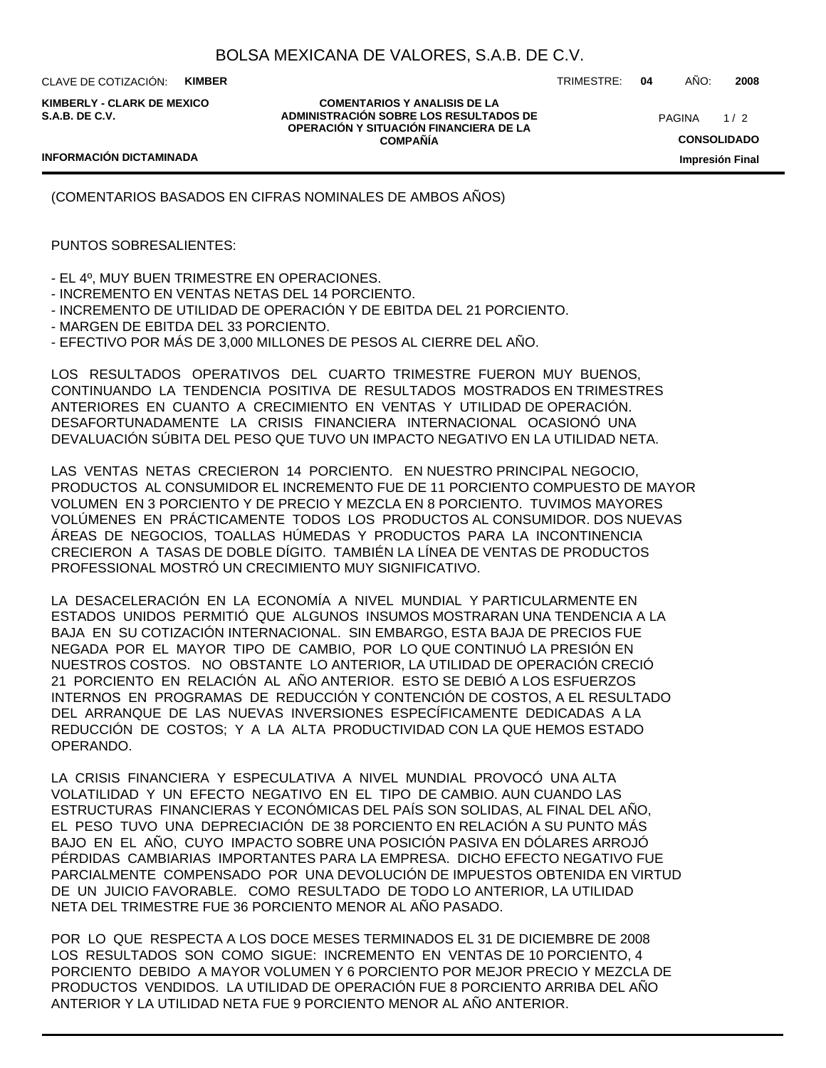(COMENTARIOS BASADOS EN CIFRAS NOMINALES DE AMBOS AÑOS)

PUNTOS SOBRESALIENTES:

- EL 4º, MUY BUEN TRIMESTRE EN OPERACIONES.
- INCREMENTO EN VENTAS NETAS DEL 14 PORCIENTO.
- INCREMENTO DE UTILIDAD DE OPERACIÓN Y DE EBITDA DEL 21 PORCIENTO.
- MARGEN DE EBITDA DEL 33 PORCIENTO.
- EFECTIVO POR MÁS DE 3,000 MILLONES DE PESOS AL CIERRE DEL AÑO.

LOS RESULTADOS OPERATIVOS DEL CUARTO TRIMESTRE FUERON MUY BUENOS, CONTINUANDO LA TENDENCIA POSITIVA DE RESULTADOS MOSTRADOS EN TRIMESTRES ANTERIORES EN CUANTO A CRECIMIENTO EN VENTAS Y UTILIDAD DE OPERACIÓN. DESAFORTUNADAMENTE LA CRISIS FINANCIERA INTERNACIONAL OCASIONÓ UNA DEVALUACIÓN SÚBITA DEL PESO QUE TUVO UN IMPACTO NEGATIVO EN LA UTILIDAD NETA.

LAS VENTAS NETAS CRECIERON 14 PORCIENTO. EN NUESTRO PRINCIPAL NEGOCIO, PRODUCTOS AL CONSUMIDOR EL INCREMENTO FUE DE 11 PORCIENTO COMPUESTO DE MAYOR VOLUMEN EN 3 PORCIENTO Y DE PRECIO Y MEZCLA EN 8 PORCIENTO. TUVIMOS MAYORES VOLÚMENES EN PRÁCTICAMENTE TODOS LOS PRODUCTOS AL CONSUMIDOR. DOS NUEVAS ÁREAS DE NEGOCIOS, TOALLAS HÚMEDAS Y PRODUCTOS PARA LA INCONTINENCIA CRECIERON A TASAS DE DOBLE DÍGITO. TAMBIÉN LA LÍNEA DE VENTAS DE PRODUCTOS PROFESSIONAL MOSTRÓ UN CRECIMIENTO MUY SIGNIFICATIVO.

LA DESACELERACIÓN EN LA ECONOMÍA A NIVEL MUNDIAL Y PARTICULARMENTE EN ESTADOS UNIDOS PERMITIÓ QUE ALGUNOS INSUMOS MOSTRARAN UNA TENDENCIA A LA BAJA EN SU COTIZACIÓN INTERNACIONAL. SIN EMBARGO, ESTA BAJA DE PRECIOS FUE NEGADA POR EL MAYOR TIPO DE CAMBIO, POR LO QUE CONTINUÓ LA PRESIÓN EN NUESTROS COSTOS. NO OBSTANTE LO ANTERIOR, LA UTILIDAD DE OPERACIÓN CRECIÓ 21 PORCIENTO EN RELACIÓN AL AÑO ANTERIOR. ESTO SE DEBIÓ A LOS ESFUERZOS INTERNOS EN PROGRAMAS DE REDUCCIÓN Y CONTENCIÓN DE COSTOS, A EL RESULTADO DEL ARRANQUE DE LAS NUEVAS INVERSIONES ESPECÍFICAMENTE DEDICADAS A LA REDUCCIÓN DE COSTOS; Y A LA ALTA PRODUCTIVIDAD CON LA QUE HEMOS ESTADO OPERANDO.

LA CRISIS FINANCIERA Y ESPECULATIVA A NIVEL MUNDIAL PROVOCÓ UNA ALTA VOLATILIDAD Y UN EFECTO NEGATIVO EN EL TIPO DE CAMBIO. AUN CUANDO LAS ESTRUCTURAS FINANCIERAS Y ECONÓMICAS DEL PAÍS SON SOLIDAS, AL FINAL DEL AÑO, EL PESO TUVO UNA DEPRECIACIÓN DE 38 PORCIENTO EN RELACIÓN A SU PUNTO MÁS BAJO EN EL AÑO, CUYO IMPACTO SOBRE UNA POSICIÓN PASIVA EN DÓLARES ARROJÓ PÉRDIDAS CAMBIARIAS IMPORTANTES PARA LA EMPRESA. DICHO EFECTO NEGATIVO FUE PARCIALMENTE COMPENSADO POR UNA DEVOLUCIÓN DE IMPUESTOS OBTENIDA EN VIRTUD DE UN JUICIO FAVORABLE. COMO RESULTADO DE TODO LO ANTERIOR, LA UTILIDAD NETA DEL TRIMESTRE FUE 36 PORCIENTO MENOR AL AÑO PASADO.

POR LO QUE RESPECTA A LOS DOCE MESES TERMINADOS EL 31 DE DICIEMBRE DE 2008 LOS RESULTADOS SON COMO SIGUE: INCREMENTO EN VENTAS DE 10 PORCIENTO, 4 PORCIENTO DEBIDO A MAYOR VOLUMEN Y 6 PORCIENTO POR MEJOR PRECIO Y MEZCLA DE PRODUCTOS VENDIDOS. LA UTILIDAD DE OPERACIÓN FUE 8 PORCIENTO ARRIBA DEL AÑO ANTERIOR Y LA UTILIDAD NETA FUE 9 PORCIENTO MENOR AL AÑO ANTERIOR.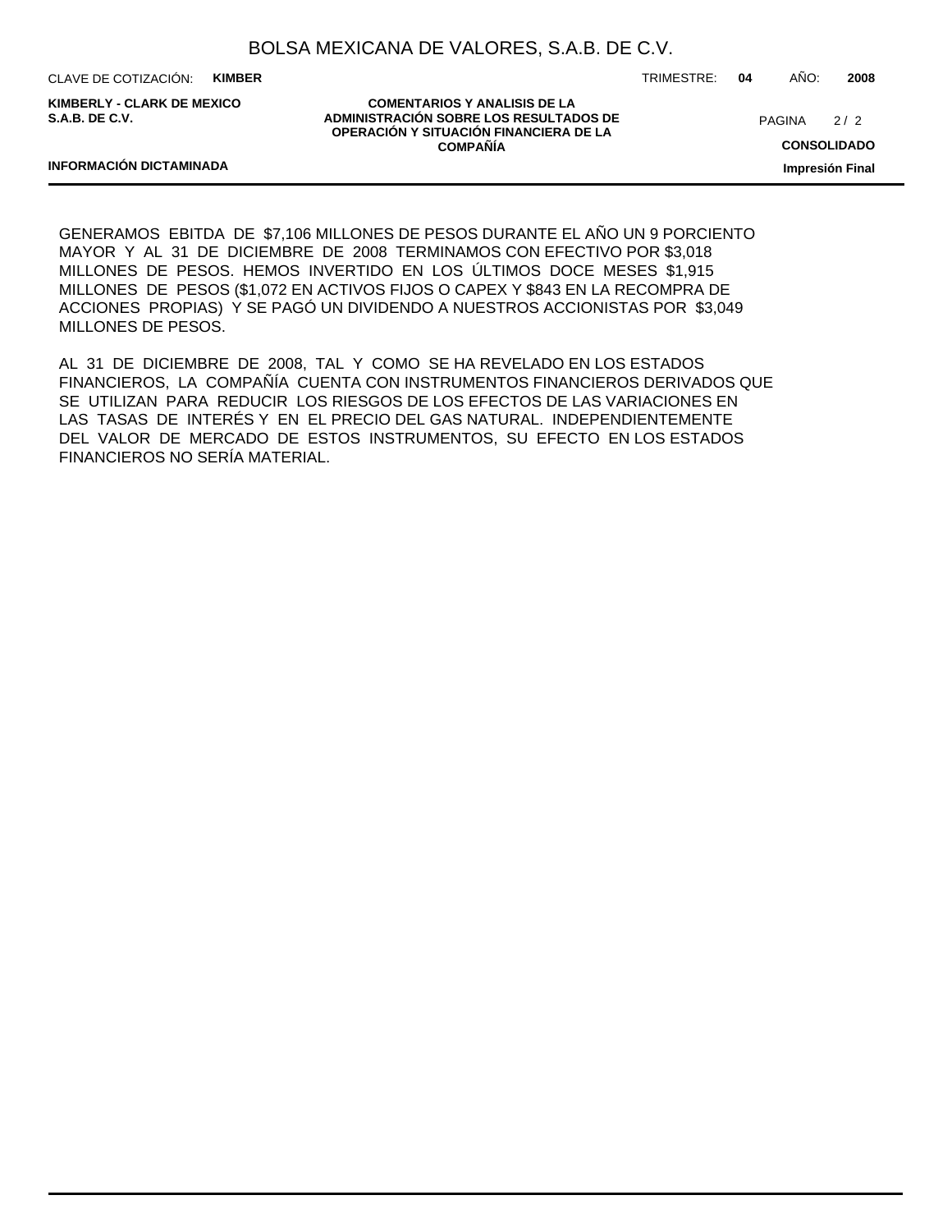GENERAMOS EBITDA DE $7,106 MILLONES DE PESOS DURANTE EL AÑO UN 9 PORCIENTO MAYOR Y AL 31 DE DICIEMBRE DE 2008 TERMINAMOS CON EFECTIVO POR $3,018 MILLONES DE PESOS. HEMOS INVERTIDO EN LOS ÚLTIMOS DOCE MESES $1,915 MILLONES DE PESOS ($1,072 EN ACTIVOS FIJOS O CAPEX Y $843 EN LA RECOMPRA DE ACCIONES PROPIAS) Y SE PAGÓ UN DIVIDENDO A NUESTROS ACCIONISTAS POR $3,049 MILLONES DE PESOS.

AL 31 DE DICIEMBRE DE 2008, TAL Y COMO SE HA REVELADO EN LOS ESTADOS FINANCIEROS, LA COMPAÑÍA CUENTA CON INSTRUMENTOS FINANCIEROS DERIVADOS QUE SE UTILIZAN PARA REDUCIR LOS RIESGOS DE LOS EFECTOS DE LAS VARIACIONES EN LAS TASAS DE INTERÉS Y EN EL PRECIO DEL GAS NATURAL. INDEPENDIENTEMENTE DEL VALOR DE MERCADO DE ESTOS INSTRUMENTOS, SU EFECTO EN LOS ESTADOS FINANCIEROS NO SERÍA MATERIAL.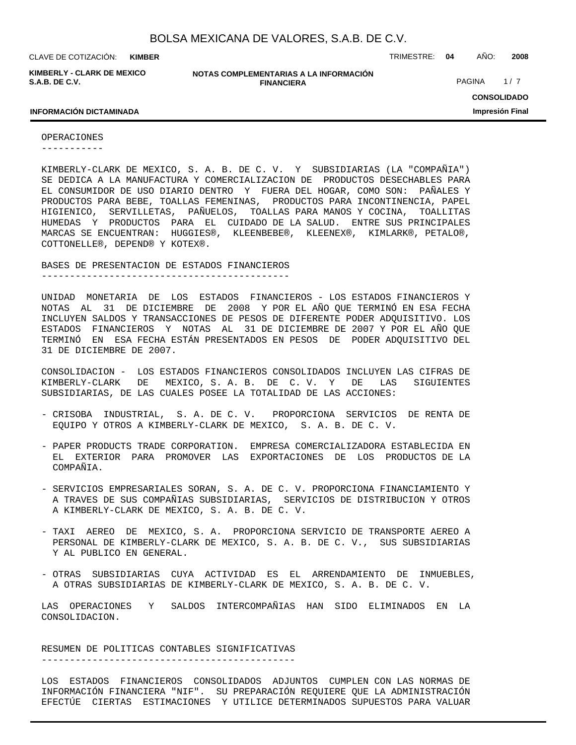## OPERACIONES

KIMBERLY-CLARK DE MEXICO, S. A. B. DE C. V. Y SUBSIDIARIAS (LA "COMPAÑIA") SE DEDICA A LA MANUFACTURA Y COMERCIALIZACION DE PRODUCTOS DESECHABLES PARA EL CONSUMIDOR DE USO DIARIO DENTRO Y FUERA DEL HOGAR, COMO SON: PAÑALES Y PRODUCTOS PARA BEBE, TOALLAS FEMENINAS, PRODUCTOS PARA INCONTINENCIA, PAPEL HIGIENICO, SERVILLETAS, PAÑUELOS, TOALLAS PARA MANOS Y COCINA, TOALLITAS HUMEDAS Y PRODUCTOS PARA EL CUIDADO DE LA SALUD. ENTRE SUS PRINCIPALES MARCAS SE ENCUENTRAN: HUGGIES®, KLEENBEBE®, KLEENEX®, KIMLARK®, PETALO®, COTTONELLE®, DEPEND® Y KOTEX®.

## BASES DE PRESENTACION DE ESTADOS FINANCIEROS

UNIDAD MONETARIA DE LOS ESTADOS FINANCIEROS - LOS ESTADOS FINANCIEROS Y NOTAS AL 31 DE DICIEMBRE DE 2008 Y POR EL AÑO QUE TERMINÓ EN ESA FECHA INCLUYEN SALDOS Y TRANSACCIONES DE PESOS DE DIFERENTE PODER ADQUISITIVO. LOS ESTADOS FINANCIEROS Y NOTAS AL 31 DE DICIEMBRE DE 2007 Y POR EL AÑO QUE TERMINÓ EN ESA FECHA ESTÁN PRESENTADOS EN PESOS DE PODER ADQUISITIVO DEL 31 DE DICIEMBRE DE 2007.

CONSOLIDACION - LOS ESTADOS FINANCIEROS CONSOLIDADOS INCLUYEN LAS CIFRAS DE KIMBERLY-CLARK DE MEXICO, S. A. B. DE C. V. Y DE LAS SIGUIENTES SUBSIDIARIAS, DE LAS CUALES POSEE LA TOTALIDAD DE LAS ACCIONES:

- CRISOBA INDUSTRIAL, S. A. DE C. V. PROPORCIONA SERVICIOS DE RENTA DE EQUIPO Y OTROS A KIMBERLY-CLARK DE MEXICO, S. A. B. DE C. V.
- PAPER PRODUCTS TRADE CORPORATION. EMPRESA COMERCIALIZADORA ESTABLECIDA EN EL EXTERIOR PARA PROMOVER LAS EXPORTACIONES DE LOS PRODUCTOS DE LA COMPAÑIA.
- SERVICIOS EMPRESARIALES SORAN, S. A. DE C. V. PROPORCIONA FINANCIAMIENTO Y A TRAVES DE SUS COMPAÑIAS SUBSIDIARIAS, SERVICIOS DE DISTRIBUCION Y OTROS A KIMBERLY-CLARK DE MEXICO, S. A. B. DE C. V.
- TAXI AEREO DE MEXICO, S. A. PROPORCIONA SERVICIO DE TRANSPORTE AEREO A PERSONAL DE KIMBERLY-CLARK DE MEXICO, S. A. B. DE C. V., SUS SUBSIDIARIAS Y AL PUBLICO EN GENERAL.
- OTRAS SUBSIDIARIAS CUYA ACTIVIDAD ES EL ARRENDAMIENTO DE INMUEBLES, A OTRAS SUBSIDIARIAS DE KIMBERLY-CLARK DE MEXICO, S. A. B. DE C. V.

LAS OPERACIONES Y SALDOS INTERCOMPAÑIAS HAN SIDO ELIMINADOS EN LA CONSOLIDACION.

## RESUMEN DE POLITICAS CONTABLES SIGNIFICATIVAS

LOS ESTADOS FINANCIEROS CONSOLIDADOS ADJUNTOS CUMPLEN CON LAS NORMAS DE INFORMACIÓN FINANCIERA "NIF". SU PREPARACIÓN REQUIERE QUE LA ADMINISTRACIÓN EFECTÚE CIERTAS ESTIMACIONES Y UTILICE DETERMINADOS SUPUESTOS PARA VALUAR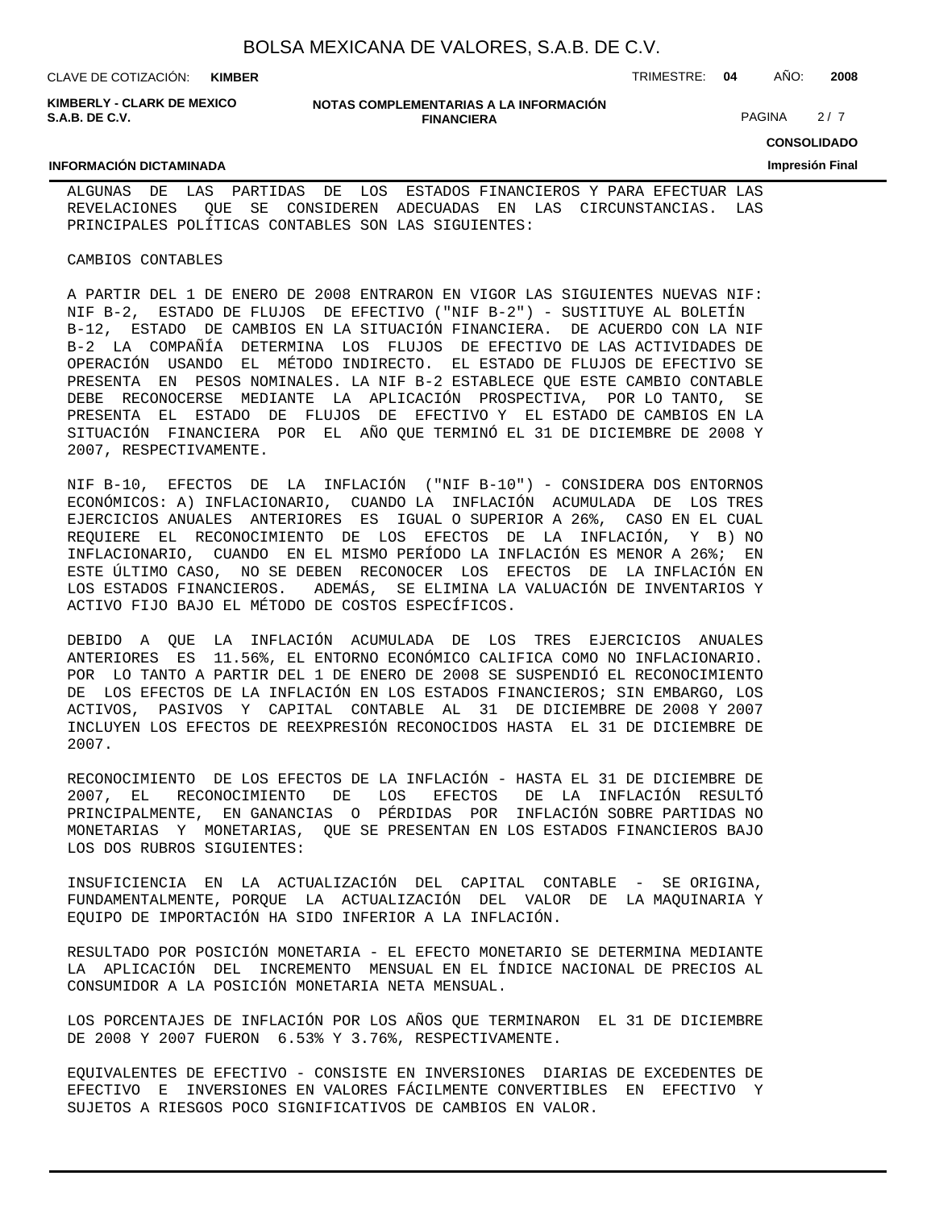ALGUNAS DE LAS PARTIDAS DE LOS ESTADOS FINANCIEROS Y PARA EFECTUAR LAS REVELACIONES QUE SE CONSIDEREN ADECUADAS EN LAS CIRCUNSTANCIAS. LAS PRINCIPALES POLÍTICAS CONTABLES SON LAS SIGUIENTES:

CAMBIOS CONTABLES

A PARTIR DEL 1 DE ENERO DE 2008 ENTRARON EN VIGOR LAS SIGUIENTES NUEVAS NIF: NIF B-2, ESTADO DE FLUJOS DE EFECTIVO ("NIF B-2") - SUSTITUYE AL BOLETÍN B-12, ESTADO DE CAMBIOS EN LA SITUACIÓN FINANCIERA. DE ACUERDO CON LA NIF B-2 LA COMPAÑÍA DETERMINA LOS FLUJOS DE EFECTIVO DE LAS ACTIVIDADES DE OPERACIÓN USANDO EL MÉTODO INDIRECTO. EL ESTADO DE FLUJOS DE EFECTIVO SE PRESENTA EN PESOS NOMINALES. LA NIF B-2 ESTABLECE QUE ESTE CAMBIO CONTABLE DEBE RECONOCERSE MEDIANTE LA APLICACIÓN PROSPECTIVA, POR LO TANTO, SE PRESENTA EL ESTADO DE FLUJOS DE EFECTIVO Y EL ESTADO DE CAMBIOS EN LA SITUACIÓN FINANCIERA POR EL AÑO QUE TERMINÓ EL 31 DE DICIEMBRE DE 2008 Y 2007, RESPECTIVAMENTE.

NIF B-10, EFECTOS DE LA INFLACIÓN ("NIF B-10") - CONSIDERA DOS ENTORNOS ECONÓMICOS: A) INFLACIONARIO, CUANDO LA INFLACIÓN ACUMULADA DE LOS TRES EJERCICIOS ANUALES ANTERIORES ES IGUAL O SUPERIOR A 26%, CASO EN EL CUAL REQUIERE EL RECONOCIMIENTO DE LOS EFECTOS DE LA INFLACIÓN, Y B) NO INFLACIONARIO, CUANDO EN EL MISMO PERÍODO LA INFLACIÓN ES MENOR A 26%; EN ESTE ÚLTIMO CASO, NO SE DEBEN RECONOCER LOS EFECTOS DE LA INFLACIÓN EN LOS ESTADOS FINANCIEROS. ADEMÁS, SE ELIMINA LA VALUACIÓN DE INVENTARIOS Y ACTIVO FIJO BAJO EL MÉTODO DE COSTOS ESPECÍFICOS.

DEBIDO A QUE LA INFLACIÓN ACUMULADA DE LOS TRES EJERCICIOS ANUALES ANTERIORES ES 11.56%, EL ENTORNO ECONÓMICO CALIFICA COMO NO INFLACIONARIO. POR LO TANTO A PARTIR DEL 1 DE ENERO DE 2008 SE SUSPENDIÓ EL RECONOCIMIENTO DE LOS EFECTOS DE LA INFLACIÓN EN LOS ESTADOS FINANCIEROS; SIN EMBARGO, LOS ACTIVOS, PASIVOS Y CAPITAL CONTABLE AL 31 DE DICIEMBRE DE 2008 Y 2007 INCLUYEN LOS EFECTOS DE REEXPRESIÓN RECONOCIDOS HASTA EL 31 DE DICIEMBRE DE 2007.

RECONOCIMIENTO DE LOS EFECTOS DE LA INFLACIÓN - HASTA EL 31 DE DICIEMBRE DE 2007, EL RECONOCIMIENTO DE LOS EFECTOS DE LA INFLACIÓN RESULTÓ PRINCIPALMENTE, EN GANANCIAS O PÉRDIDAS POR INFLACIÓN SOBRE PARTIDAS NO MONETARIAS Y MONETARIAS, QUE SE PRESENTAN EN LOS ESTADOS FINANCIEROS BAJO LOS DOS RUBROS SIGUIENTES:

INSUFICIENCIA EN LA ACTUALIZACIÓN DEL CAPITAL CONTABLE - SE ORIGINA, FUNDAMENTALMENTE, PORQUE LA ACTUALIZACIÓN DEL VALOR DE LA MAQUINARIA Y EQUIPO DE IMPORTACIÓN HA SIDO INFERIOR A LA INFLACIÓN.

RESULTADO POR POSICIÓN MONETARIA - EL EFECTO MONETARIO SE DETERMINA MEDIANTE LA APLICACIÓN DEL INCREMENTO MENSUAL EN EL ÍNDICE NACIONAL DE PRECIOS AL CONSUMIDOR A LA POSICIÓN MONETARIA NETA MENSUAL.

LOS PORCENTAJES DE INFLACIÓN POR LOS AÑOS QUE TERMINARON EL 31 DE DICIEMBRE DE 2008 Y 2007 FUERON 6.53% Y 3.76%, RESPECTIVAMENTE.

EQUIVALENTES DE EFECTIVO - CONSISTE EN INVERSIONES DIARIAS DE EXCEDENTES DE EFECTIVO E INVERSIONES EN VALORES FÁCILMENTE CONVERTIBLES EN EFECTIVO Y SUJETOS A RIESGOS POCO SIGNIFICATIVOS DE CAMBIOS EN VALOR.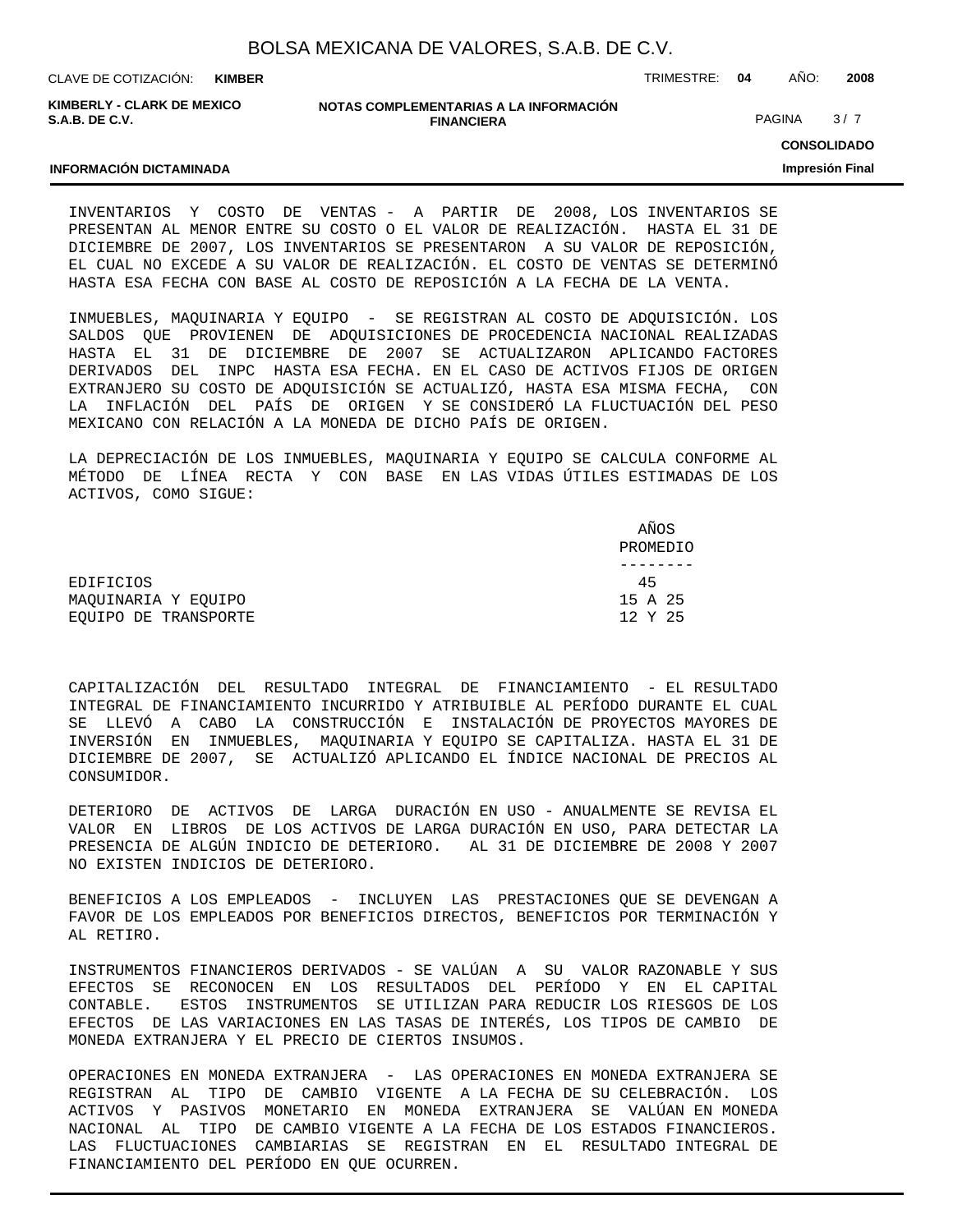INVENTARIOS Y COSTO DE VENTAS - A PARTIR DE 2008, LOS INVENTARIOS SE PRESENTAN AL MENOR ENTRE SU COSTO O EL VALOR DE REALIZACIÓN. HASTA EL 31 DE DICIEMBRE DE 2007, LOS INVENTARIOS SE PRESENTARON A SU VALOR DE REPOSICIÓN, EL CUAL NO EXCEDE A SU VALOR DE REALIZACIÓN. EL COSTO DE VENTAS SE DETERMINÓ HASTA ESA FECHA CON BASE AL COSTO DE REPOSICIÓN A LA FECHA DE LA VENTA.

INMUEBLES, MAQUINARIA Y EQUIPO - SE REGISTRAN AL COSTO DE ADQUISICIÓN. LOS SALDOS QUE PROVIENEN DE ADQUISICIONES DE PROCEDENCIA NACIONAL REALIZADAS HASTA EL 31 DE DICIEMBRE DE 2007 SE ACTUALIZARON APLICANDO FACTORES DERIVADOS DEL INPC HASTA ESA FECHA. EN EL CASO DE ACTIVOS FIJOS DE ORIGEN EXTRANJERO SU COSTO DE ADQUISICIÓN SE ACTUALIZÓ, HASTA ESA MISMA FECHA, CON LA INFLACIÓN DEL PAÍS DE ORIGEN Y SE CONSIDERÓ LA FLUCTUACIÓN DEL PESO MEXICANO CON RELACIÓN A LA MONEDA DE DICHO PAÍS DE ORIGEN.

LA DEPRECIACIÓN DE LOS INMUEBLES, MAQUINARIA Y EQUIPO SE CALCULA CONFORME AL MÉTODO DE LÍNEA RECTA Y CON BASE EN LAS VIDAS ÚTILES ESTIMADAS DE LOS ACTIVOS, COMO SIGUE:

| | AÑOS PROMEDIO |
|---|---|
| EDIFICIOS | 45 |
| MAQUINARIA Y EQUIPO | 15 A 25 |
| EQUIPO DE TRANSPORTE | 12 Y 25 |

CAPITALIZACIÓN DEL RESULTADO INTEGRAL DE FINANCIAMIENTO - EL RESULTADO INTEGRAL DE FINANCIAMIENTO INCURRIDO Y ATRIBUIBLE AL PERÍODO DURANTE EL CUAL SE LLEVÓ A CABO LA CONSTRUCCIÓN E INSTALACIÓN DE PROYECTOS MAYORES DE INVERSIÓN EN INMUEBLES, MAQUINARIA Y EQUIPO SE CAPITALIZA. HASTA EL 31 DE DICIEMBRE DE 2007, SE ACTUALIZÓ APLICANDO EL ÍNDICE NACIONAL DE PRECIOS AL CONSUMIDOR.

DETERIORO DE ACTIVOS DE LARGA DURACIÓN EN USO - ANUALMENTE SE REVISA EL VALOR EN LIBROS DE LOS ACTIVOS DE LARGA DURACIÓN EN USO, PARA DETECTAR LA PRESENCIA DE ALGÚN INDICIO DE DETERIORO. AL 31 DE DICIEMBRE DE 2008 Y 2007 NO EXISTEN INDICIOS DE DETERIORO.

BENEFICIOS A LOS EMPLEADOS - INCLUYEN LAS PRESTACIONES QUE SE DEVENGAN A FAVOR DE LOS EMPLEADOS POR BENEFICIOS DIRECTOS, BENEFICIOS POR TERMINACIÓN Y AL RETIRO.

INSTRUMENTOS FINANCIEROS DERIVADOS - SE VALÚAN A SU VALOR RAZONABLE Y SUS EFECTOS SE RECONOCEN EN LOS RESULTADOS DEL PERÍODO Y EN EL CAPITAL CONTABLE. ESTOS INSTRUMENTOS SE UTILIZAN PARA REDUCIR LOS RIESGOS DE LOS EFECTOS DE LAS VARIACIONES EN LAS TASAS DE INTERÉS, LOS TIPOS DE CAMBIO DE MONEDA EXTRANJERA Y EL PRECIO DE CIERTOS INSUMOS.

OPERACIONES EN MONEDA EXTRANJERA - LAS OPERACIONES EN MONEDA EXTRANJERA SE REGISTRAN AL TIPO DE CAMBIO VIGENTE A LA FECHA DE SU CELEBRACIÓN. LOS ACTIVOS Y PASIVOS MONETARIO EN MONEDA EXTRANJERA SE VALÚAN EN MONEDA NACIONAL AL TIPO DE CAMBIO VIGENTE A LA FECHA DE LOS ESTADOS FINANCIEROS. LAS FLUCTUACIONES CAMBIARIAS SE REGISTRAN EN EL RESULTADO INTEGRAL DE FINANCIAMIENTO DEL PERÍODO EN QUE OCURREN.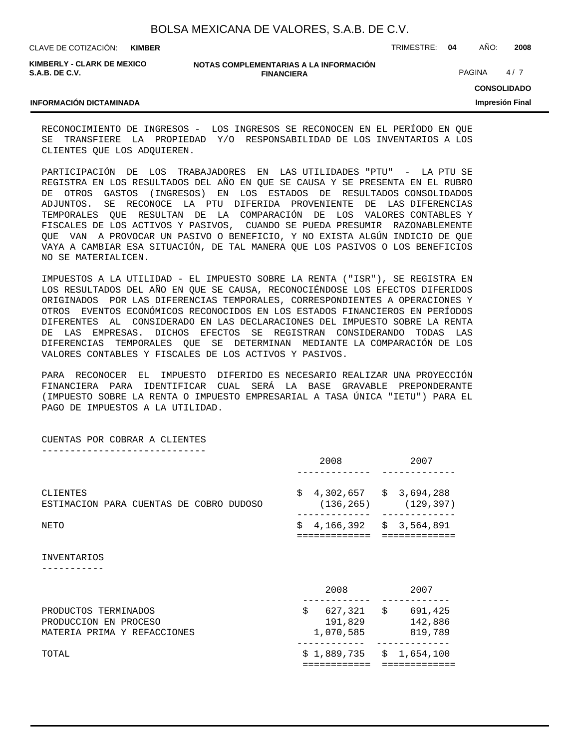RECONOCIMIENTO DE INGRESOS - LOS INGRESOS SE RECONOCEN EN EL PERÍODO EN QUE SE TRANSFIERE LA PROPIEDAD Y/O RESPONSABILIDAD DE LOS INVENTARIOS A LOS CLIENTES QUE LOS ADQUIEREN.

PARTICIPACIÓN DE LOS TRABAJADORES EN LAS UTILIDADES "PTU" - LA PTU SE REGISTRA EN LOS RESULTADOS DEL AÑO EN QUE SE CAUSA Y SE PRESENTA EN EL RUBRO DE OTROS GASTOS (INGRESOS) EN LOS ESTADOS DE RESULTADOS CONSOLIDADOS ADJUNTOS. SE RECONOCE LA PTU DIFERIDA PROVENIENTE DE LAS DIFERENCIAS TEMPORALES QUE RESULTAN DE LA COMPARACIÓN DE LOS VALORES CONTABLES Y FISCALES DE LOS ACTIVOS Y PASIVOS, CUANDO SE PUEDA PRESUMIR RAZONABLEMENTE QUE VAN A PROVOCAR UN PASIVO O BENEFICIO, Y NO EXISTA ALGÚN INDICIO DE QUE VAYA A CAMBIAR ESA SITUACIÓN, DE TAL MANERA QUE LOS PASIVOS O LOS BENEFICIOS NO SE MATERIALICEN.

IMPUESTOS A LA UTILIDAD - EL IMPUESTO SOBRE LA RENTA ("ISR"), SE REGISTRA EN LOS RESULTADOS DEL AÑO EN QUE SE CAUSA, RECONOCIÉNDOSE LOS EFECTOS DIFERIDOS ORIGINADOS POR LAS DIFERENCIAS TEMPORALES, CORRESPONDIENTES A OPERACIONES Y OTROS EVENTOS ECONÓMICOS RECONOCIDOS EN LOS ESTADOS FINANCIEROS EN PERÍODOS DIFERENTES AL CONSIDERADO EN LAS DECLARACIONES DEL IMPUESTO SOBRE LA RENTA DE LAS EMPRESAS. DICHOS EFECTOS SE REGISTRAN CONSIDERANDO TODAS LAS DIFERENCIAS TEMPORALES QUE SE DETERMINAN MEDIANTE LA COMPARACIÓN DE LOS VALORES CONTABLES Y FISCALES DE LOS ACTIVOS Y PASIVOS.

PARA RECONOCER EL IMPUESTO DIFERIDO ES NECESARIO REALIZAR UNA PROYECCIÓN FINANCIERA PARA IDENTIFICAR CUAL SERÁ LA BASE GRAVABLE PREPONDERANTE (IMPUESTO SOBRE LA RENTA O IMPUESTO EMPRESARIAL A TASA ÚNICA "IETU") PARA EL PAGO DE IMPUESTOS A LA UTILIDAD.

## CUENTAS POR COBRAR A CLIENTES

| | 2008 | 2007 |
|---|---|---|
| CLIENTES | $ 4,302,657 | $ 3,694,288 |
| ESTIMACION PARA CUENTAS DE COBRO DUDOSO | (136,265) | (129,397) |
| NETO | $ 4,166,392 | $ 3,564,891 |

## INVENTARIOS

| | 2008 | 2007 |
|---|---|---|
| PRODUCTOS TERMINADOS | $ 627,321 | $ 691,425 |
| PRODUCCION EN PROCESO | 191,829 | 142,886 |
| MATERIA PRIMA Y REFACCIONES | 1,070,585 | 819,789 |
| TOTAL | $ 1,889,735 | $ 1,654,100 |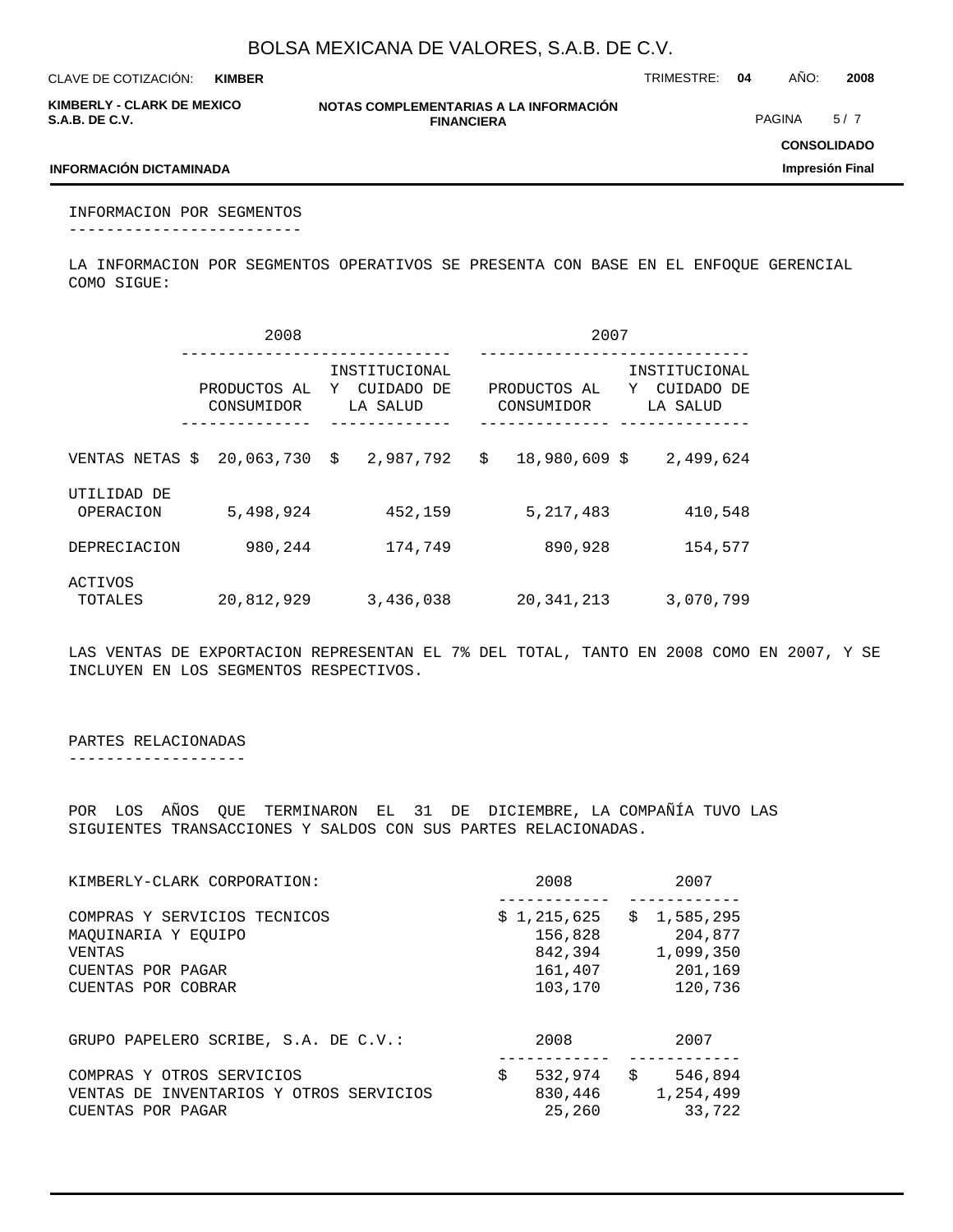## INFORMACION POR SEGMENTOS

LA INFORMACION POR SEGMENTOS OPERATIVOS SE PRESENTA CON BASE EN EL ENFOQUE GERENCIAL COMO SIGUE:

| | 2008 | | 2007 | |
|---|---|---|---|---|
| | PRODUCTOS AL CONSUMIDOR | INSTITUCIONAL Y CUIDADO DE LA SALUD | PRODUCTOS AL CONSUMIDOR | INSTITUCIONAL Y CUIDADO DE LA SALUD |
| VENTAS NETAS | $ 20,063,730 | $ 2,987,792 | $ 18,980,609 | $ 2,499,624 |
| UTILIDAD DE OPERACION | 5,498,924 | 452,159 | 5,217,483 | 410,548 |
| DEPRECIACION | 980,244 | 174,749 | 890,928 | 154,577 |
| ACTIVOS TOTALES | 20,812,929 | 3,436,038 | 20,341,213 | 3,070,799 |

LAS VENTAS DE EXPORTACION REPRESENTAN EL 7% DEL TOTAL, TANTO EN 2008 COMO EN 2007, Y SE INCLUYEN EN LOS SEGMENTOS RESPECTIVOS.

## PARTES RELACIONADAS

POR LOS AÑOS QUE TERMINARON EL 31 DE DICIEMBRE, LA COMPAÑÍA TUVO LAS SIGUIENTES TRANSACCIONES Y SALDOS CON SUS PARTES RELACIONADAS.

| KIMBERLY-CLARK CORPORATION: | 2008 | 2007 |
|---|---|---|
| COMPRAS Y SERVICIOS TECNICOS | $ 1,215,625 | $ 1,585,295 |
| MAQUINARIA Y EQUIPO | 156,828 | 204,877 |
| VENTAS | 842,394 | 1,099,350 |
| CUENTAS POR PAGAR | 161,407 | 201,169 |
| CUENTAS POR COBRAR | 103,170 | 120,736 |

| GRUPO PAPELERO SCRIBE, S.A. DE C.V.: | 2008 | 2007 |
|---|---|---|
| COMPRAS Y OTROS SERVICIOS | $ 532,974 | $ 546,894 |
| VENTAS DE INVENTARIOS Y OTROS SERVICIOS | 830,446 | 1,254,499 |
| CUENTAS POR PAGAR | 25,260 | 33,722 |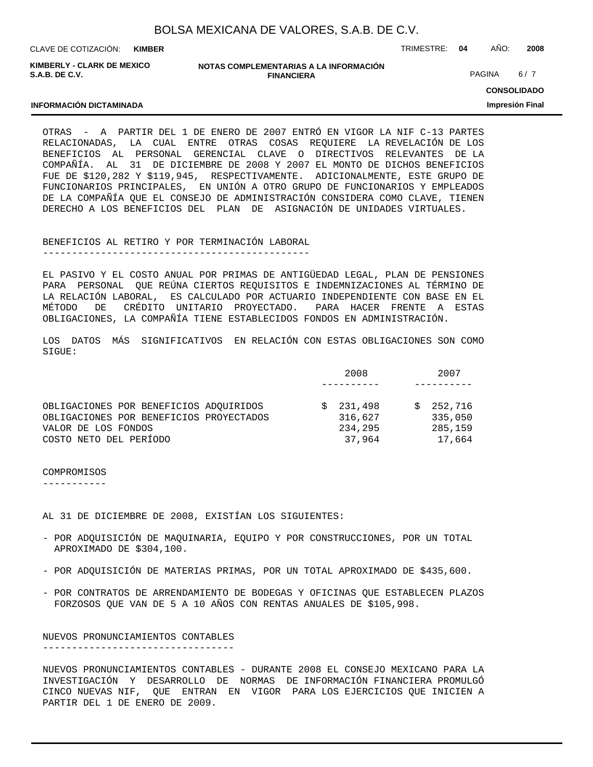OTRAS - A PARTIR DEL 1 DE ENERO DE 2007 ENTRÓ EN VIGOR LA NIF C-13 PARTES RELACIONADAS, LA CUAL ENTRE OTRAS COSAS REQUIERE LA REVELACIÓN DE LOS BENEFICIOS AL PERSONAL GERENCIAL CLAVE O DIRECTIVOS RELEVANTES DE LA COMPAÑÍA. AL 31 DE DICIEMBRE DE 2008 Y 2007 EL MONTO DE DICHOS BENEFICIOS FUE DE $120,282 Y $119,945, RESPECTIVAMENTE. ADICIONALMENTE, ESTE GRUPO DE FUNCIONARIOS PRINCIPALES, EN UNIÓN A OTRO GRUPO DE FUNCIONARIOS Y EMPLEADOS DE LA COMPAÑÍA QUE EL CONSEJO DE ADMINISTRACIÓN CONSIDERA COMO CLAVE, TIENEN DERECHO A LOS BENEFICIOS DEL PLAN DE ASIGNACIÓN DE UNIDADES VIRTUALES.

## BENEFICIOS AL RETIRO Y POR TERMINACIÓN LABORAL

EL PASIVO Y EL COSTO ANUAL POR PRIMAS DE ANTIGÜEDAD LEGAL, PLAN DE PENSIONES PARA PERSONAL QUE REÚNA CIERTOS REQUISITOS E INDEMNIZACIONES AL TÉRMINO DE LA RELACIÓN LABORAL, ES CALCULADO POR ACTUARIO INDEPENDIENTE CON BASE EN EL MÉTODO DE CRÉDITO UNITARIO PROYECTADO. PARA HACER FRENTE A ESTAS OBLIGACIONES, LA COMPAÑÍA TIENE ESTABLECIDOS FONDOS EN ADMINISTRACIÓN.

LOS DATOS MÁS SIGNIFICATIVOS EN RELACIÓN CON ESTAS OBLIGACIONES SON COMO SIGUE:

| | 2008 | 2007 |
|---|---|---|
| OBLIGACIONES POR BENEFICIOS ADQUIRIDOS | $ 231,498 | $ 252,716 |
| OBLIGACIONES POR BENEFICIOS PROYECTADOS | 316,627 | 335,050 |
| VALOR DE LOS FONDOS | 234,295 | 285,159 |
| COSTO NETO DEL PERÍODO | 37,964 | 17,664 |

## COMPROMISOS

AL 31 DE DICIEMBRE DE 2008, EXISTÍAN LOS SIGUIENTES:

- POR ADQUISICIÓN DE MAQUINARIA, EQUIPO Y POR CONSTRUCCIONES, POR UN TOTAL APROXIMADO DE $304,100.
- POR ADQUISICIÓN DE MATERIAS PRIMAS, POR UN TOTAL APROXIMADO DE $435,600.
- POR CONTRATOS DE ARRENDAMIENTO DE BODEGAS Y OFICINAS QUE ESTABLECEN PLAZOS FORZOSOS QUE VAN DE 5 A 10 AÑOS CON RENTAS ANUALES DE $105,998.

## NUEVOS PRONUNCIAMIENTOS CONTABLES

NUEVOS PRONUNCIAMIENTOS CONTABLES - DURANTE 2008 EL CONSEJO MEXICANO PARA LA INVESTIGACIÓN Y DESARROLLO DE NORMAS DE INFORMACIÓN FINANCIERA PROMULGÓ CINCO NUEVAS NIF, QUE ENTRAN EN VIGOR PARA LOS EJERCICIOS QUE INICIEN A PARTIR DEL 1 DE ENERO DE 2009.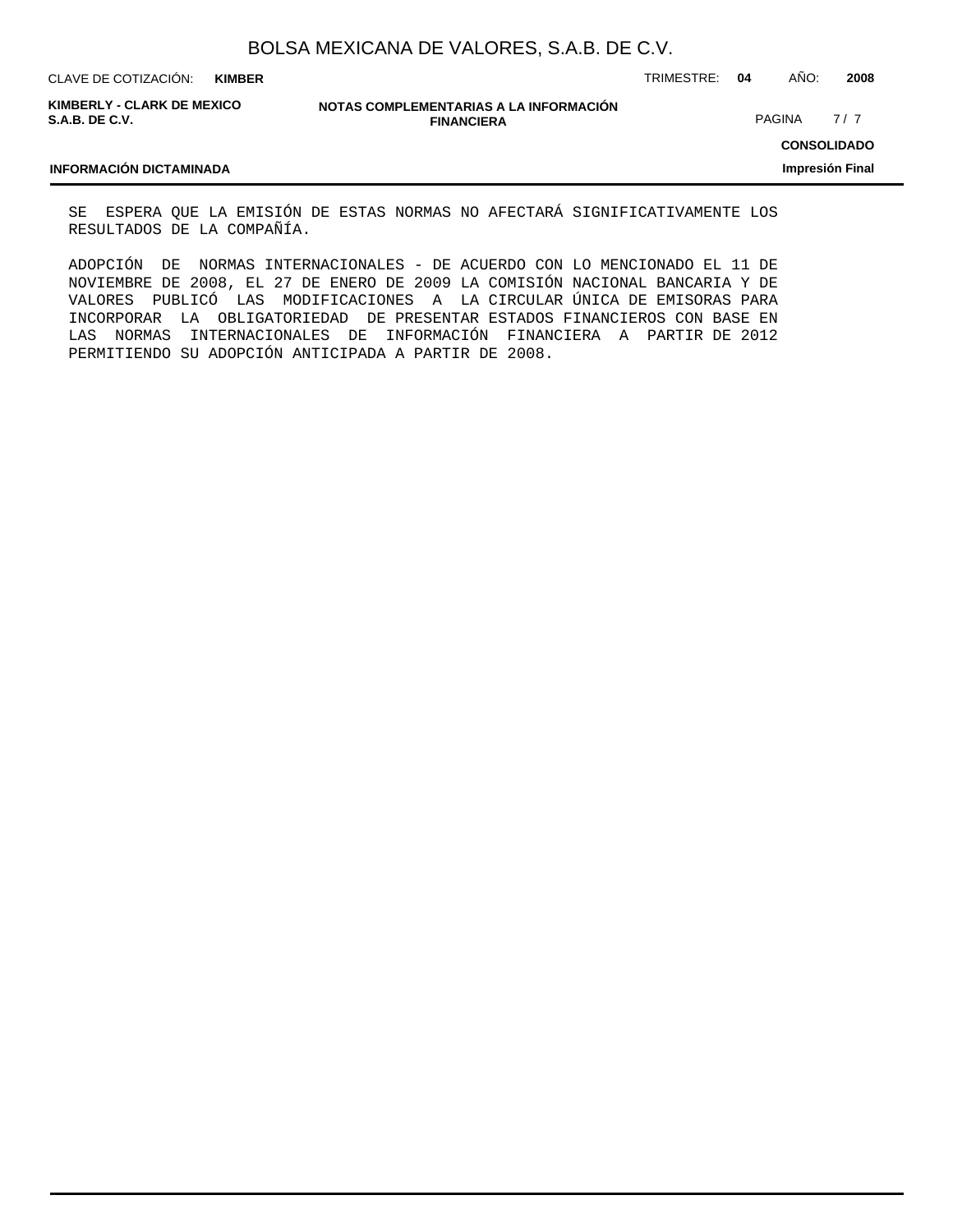SE ESPERA QUE LA EMISIÓN DE ESTAS NORMAS NO AFECTARÁ SIGNIFICATIVAMENTE LOS RESULTADOS DE LA COMPAÑÍA.

ADOPCIÓN DE NORMAS INTERNACIONALES - DE ACUERDO CON LO MENCIONADO EL 11 DE NOVIEMBRE DE 2008, EL 27 DE ENERO DE 2009 LA COMISIÓN NACIONAL BANCARIA Y DE VALORES PUBLICÓ LAS MODIFICACIONES A LA CIRCULAR ÚNICA DE EMISORAS PARA INCORPORAR LA OBLIGATORIEDAD DE PRESENTAR ESTADOS FINANCIEROS CON BASE EN LAS NORMAS INTERNACIONALES DE INFORMACIÓN FINANCIERA A PARTIR DE 2012 PERMITIENDO SU ADOPCIÓN ANTICIPADA A PARTIR DE 2008.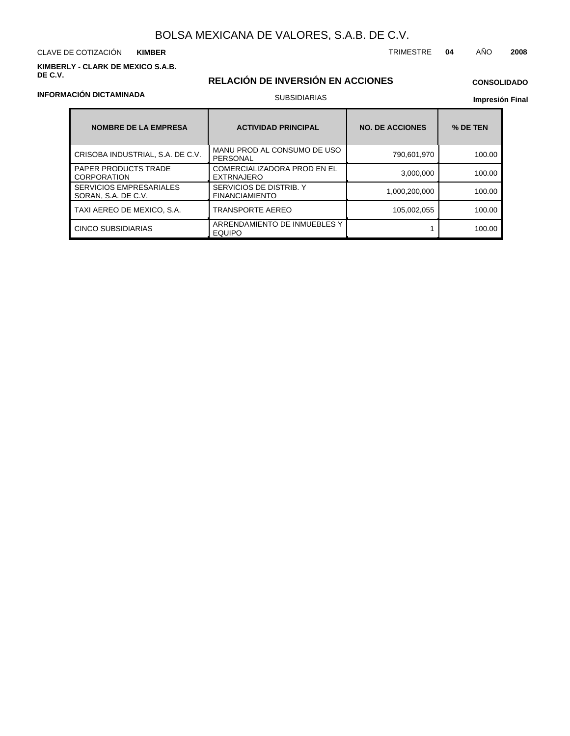# BOLSA MEXICANA DE VALORES, S.A.B. DE C.V.

CLAVE DE COTIZACIÓN **KIMBER** TRIMESTRE **04** AÑO **2008**

**KIMBERLY - CLARK DE MEXICO S.A.B. DE C.V.**

## RELACIÓN DE INVERSIÓN EN ACCIONES

**CONSOLIDADO**

**INFORMACIÓN DICTAMINADA**

SUBSIDIARIAS

**Impresión Final**

| NOMBRE DE LA EMPRESA | ACTIVIDAD PRINCIPAL | NO. DE ACCIONES | % DE TEN |
|---|---|---|---|
| CRISOBA INDUSTRIAL, S.A. DE C.V. | MANU PROD AL CONSUMO DE USO PERSONAL | 790,601,970 | 100.00 |
| PAPER PRODUCTS TRADE CORPORATION | COMERCIALIZADORA PROD EN EL EXTRNAJERO | 3,000,000 | 100.00 |
| SERVICIOS EMPRESARIALES SORAN, S.A. DE C.V. | SERVICIOS DE DISTRIB. Y FINANCIAMIENTO | 1,000,200,000 | 100.00 |
| TAXI AEREO DE MEXICO, S.A. | TRANSPORTE AEREO | 105,002,055 | 100.00 |
| CINCO SUBSIDIARIAS | ARRENDAMIENTO DE INMUEBLES Y EQUIPO | 1 | 100.00 |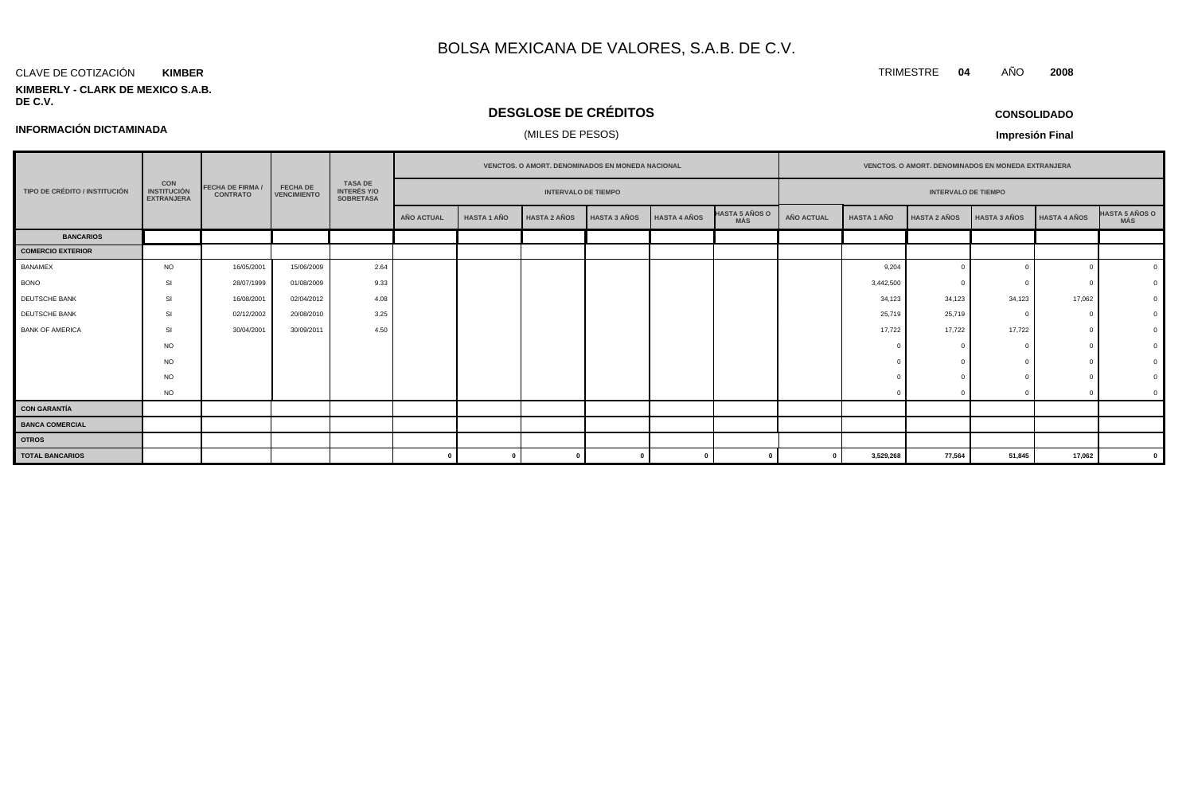# BOLSA MEXICANA DE VALORES, S.A.B. DE C.V.

CLAVE DE COTIZACIÓN **KIMBER**

TRIMESTRE **04** AÑO **2008**

**KIMBERLY - CLARK DE MEXICO S.A.B. DE C.V.**

## DESGLOSE DE CRÉDITOS

(MILES DE PESOS)

**CONSOLIDADO**

**INFORMACIÓN DICTAMINADA**

**Impresión Final**

| TIPO DE CRÉDITO / INSTITUCIÓN | CON INSTITUCIÓN EXTRANJERA | FECHA DE FIRMA / CONTRATO | FECHA DE VENCIMIENTO | TASA DE INTERÉS Y/O SOBRETASA | VENCTOS. O AMORT. DENOMINADOS EN MONEDA NACIONAL | | | | | | VENCTOS. O AMORT. DENOMINADOS EN MONEDA EXTRANJERA | | | | | |
|---|---|---|---|---|---|---|---|---|---|---|---|---|---|---|---|---|
| | | | | | INTERVALO DE TIEMPO | | | | | | INTERVALO DE TIEMPO | | | | | |
| | | | | | AÑO ACTUAL | HASTA 1 AÑO | HASTA 2 AÑOS | HASTA 3 AÑOS | HASTA 4 AÑOS | HASTA 5 AÑOS O MÁS | AÑO ACTUAL | HASTA 1 AÑO | HASTA 2 AÑOS | HASTA 3 AÑOS | HASTA 4 AÑOS | HASTA 5 AÑOS O MÁS |
| **BANCARIOS** | | | | | | | | | | | | | | | | |
| **COMERCIO EXTERIOR** | | | | | | | | | | | | | | | | |
| BANAMEX | NO | 16/05/2001 | 15/06/2009 | 2.64 | | | | | | | | 9,204 | 0 | 0 | 0 | 0 |
| BONO | SI | 28/07/1999 | 01/08/2009 | 9.33 | | | | | | | | 3,442,500 | 0 | 0 | 0 | 0 |
| DEUTSCHE BANK | SI | 16/08/2001 | 02/04/2012 | 4.08 | | | | | | | | 34,123 | 34,123 | 34,123 | 17,062 | 0 |
| DEUTSCHE BANK | SI | 02/12/2002 | 20/08/2010 | 3.25 | | | | | | | | 25,719 | 25,719 | 0 | 0 | 0 |
| BANK OF AMERICA | SI | 30/04/2001 | 30/09/2011 | 4.50 | | | | | | | | 17,722 | 17,722 | 17,722 | 0 | 0 |
| | NO | | | | | | | | | | | 0 | 0 | 0 | 0 | 0 |
| | NO | | | | | | | | | | | 0 | 0 | 0 | 0 | 0 |
| | NO | | | | | | | | | | | 0 | 0 | 0 | 0 | 0 |
| | NO | | | | | | | | | | | 0 | 0 | 0 | 0 | 0 |
| **CON GARANTÍA** | | | | | | | | | | | | | | | | |
| **BANCA COMERCIAL** | | | | | | | | | | | | | | | | |
| **OTROS** | | | | | | | | | | | | | | | | |
| **TOTAL BANCARIOS** | | | | | **0** | **0** | **0** | **0** | **0** | **0** | **0** | **3,529,268** | **77,564** | **51,845** | **17,062** | **0** |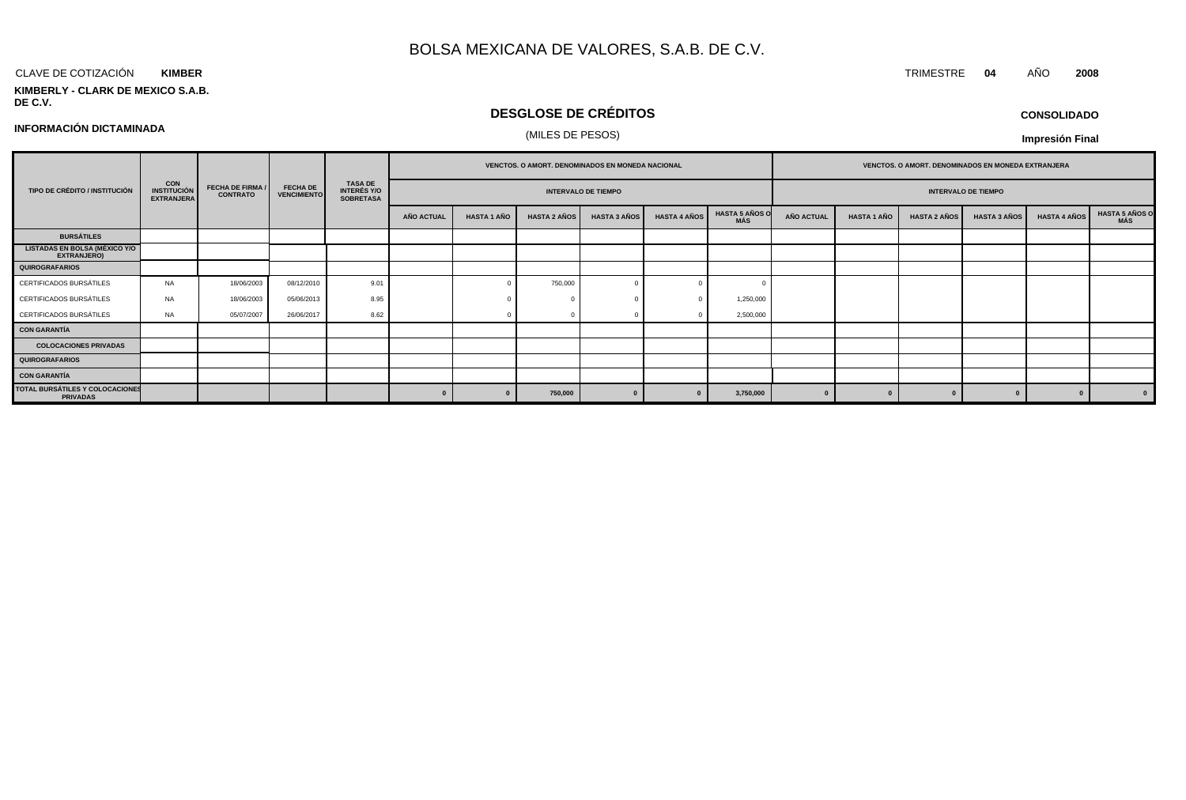# BOLSA MEXICANA DE VALORES, S.A.B. DE C.V.

CLAVE DE COTIZACIÓN **KIMBER**

TRIMESTRE **04** AÑO **2008**

**KIMBERLY - CLARK DE MEXICO S.A.B. DE C.V.**

## DESGLOSE DE CRÉDITOS

(MILES DE PESOS)

**CONSOLIDADO**

**INFORMACIÓN DICTAMINADA**

**Impresión Final**

| TIPO DE CRÉDITO / INSTITUCIÓN | CON INSTITUCIÓN EXTRANJERA | FECHA DE FIRMA / CONTRATO | FECHA DE VENCIMIENTO | TASA DE INTERÉS Y/O SOBRETASA | VENCTOS. O AMORT. DENOMINADOS EN MONEDA NACIONAL | | | | | | VENCTOS. O AMORT. DENOMINADOS EN MONEDA EXTRANJERA | | | | | |
|---|---|---|---|---|---|---|---|---|---|---|---|---|---|---|---|---|
| | | | | | INTERVALO DE TIEMPO | | | | | | INTERVALO DE TIEMPO | | | | | |
| | | | | | AÑO ACTUAL | HASTA 1 AÑO | HASTA 2 AÑOS | HASTA 3 AÑOS | HASTA 4 AÑOS | HASTA 5 AÑOS O MÁS | AÑO ACTUAL | HASTA 1 AÑO | HASTA 2 AÑOS | HASTA 3 AÑOS | HASTA 4 AÑOS | HASTA 5 AÑOS O MÁS |
| **BURSÁTILES** | | | | | | | | | | | | | | | | |
| **LISTADAS EN BOLSA (MÉXICO Y/O EXTRANJERO)** | | | | | | | | | | | | | | | | |
| **QUIROGRAFARIOS** | | | | | | | | | | | | | | | | |
| CERTIFICADOS BURSÁTILES | NA | 18/06/2003 | 08/12/2010 | 9.01 | | 0 | 750,000 | 0 | 0 | 0 | | | | | | |
| CERTIFICADOS BURSÁTILES | NA | 18/06/2003 | 05/06/2013 | 8.95 | | 0 | 0 | 0 | 0 | 1,250,000 | | | | | | |
| CERTIFICADOS BURSÁTILES | NA | 05/07/2007 | 26/06/2017 | 8.62 | | 0 | 0 | 0 | 0 | 2,500,000 | | | | | | |
| **CON GARANTÍA** | | | | | | | | | | | | | | | | |
| **COLOCACIONES PRIVADAS** | | | | | | | | | | | | | | | | |
| **QUIROGRAFARIOS** | | | | | | | | | | | | | | | | |
| **CON GARANTÍA** | | | | | | | | | | | | | | | | |
| **TOTAL BURSÁTILES Y COLOCACIONES PRIVADAS** | | | | | **0** | **0** | **750,000** | **0** | **0** | **3,750,000** | **0** | **0** | **0** | **0** | **0** | **0** |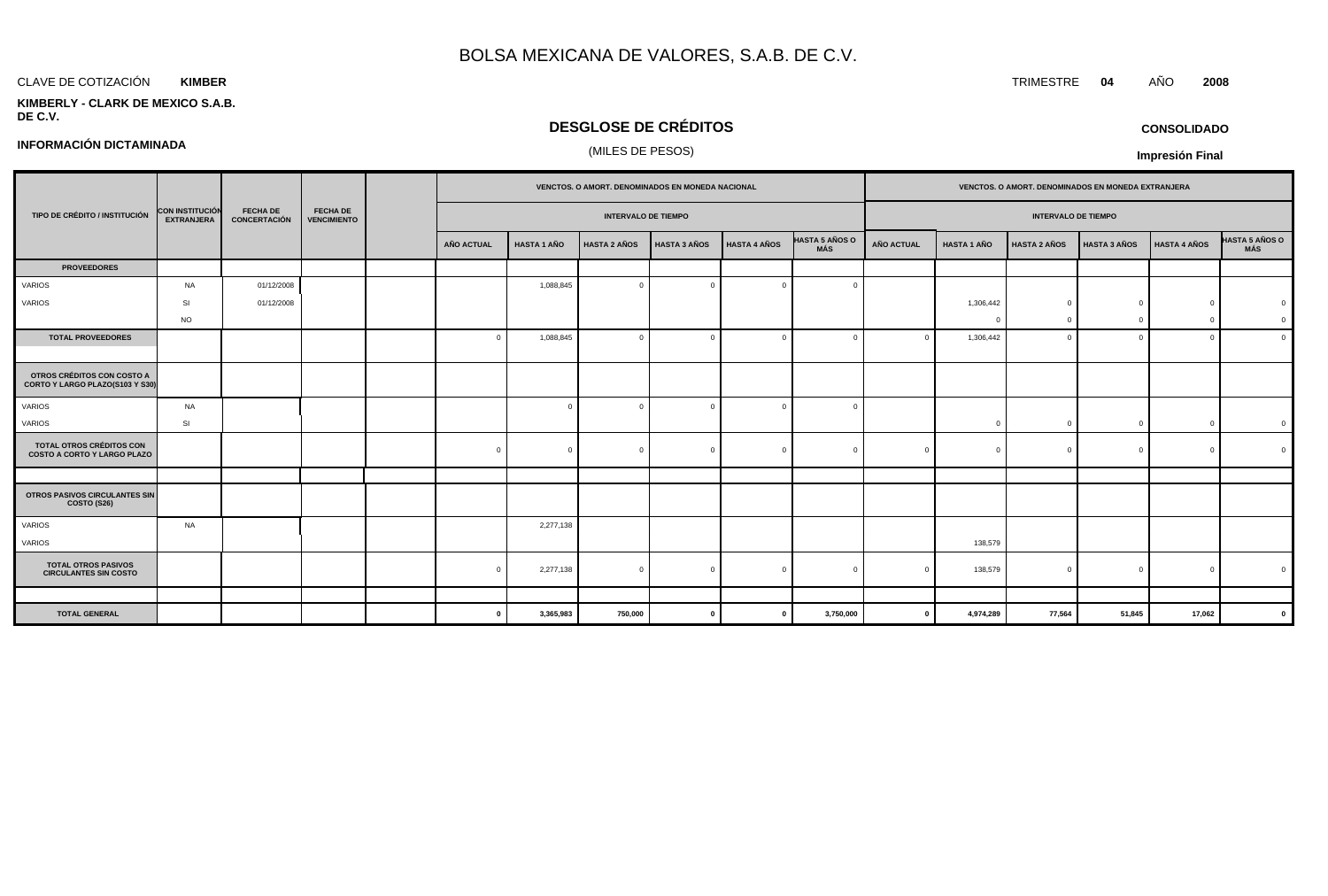# BOLSA MEXICANA DE VALORES, S.A.B. DE C.V.

CLAVE DE COTIZACIÓN **KIMBER**

TRIMESTRE **04** AÑO **2008**

**KIMBERLY - CLARK DE MEXICO S.A.B. DE C.V.**

## DESGLOSE DE CRÉDITOS

(MILES DE PESOS)

**CONSOLIDADO**

**INFORMACIÓN DICTAMINADA**

**Impresión Final**

| TIPO DE CRÉDITO / INSTITUCIÓN | CON INSTITUCIÓN EXTRANJERA | FECHA DE CONCERTACIÓN | FECHA DE VENCIMIENTO | | VENCTOS. O AMORT. DENOMINADOS EN MONEDA NACIONAL | | | | | | VENCTOS. O AMORT. DENOMINADOS EN MONEDA EXTRANJERA | | | | | |
|---|---|---|---|---|---|---|---|---|---|---|---|---|---|---|---|---|
| | | | | | INTERVALO DE TIEMPO | | | | | | INTERVALO DE TIEMPO | | | | | |
| | | | | | AÑO ACTUAL | HASTA 1 AÑO | HASTA 2 AÑOS | HASTA 3 AÑOS | HASTA 4 AÑOS | HASTA 5 AÑOS O MÁS | AÑO ACTUAL | HASTA 1 AÑO | HASTA 2 AÑOS | HASTA 3 AÑOS | HASTA 4 AÑOS | HASTA 5 AÑOS O MÁS |
| **PROVEEDORES** | | | | | | | | | | | | | | | | |
| VARIOS | NA | 01/12/2008 | | | | 1,088,845 | 0 | 0 | 0 | 0 | | | | | | |
| VARIOS | SI | 01/12/2008 | | | | | | | | | | 1,306,442 | 0 | 0 | 0 | 0 |
| | NO | | | | | | | | | | | 0 | 0 | 0 | 0 | 0 |
| **TOTAL PROVEEDORES** | | | | | 0 | 1,088,845 | 0 | 0 | 0 | 0 | 0 | 1,306,442 | 0 | 0 | 0 | 0 |
| **OTROS CRÉDITOS CON COSTO A CORTO Y LARGO PLAZO(S103 Y S30)** | | | | | | | | | | | | | | | | |
| VARIOS | NA | | | | | 0 | 0 | 0 | 0 | 0 | | | | | | |
| VARIOS | SI | | | | | | | | | | | 0 | 0 | 0 | 0 | 0 |
| **TOTAL OTROS CRÉDITOS CON COSTO A CORTO Y LARGO PLAZO** | | | | | 0 | 0 | 0 | 0 | 0 | 0 | 0 | 0 | 0 | 0 | 0 | 0 |
| **OTROS PASIVOS CIRCULANTES SIN COSTO (S26)** | | | | | | | | | | | | | | | | |
| VARIOS | NA | | | | | 2,277,138 | | | | | | | | | | |
| VARIOS | | | | | | | | | | | | 138,579 | | | | |
| **TOTAL OTROS PASIVOS CIRCULANTES SIN COSTO** | | | | | 0 | 2,277,138 | 0 | 0 | 0 | 0 | 0 | 138,579 | 0 | 0 | 0 | 0 |
| **TOTAL GENERAL** | | | | | **0** | **3,365,983** | **750,000** | **0** | **0** | **3,750,000** | **0** | **4,974,289** | **77,564** | **51,845** | **17,062** | **0** |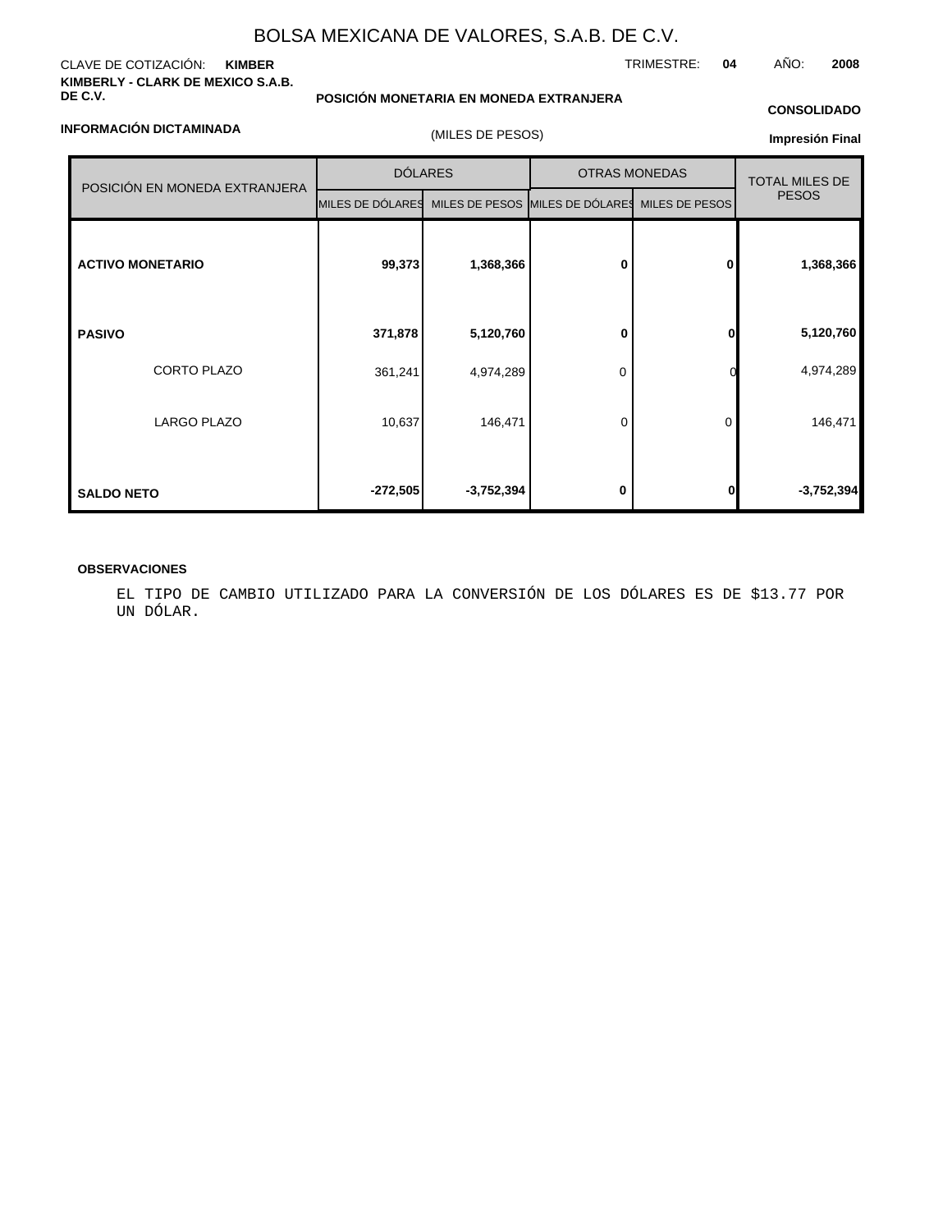# BOLSA MEXICANA DE VALORES, S.A.B. DE C.V.

CLAVE DE COTIZACIÓN: **KIMBER** TRIMESTRE: **04** AÑO: **2008**

**KIMBERLY - CLARK DE MEXICO S.A.B. DE C.V.**

**POSICIÓN MONETARIA EN MONEDA EXTRANJERA**

**CONSOLIDADO**

**INFORMACIÓN DICTAMINADA**

(MILES DE PESOS)

**Impresión Final**

| POSICIÓN EN MONEDA EXTRANJERA | DÓLARES | | OTRAS MONEDAS | | TOTAL MILES DE PESOS |
|---|---|---|---|---|---|
| | MILES DE DÓLARES | MILES DE PESOS | MILES DE DÓLARES | MILES DE PESOS | |
| **ACTIVO MONETARIO** | **99,373** | **1,368,366** | **0** | **0** | **1,368,366** |
| **PASIVO** | **371,878** | **5,120,760** | **0** | **0** | **5,120,760** |
| CORTO PLAZO | 361,241 | 4,974,289 | 0 | 0 | 4,974,289 |
| LARGO PLAZO | 10,637 | 146,471 | 0 | 0 | 146,471 |
| **SALDO NETO** | **-272,505** | **-3,752,394** | **0** | **0** | **-3,752,394** |

**OBSERVACIONES**

EL TIPO DE CAMBIO UTILIZADO PARA LA CONVERSIÓN DE LOS DÓLARES ES DE $13.77 POR UN DÓLAR.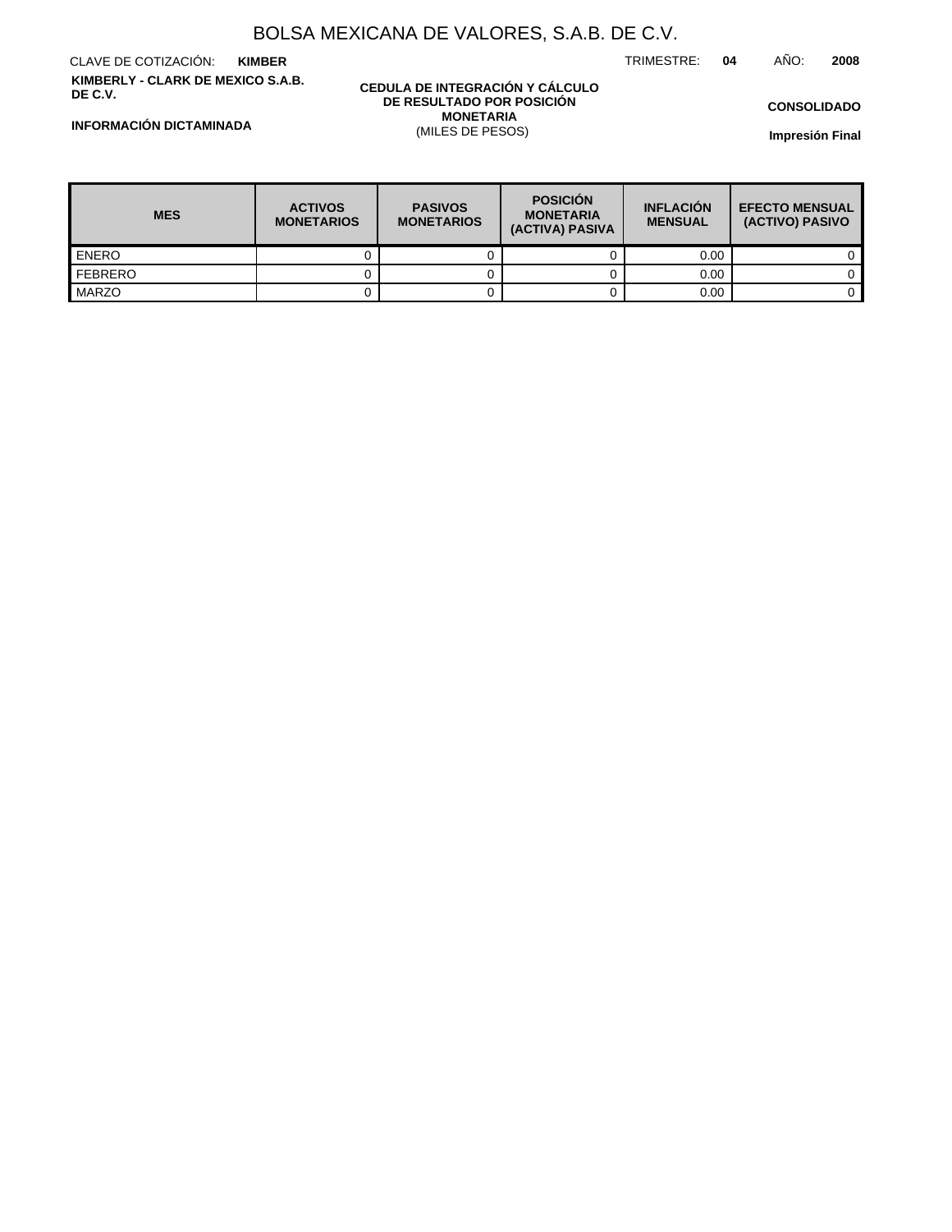# BOLSA MEXICANA DE VALORES, S.A.B. DE C.V.

CLAVE DE COTIZACIÓN: **KIMBER**

TRIMESTRE: **04** AÑO: **2008**

**KIMBERLY - CLARK DE MEXICO S.A.B. DE C.V.**

**CEDULA DE INTEGRACIÓN Y CÁLCULO DE RESULTADO POR POSICIÓN MONETARIA**
(MILES DE PESOS)

**CONSOLIDADO**

**INFORMACIÓN DICTAMINADA**

**Impresión Final**

| MES | ACTIVOS MONETARIOS | PASIVOS MONETARIOS | POSICIÓN MONETARIA (ACTIVA) PASIVA | INFLACIÓN MENSUAL | EFECTO MENSUAL (ACTIVO) PASIVO |
|---|---|---|---|---|---|
| ENERO | 0 | 0 | 0 | 0.00 | 0 |
| FEBRERO | 0 | 0 | 0 | 0.00 | 0 |
| MARZO | 0 | 0 | 0 | 0.00 | 0 |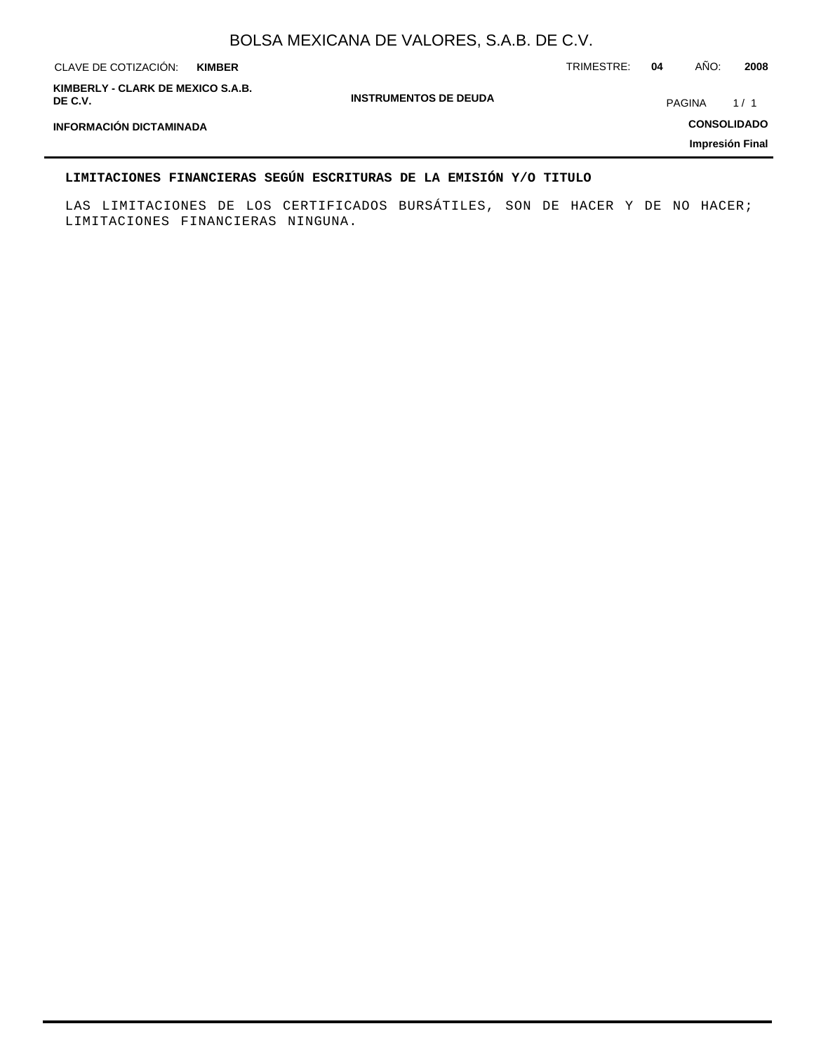## LIMITACIONES FINANCIERAS SEGÚN ESCRITURAS DE LA EMISIÓN Y/O TITULO

LAS LIMITACIONES DE LOS CERTIFICADOS BURSÁTILES, SON DE HACER Y DE NO HACER; LIMITACIONES FINANCIERAS NINGUNA.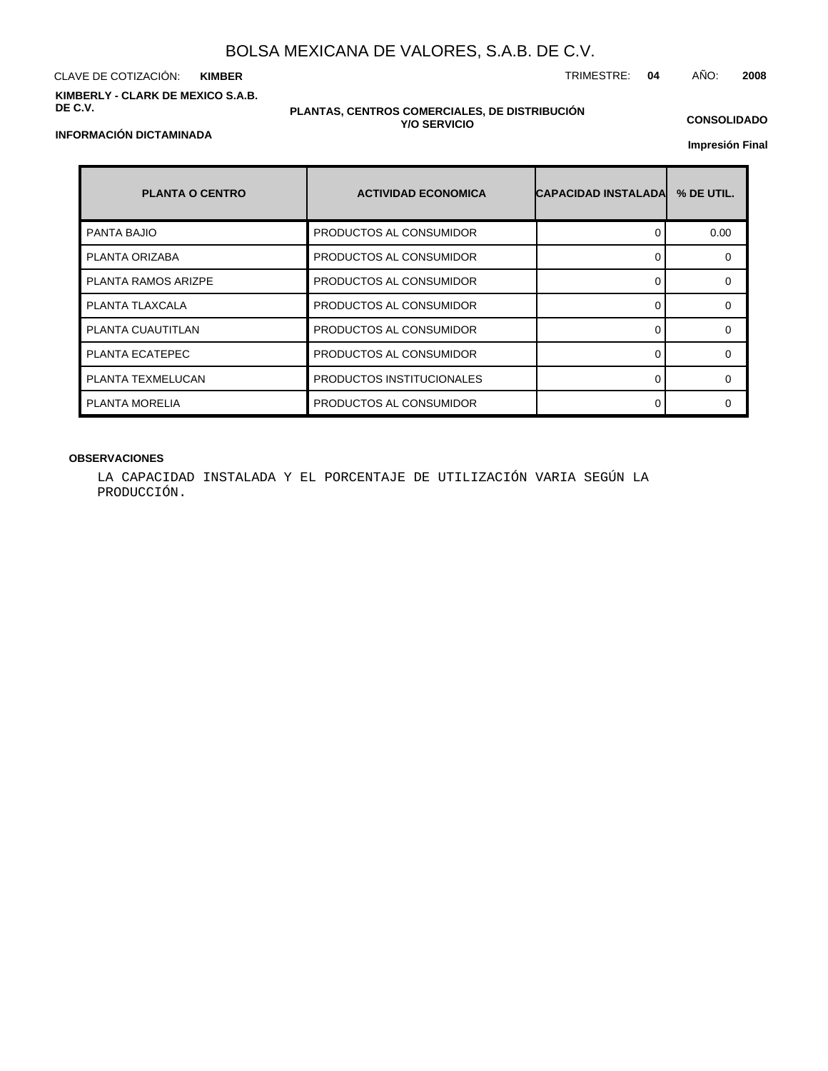# BOLSA MEXICANA DE VALORES, S.A.B. DE C.V.

CLAVE DE COTIZACIÓN: **KIMBER**

TRIMESTRE: **04** AÑO: **2008**

**KIMBERLY - CLARK DE MEXICO S.A.B. DE C.V.**

**PLANTAS, CENTROS COMERCIALES, DE DISTRIBUCIÓN Y/O SERVICIO**

**CONSOLIDADO**

**INFORMACIÓN DICTAMINADA**

**Impresión Final**

| PLANTA O CENTRO | ACTIVIDAD ECONOMICA | CAPACIDAD INSTALADA | % DE UTIL. |
|---|---|---|---|
| PANTA BAJIO | PRODUCTOS AL CONSUMIDOR | 0 | 0.00 |
| PLANTA ORIZABA | PRODUCTOS AL CONSUMIDOR | 0 | 0 |
| PLANTA RAMOS ARIZPE | PRODUCTOS AL CONSUMIDOR | 0 | 0 |
| PLANTA TLAXCALA | PRODUCTOS AL CONSUMIDOR | 0 | 0 |
| PLANTA CUAUTITLAN | PRODUCTOS AL CONSUMIDOR | 0 | 0 |
| PLANTA ECATEPEC | PRODUCTOS AL CONSUMIDOR | 0 | 0 |
| PLANTA TEXMELUCAN | PRODUCTOS INSTITUCIONALES | 0 | 0 |
| PLANTA MORELIA | PRODUCTOS AL CONSUMIDOR | 0 | 0 |

**OBSERVACIONES**

LA CAPACIDAD INSTALADA Y EL PORCENTAJE DE UTILIZACIÓN VARIA SEGÚN LA PRODUCCIÓN.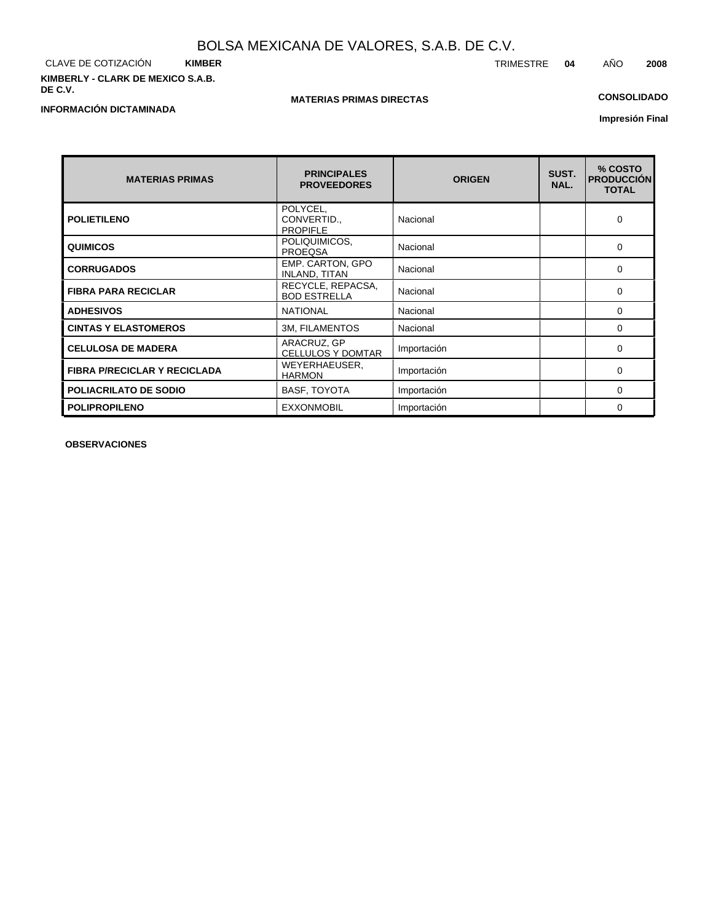BOLSA MEXICANA DE VALORES, S.A.B. DE C.V.

CLAVE DE COTIZACIÓN **KIMBER** TRIMESTRE **04** AÑO **2008**

**KIMBERLY - CLARK DE MEXICO S.A.B. DE C.V.**

**MATERIAS PRIMAS DIRECTAS**

**CONSOLIDADO**

**INFORMACIÓN DICTAMINADA**

**Impresión Final**

| MATERIAS PRIMAS | PRINCIPALES PROVEEDORES | ORIGEN | SUST. NAL. | % COSTO PRODUCCIÓN TOTAL |
|---|---|---|---|---|
| **POLIETILENO** | POLYCEL, CONVERTID., PROPIFLE | Nacional | | 0 |
| **QUIMICOS** | POLIQUIMICOS, PROEQSA | Nacional | | 0 |
| **CORRUGADOS** | EMP. CARTON, GPO INLAND, TITAN | Nacional | | 0 |
| **FIBRA PARA RECICLAR** | RECYCLE, REPACSA, BOD ESTRELLA | Nacional | | 0 |
| **ADHESIVOS** | NATIONAL | Nacional | | 0 |
| **CINTAS Y ELASTOMEROS** | 3M, FILAMENTOS | Nacional | | 0 |
| **CELULOSA DE MADERA** | ARACRUZ, GP CELLULOS Y DOMTAR | Importación | | 0 |
| **FIBRA P/RECICLAR Y RECICLADA** | WEYERHAEUSER, HARMON | Importación | | 0 |
| **POLIACRILATO DE SODIO** | BASF, TOYOTA | Importación | | 0 |
| **POLIPROPILENO** | EXXONMOBIL | Importación | | 0 |

**OBSERVACIONES**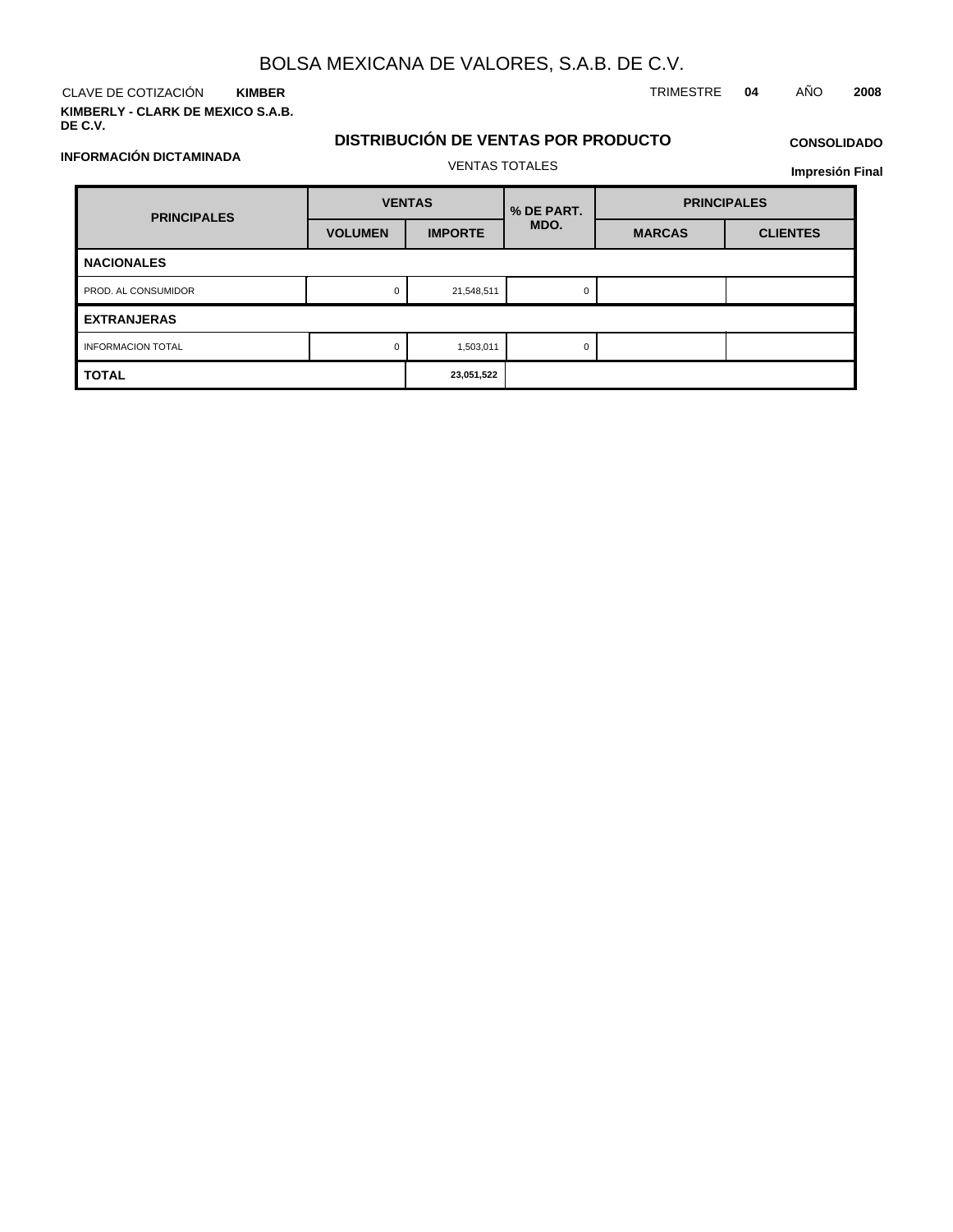# BOLSA MEXICANA DE VALORES, S.A.B. DE C.V.

CLAVE DE COTIZACIÓN **KIMBER**

TRIMESTRE **04** AÑO **2008**

**KIMBERLY - CLARK DE MEXICO S.A.B. DE C.V.**

**INFORMACIÓN DICTAMINADA**

## DISTRIBUCIÓN DE VENTAS POR PRODUCTO

VENTAS TOTALES

**CONSOLIDADO**

**Impresión Final**

| PRINCIPALES | VENTAS | | % DE PART. MDO. | PRINCIPALES | |
|---|---|---|---|---|---|
| | VOLUMEN | IMPORTE | | MARCAS | CLIENTES |
| **NACIONALES** | | | | | |
| PROD. AL CONSUMIDOR | 0 | 21,548,511 | 0 | | |
| **EXTRANJERAS** | | | | | |
| INFORMACION TOTAL | 0 | 1,503,011 | 0 | | |
| **TOTAL** | | **23,051,522** | | | |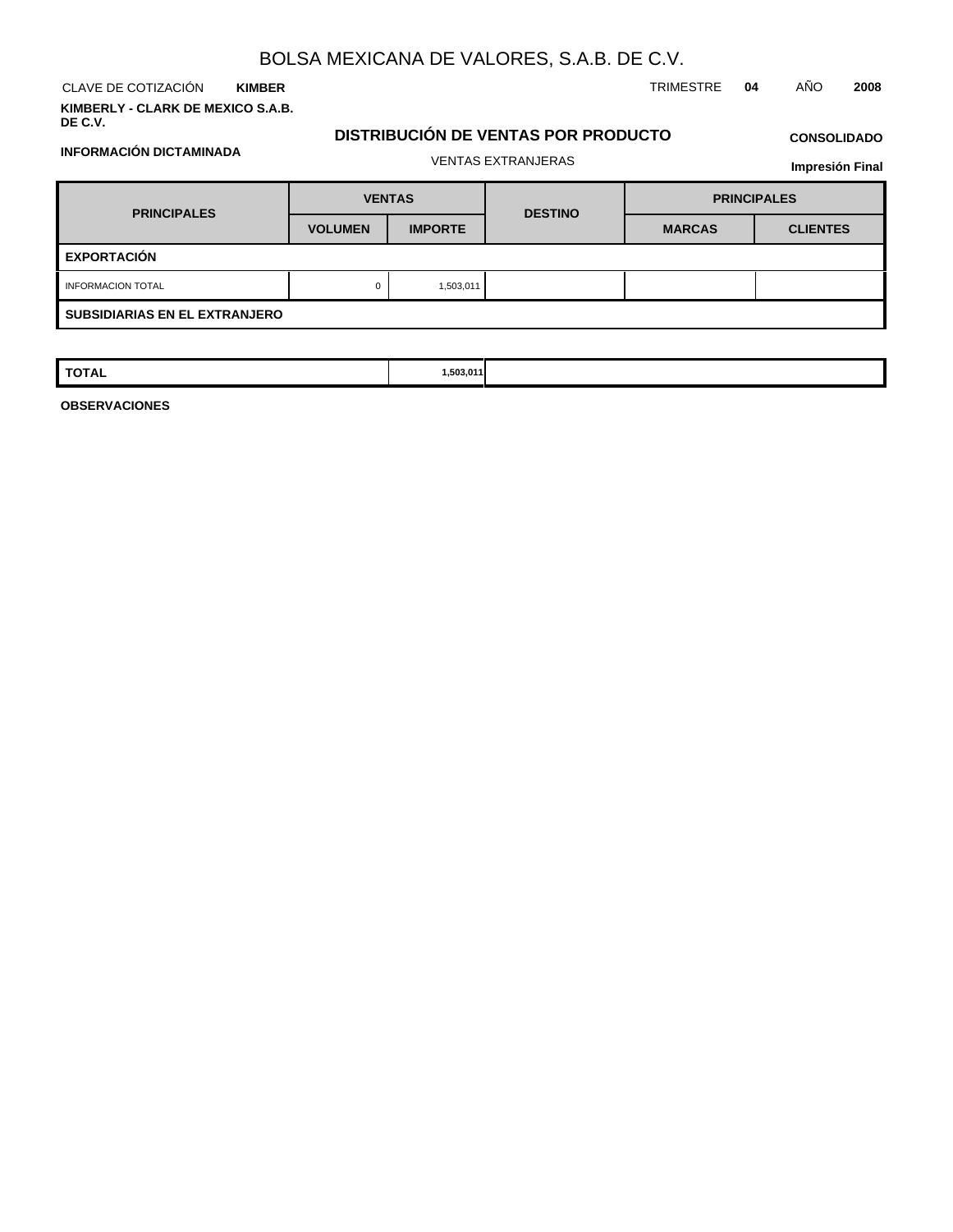# BOLSA MEXICANA DE VALORES, S.A.B. DE C.V.

CLAVE DE COTIZACIÓN **KIMBER** TRIMESTRE **04** AÑO **2008**

**KIMBERLY - CLARK DE MEXICO S.A.B. DE C.V.**

**INFORMACIÓN DICTAMINADA**

## DISTRIBUCIÓN DE VENTAS POR PRODUCTO

VENTAS EXTRANJERAS

**CONSOLIDADO**

**Impresión Final**

| PRINCIPALES | VENTAS | | DESTINO | PRINCIPALES | |
|---|---|---|---|---|---|
| | VOLUMEN | IMPORTE | | MARCAS | CLIENTES |
| **EXPORTACIÓN** | | | | | |
| INFORMACION TOTAL | 0 | 1,503,011 | | | |
| **SUBSIDIARIAS EN EL EXTRANJERO** | | | | | |
| **TOTAL** | | **1,503,011** | | | |

**OBSERVACIONES**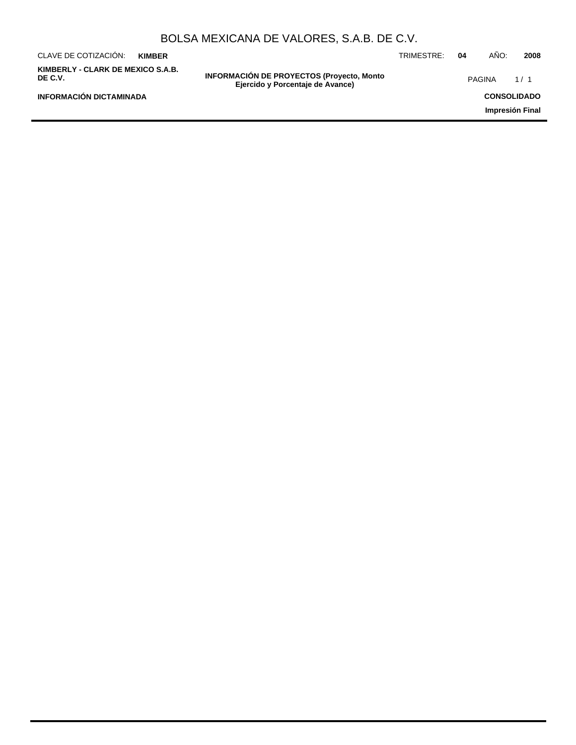## INFORMACIÓN DE PROYECTOS (Proyecto, Monto Ejercido y Porcentaje de Avance)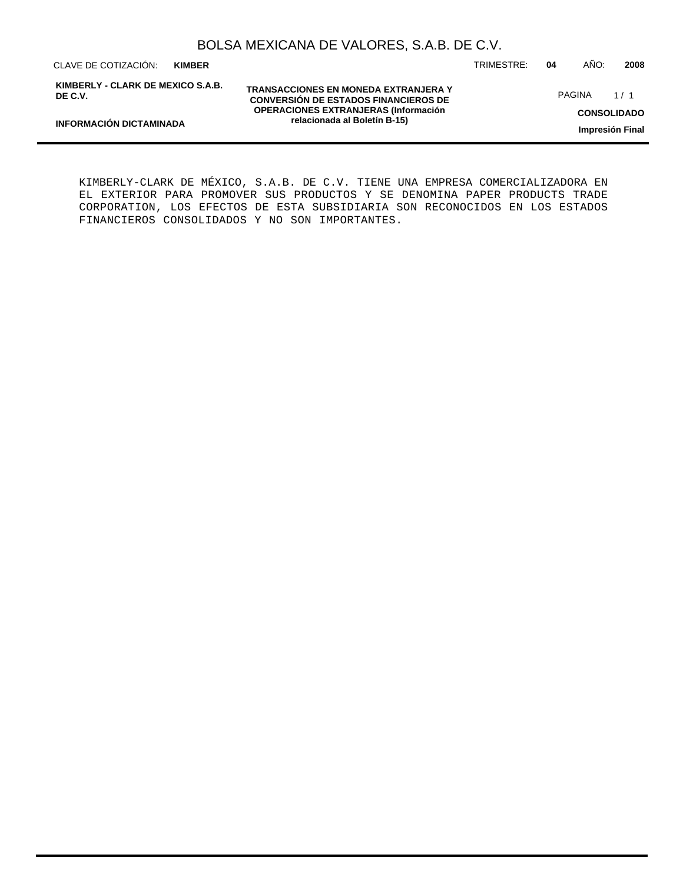KIMBERLY-CLARK DE MÉXICO, S.A.B. DE C.V. TIENE UNA EMPRESA COMERCIALIZADORA EN EL EXTERIOR PARA PROMOVER SUS PRODUCTOS Y SE DENOMINA PAPER PRODUCTS TRADE CORPORATION, LOS EFECTOS DE ESTA SUBSIDIARIA SON RECONOCIDOS EN LOS ESTADOS FINANCIEROS CONSOLIDADOS Y NO SON IMPORTANTES.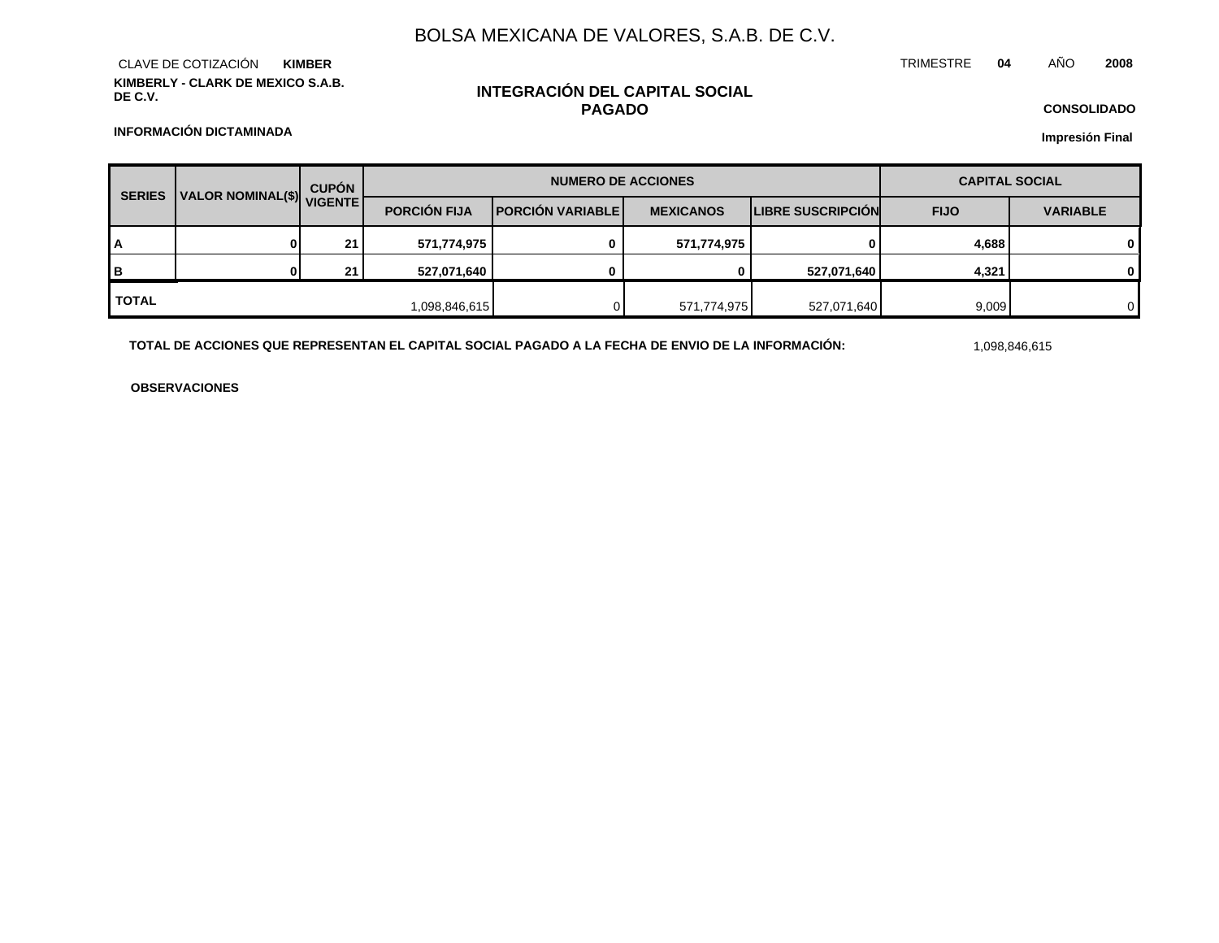# BOLSA MEXICANA DE VALORES, S.A.B. DE C.V.

CLAVE DE COTIZACIÓN **KIMBER**

TRIMESTRE **04** AÑO **2008**

**KIMBERLY - CLARK DE MEXICO S.A.B. DE C.V.**

## INTEGRACIÓN DEL CAPITAL SOCIAL PAGADO

**CONSOLIDADO**

**INFORMACIÓN DICTAMINADA**

**Impresión Final**

| SERIES | VALOR NOMINAL($) | CUPÓN VIGENTE | NUMERO DE ACCIONES | | | | CAPITAL SOCIAL | |
|---|---|---|---|---|---|---|---|---|
| | | | PORCIÓN FIJA | PORCIÓN VARIABLE | MEXICANOS | LIBRE SUSCRIPCIÓN | FIJO | VARIABLE |
| A | 0 | 21 | 571,774,975 | 0 | 571,774,975 | 0 | 4,688 | 0 |
| B | 0 | 21 | 527,071,640 | 0 | 0 | 527,071,640 | 4,321 | 0 |
| TOTAL | | | 1,098,846,615 | 0 | 571,774,975 | 527,071,640 | 9,009 | 0 |

**TOTAL DE ACCIONES QUE REPRESENTAN EL CAPITAL SOCIAL PAGADO A LA FECHA DE ENVIO DE LA INFORMACIÓN:** 1,098,846,615

**OBSERVACIONES**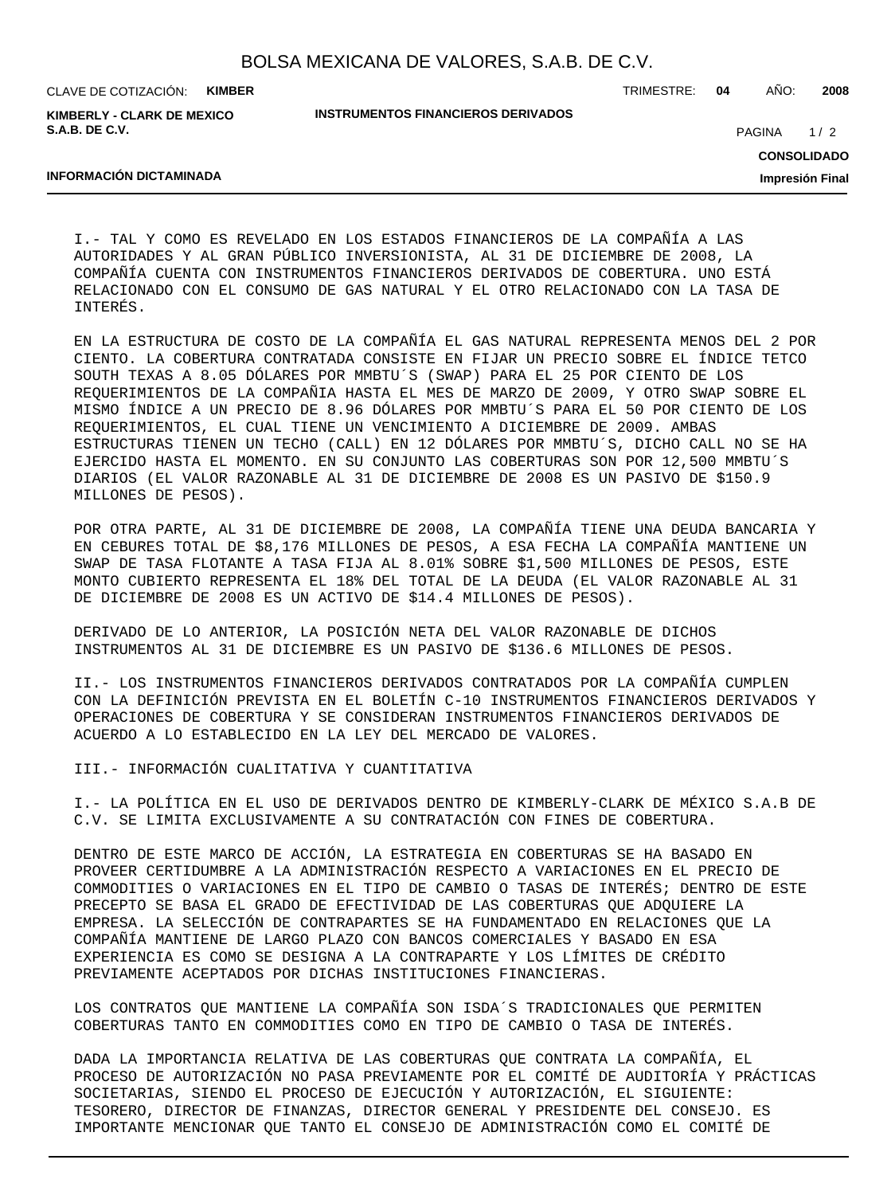I.- TAL Y COMO ES REVELADO EN LOS ESTADOS FINANCIEROS DE LA COMPAÑÍA A LAS AUTORIDADES Y AL GRAN PÚBLICO INVERSIONISTA, AL 31 DE DICIEMBRE DE 2008, LA COMPAÑÍA CUENTA CON INSTRUMENTOS FINANCIEROS DERIVADOS DE COBERTURA. UNO ESTÁ RELACIONADO CON EL CONSUMO DE GAS NATURAL Y EL OTRO RELACIONADO CON LA TASA DE INTERÉS.

EN LA ESTRUCTURA DE COSTO DE LA COMPAÑÍA EL GAS NATURAL REPRESENTA MENOS DEL 2 POR CIENTO. LA COBERTURA CONTRATADA CONSISTE EN FIJAR UN PRECIO SOBRE EL ÍNDICE TETCO SOUTH TEXAS A 8.05 DÓLARES POR MMBTU´S (SWAP) PARA EL 25 POR CIENTO DE LOS REQUERIMIENTOS DE LA COMPAÑIA HASTA EL MES DE MARZO DE 2009, Y OTRO SWAP SOBRE EL MISMO ÍNDICE A UN PRECIO DE 8.96 DÓLARES POR MMBTU´S PARA EL 50 POR CIENTO DE LOS REQUERIMIENTOS, EL CUAL TIENE UN VENCIMIENTO A DICIEMBRE DE 2009. AMBAS ESTRUCTURAS TIENEN UN TECHO (CALL) EN 12 DÓLARES POR MMBTU´S, DICHO CALL NO SE HA EJERCIDO HASTA EL MOMENTO. EN SU CONJUNTO LAS COBERTURAS SON POR 12,500 MMBTU´S DIARIOS (EL VALOR RAZONABLE AL 31 DE DICIEMBRE DE 2008 ES UN PASIVO DE $150.9 MILLONES DE PESOS).

POR OTRA PARTE, AL 31 DE DICIEMBRE DE 2008, LA COMPAÑÍA TIENE UNA DEUDA BANCARIA Y EN CEBURES TOTAL DE $8,176 MILLONES DE PESOS, A ESA FECHA LA COMPAÑÍA MANTIENE UN SWAP DE TASA FLOTANTE A TASA FIJA AL 8.01% SOBRE $1,500 MILLONES DE PESOS, ESTE MONTO CUBIERTO REPRESENTA EL 18% DEL TOTAL DE LA DEUDA (EL VALOR RAZONABLE AL 31 DE DICIEMBRE DE 2008 ES UN ACTIVO DE $14.4 MILLONES DE PESOS).

DERIVADO DE LO ANTERIOR, LA POSICIÓN NETA DEL VALOR RAZONABLE DE DICHOS INSTRUMENTOS AL 31 DE DICIEMBRE ES UN PASIVO DE $136.6 MILLONES DE PESOS.

II.- LOS INSTRUMENTOS FINANCIEROS DERIVADOS CONTRATADOS POR LA COMPAÑÍA CUMPLEN CON LA DEFINICIÓN PREVISTA EN EL BOLETÍN C-10 INSTRUMENTOS FINANCIEROS DERIVADOS Y OPERACIONES DE COBERTURA Y SE CONSIDERAN INSTRUMENTOS FINANCIEROS DERIVADOS DE ACUERDO A LO ESTABLECIDO EN LA LEY DEL MERCADO DE VALORES.

III.- INFORMACIÓN CUALITATIVA Y CUANTITATIVA

I.- LA POLÍTICA EN EL USO DE DERIVADOS DENTRO DE KIMBERLY-CLARK DE MÉXICO S.A.B DE C.V. SE LIMITA EXCLUSIVAMENTE A SU CONTRATACIÓN CON FINES DE COBERTURA.

DENTRO DE ESTE MARCO DE ACCIÓN, LA ESTRATEGIA EN COBERTURAS SE HA BASADO EN PROVEER CERTIDUMBRE A LA ADMINISTRACIÓN RESPECTO A VARIACIONES EN EL PRECIO DE COMMODITIES O VARIACIONES EN EL TIPO DE CAMBIO O TASAS DE INTERÉS; DENTRO DE ESTE PRECEPTO SE BASA EL GRADO DE EFECTIVIDAD DE LAS COBERTURAS QUE ADQUIERE LA EMPRESA. LA SELECCIÓN DE CONTRAPARTES SE HA FUNDAMENTADO EN RELACIONES QUE LA COMPAÑÍA MANTIENE DE LARGO PLAZO CON BANCOS COMERCIALES Y BASADO EN ESA EXPERIENCIA ES COMO SE DESIGNA A LA CONTRAPARTE Y LOS LÍMITES DE CRÉDITO PREVIAMENTE ACEPTADOS POR DICHAS INSTITUCIONES FINANCIERAS.

LOS CONTRATOS QUE MANTIENE LA COMPAÑÍA SON ISDA´S TRADICIONALES QUE PERMITEN COBERTURAS TANTO EN COMMODITIES COMO EN TIPO DE CAMBIO O TASA DE INTERÉS.

DADA LA IMPORTANCIA RELATIVA DE LAS COBERTURAS QUE CONTRATA LA COMPAÑÍA, EL PROCESO DE AUTORIZACIÓN NO PASA PREVIAMENTE POR EL COMITÉ DE AUDITORÍA Y PRÁCTICAS SOCIETARIAS, SIENDO EL PROCESO DE EJECUCIÓN Y AUTORIZACIÓN, EL SIGUIENTE: TESORERO, DIRECTOR DE FINANZAS, DIRECTOR GENERAL Y PRESIDENTE DEL CONSEJO. ES IMPORTANTE MENCIONAR QUE TANTO EL CONSEJO DE ADMINISTRACIÓN COMO EL COMITÉ DE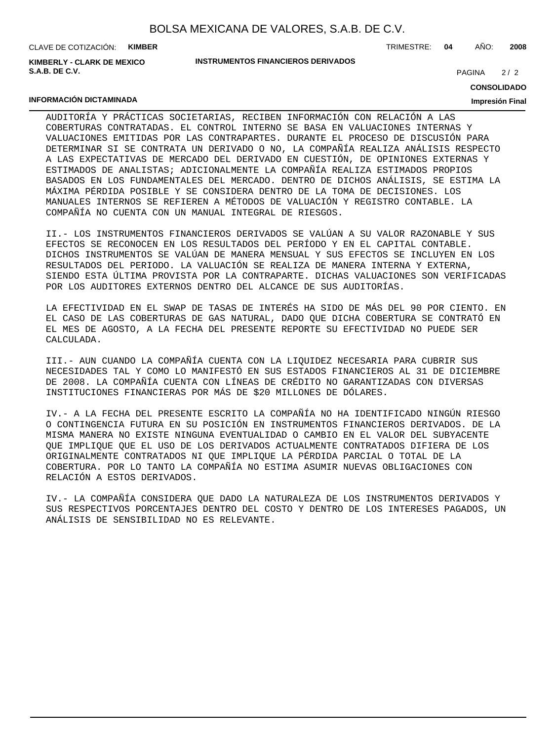AUDITORÍA Y PRÁCTICAS SOCIETARIAS, RECIBEN INFORMACIÓN CON RELACIÓN A LAS COBERTURAS CONTRATADAS. EL CONTROL INTERNO SE BASA EN VALUACIONES INTERNAS Y VALUACIONES EMITIDAS POR LAS CONTRAPARTES. DURANTE EL PROCESO DE DISCUSIÓN PARA DETERMINAR SI SE CONTRATA UN DERIVADO O NO, LA COMPAÑÍA REALIZA ANÁLISIS RESPECTO A LAS EXPECTATIVAS DE MERCADO DEL DERIVADO EN CUESTIÓN, DE OPINIONES EXTERNAS Y ESTIMADOS DE ANALISTAS; ADICIONALMENTE LA COMPAÑÍA REALIZA ESTIMADOS PROPIOS BASADOS EN LOS FUNDAMENTALES DEL MERCADO. DENTRO DE DICHOS ANÁLISIS, SE ESTIMA LA MÁXIMA PÉRDIDA POSIBLE Y SE CONSIDERA DENTRO DE LA TOMA DE DECISIONES. LOS MANUALES INTERNOS SE REFIEREN A MÉTODOS DE VALUACIÓN Y REGISTRO CONTABLE. LA COMPAÑÍA NO CUENTA CON UN MANUAL INTEGRAL DE RIESGOS.

II.- LOS INSTRUMENTOS FINANCIEROS DERIVADOS SE VALÚAN A SU VALOR RAZONABLE Y SUS EFECTOS SE RECONOCEN EN LOS RESULTADOS DEL PERÍODO Y EN EL CAPITAL CONTABLE. DICHOS INSTRUMENTOS SE VALÚAN DE MANERA MENSUAL Y SUS EFECTOS SE INCLUYEN EN LOS RESULTADOS DEL PERIODO. LA VALUACIÓN SE REALIZA DE MANERA INTERNA Y EXTERNA, SIENDO ESTA ÚLTIMA PROVISTA POR LA CONTRAPARTE. DICHAS VALUACIONES SON VERIFICADAS POR LOS AUDITORES EXTERNOS DENTRO DEL ALCANCE DE SUS AUDITORÍAS.

LA EFECTIVIDAD EN EL SWAP DE TASAS DE INTERÉS HA SIDO DE MÁS DEL 90 POR CIENTO. EN EL CASO DE LAS COBERTURAS DE GAS NATURAL, DADO QUE DICHA COBERTURA SE CONTRATÓ EN EL MES DE AGOSTO, A LA FECHA DEL PRESENTE REPORTE SU EFECTIVIDAD NO PUEDE SER CALCULADA.

III.- AUN CUANDO LA COMPAÑÍA CUENTA CON LA LIQUIDEZ NECESARIA PARA CUBRIR SUS NECESIDADES TAL Y COMO LO MANIFESTÓ EN SUS ESTADOS FINANCIEROS AL 31 DE DICIEMBRE DE 2008. LA COMPAÑÍA CUENTA CON LÍNEAS DE CRÉDITO NO GARANTIZADAS CON DIVERSAS INSTITUCIONES FINANCIERAS POR MÁS DE $20 MILLONES DE DÓLARES.

IV.- A LA FECHA DEL PRESENTE ESCRITO LA COMPAÑÍA NO HA IDENTIFICADO NINGÚN RIESGO O CONTINGENCIA FUTURA EN SU POSICIÓN EN INSTRUMENTOS FINANCIEROS DERIVADOS. DE LA MISMA MANERA NO EXISTE NINGUNA EVENTUALIDAD O CAMBIO EN EL VALOR DEL SUBYACENTE QUE IMPLIQUE QUE EL USO DE LOS DERIVADOS ACTUALMENTE CONTRATADOS DIFIERA DE LOS ORIGINALMENTE CONTRATADOS NI QUE IMPLIQUE LA PÉRDIDA PARCIAL O TOTAL DE LA COBERTURA. POR LO TANTO LA COMPAÑÍA NO ESTIMA ASUMIR NUEVAS OBLIGACIONES CON RELACIÓN A ESTOS DERIVADOS.

IV.- LA COMPAÑÍA CONSIDERA QUE DADO LA NATURALEZA DE LOS INSTRUMENTOS DERIVADOS Y SUS RESPECTIVOS PORCENTAJES DENTRO DEL COSTO Y DENTRO DE LOS INTERESES PAGADOS, UN ANÁLISIS DE SENSIBILIDAD NO ES RELEVANTE.